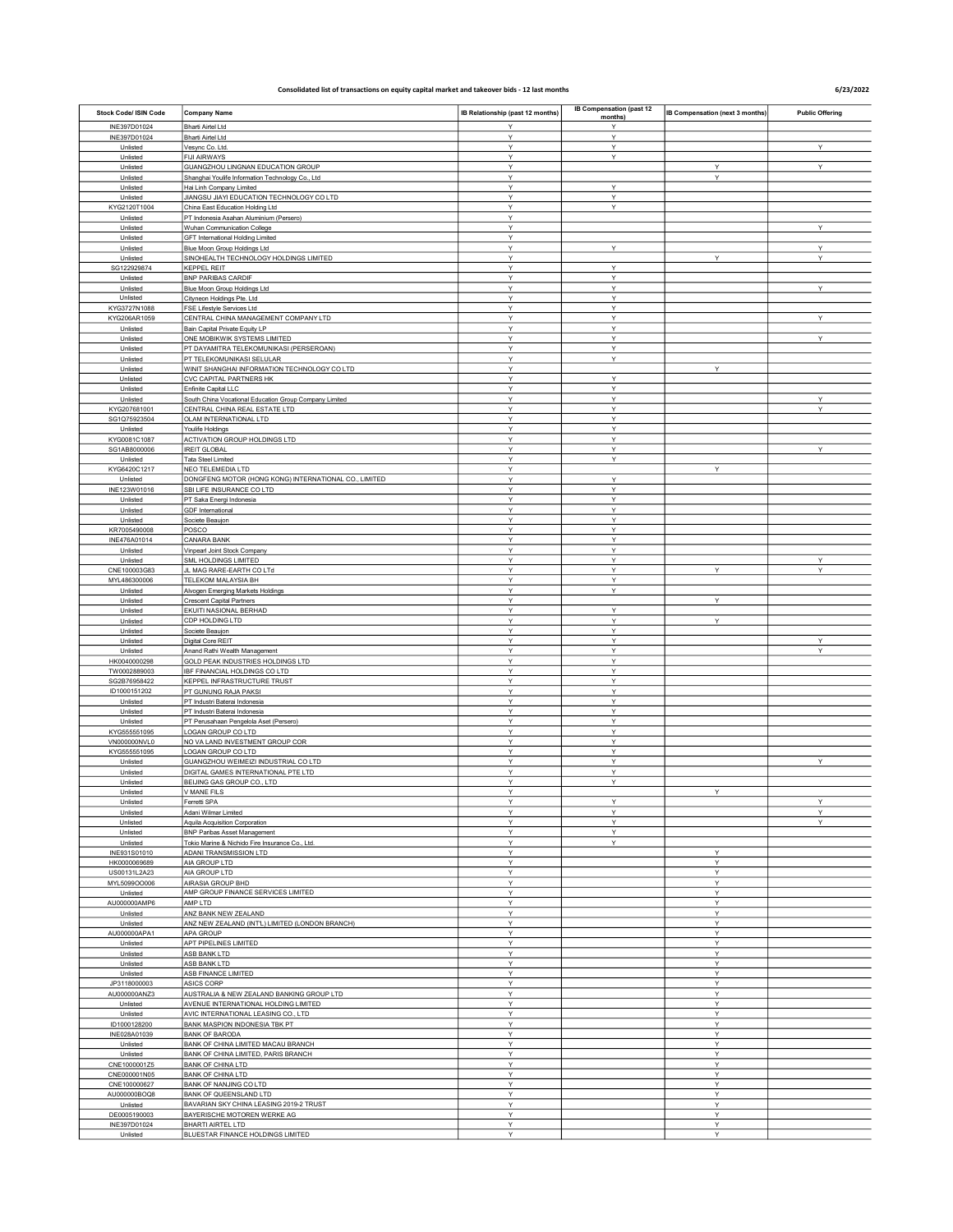Consolidated list of transactions on equity capital market and takeover bids - 12 last months

6/23/2022

| Stock Code/ ISIN Code | Company Name | IB Relationship (past 12 months) | IB Compensation (past 12 months) | IB Compensation (next 3 months) | Public Offering |
|---|---|---|---|---|---|
| INE397D01024 | Bharti Airtel Ltd | Y | Y | | |
| INE397D01024 | Bharti Airtel Ltd | Y | Y | | |
| Unlisted | Vesync Co. Ltd. | Y | Y | | Y |
| Unlisted | FIJI AIRWAYS | Y | Y | | |
| Unlisted | GUANGZHOU LINGNAN EDUCATION GROUP | Y | | Y | Y |
| Unlisted | Shanghai Youlife Information Technology Co., Ltd | Y | | Y | |
| Unlisted | Hai Linh Company Limited | Y | Y | | |
| Unlisted | JIANGSU JIAYI EDUCATION TECHNOLOGY CO LTD | Y | Y | | |
| KYG2120T1004 | China East Education Holding Ltd | Y | Y | | |
| Unlisted | PT Indonesia Asahan Aluminium (Persero) | Y | | | |
| Unlisted | Wuhan Communication College | Y | | | Y |
| Unlisted | GFT International Holding Limited | Y | | | |
| Unlisted | Blue Moon Group Holdings Ltd | Y | Y | | Y |
| Unlisted | SINOHEALTH TECHNOLOGY HOLDINGS LIMITED | Y | | Y | Y |
| SG1Z29929874 | KEPPEL REIT | Y | Y | | |
| Unlisted | BNP PARIBAS CARDIF | Y | Y | | |
| Unlisted | Blue Moon Group Holdings Ltd | Y | Y | | Y |
| Unlisted | Cityneon Holdings Pte. Ltd | Y | Y | | |
| KYG3727N1088 | FSE Lifestyle Services Ltd | Y | Y | | |
| KYG206AR1059 | CENTRAL CHINA MANAGEMENT COMPANY LTD | Y | Y | | Y |
| Unlisted | Bain Capital Private Equity LP | Y | Y | | |
| Unlisted | ONE MOBIKWIK SYSTEMS LIMITED | Y | Y | | Y |
| Unlisted | PT DAYAMITRA TELEKOMUNIKASI (PERSEROAN) | Y | Y | | |
| Unlisted | PT TELEKOMUNIKASI SELULAR | Y | Y | | |
| Unlisted | WINIT SHANGHAI INFORMATION TECHNOLOGY CO LTD | Y | | Y | |
| Unlisted | CVC CAPITAL PARTNERS HK | Y | Y | | |
| Unlisted | Enfinite Capital LLC | Y | Y | | |
| Unlisted | South China Vocational Education Group Company Limited | Y | Y | | Y |
| KYG207681001 | CENTRAL CHINA REAL ESTATE LTD | Y | Y | | Y |
| SG1Q75923504 | OLAM INTERNATIONAL LTD | Y | Y | | |
| Unlisted | Youlife Holdings | Y | Y | | |
| KYG0081C1087 | ACTIVATION GROUP HOLDINGS LTD | Y | Y | | |
| SG1AB8000006 | IREIT GLOBAL | Y | Y | | Y |
| Unlisted | Tata Steel Limited | Y | Y | | |
| KYG6420C1217 | NEO TELEMEDIA LTD | Y | | Y | |
| Unlisted | DONGFENG MOTOR (HONG KONG) INTERNATIONAL CO., LIMITED | Y | Y | | |
| INE123W01016 | SBI LIFE INSURANCE CO LTD | Y | Y | | |
| Unlisted | PT Saka Energi Indonesia | Y | Y | | |
| Unlisted | GDF International | Y | Y | | |
| Unlisted | Societe Beaujon | Y | Y | | |
| KR7005490008 | POSCO | Y | Y | | |
| INE476A01014 | CANARA BANK | Y | Y | | |
| Unlisted | Vinpearl Joint Stock Company | Y | Y | | |
| Unlisted | SML HOLDINGS LIMITED | Y | Y | | Y |
| CNE100003G83 | JL MAG RARE-EARTH CO LTd | Y | Y | Y | Y |
| MYL486300006 | TELEKOM MALAYSIA BH | Y | Y | | |
| Unlisted | Alvogen Emerging Markets Holdings | Y | Y | | |
| Unlisted | Crescent Capital Partners | Y | | Y | |
| Unlisted | EKUITI NASIONAL BERHAD | Y | Y | | |
| Unlisted | CDP HOLDING LTD | Y | Y | Y | |
| Unlisted | Societe Beaujon | Y | Y | | |
| Unlisted | Digital Core REIT | Y | Y | | Y |
| Unlisted | Anand Rathi Wealth Management | Y | Y | | Y |
| HK0040000298 | GOLD PEAK INDUSTRIES HOLDINGS LTD | Y | Y | | |
| TW0002889003 | IBF FINANCIAL HOLDINGS CO LTD | Y | Y | | |
| SG2B76958422 | KEPPEL INFRASTRUCTURE TRUST | Y | Y | | |
| ID1000151202 | PT GUNUNG RAJA PAKSI | Y | Y | | |
| Unlisted | PT Industri Baterai Indonesia | Y | Y | | |
| Unlisted | PT Industri Baterai Indonesia | Y | Y | | |
| Unlisted | PT Perusahaan Pengelola Aset (Persero) | Y | Y | | |
| KYG555551095 | LOGAN GROUP CO LTD | Y | Y | | |
| VN000000NVL0 | NO VA LAND INVESTMENT GROUP COR | Y | Y | | |
| KYG555551095 | LOGAN GROUP CO LTD | Y | Y | | |
| Unlisted | GUANGZHOU WEIMEIZI INDUSTRIAL CO LTD | Y | Y | | Y |
| Unlisted | DIGITAL GAMES INTERNATIONAL PTE LTD | Y | Y | | |
| Unlisted | BEIJING GAS GROUP CO., LTD | Y | Y | | |
| Unlisted | V MANE FILS | Y | | Y | |
| Unlisted | Ferretti SPA | Y | Y | | Y |
| Unlisted | Adani Wilmar Limited | Y | Y | | Y |
| Unlisted | Aquila Acquisition Corporation | Y | Y | | Y |
| Unlisted | BNP Paribas Asset Management | Y | Y | | |
| Unlisted | Tokio Marine & Nichido Fire Insurance Co., Ltd. | Y | Y | | |
| INE931S01010 | ADANI TRANSMISSION LTD | Y | | Y | |
| HK0000069689 | AIA GROUP LTD | Y | | Y | |
| US00131L2A23 | AIA GROUP LTD | Y | | Y | |
| MYL5099OO006 | AIRASIA GROUP BHD | Y | | Y | |
| Unlisted | AMP GROUP FINANCE SERVICES LIMITED | Y | | Y | |
| AU000000AMP6 | AMP LTD | Y | | Y | |
| Unlisted | ANZ BANK NEW ZEALAND | Y | | Y | |
| Unlisted | ANZ NEW ZEALAND (INT'L) LIMITED (LONDON BRANCH) | Y | | Y | |
| AU000000APA1 | APA GROUP | Y | | Y | |
| Unlisted | APT PIPELINES LIMITED | Y | | Y | |
| Unlisted | ASB BANK LTD | Y | | Y | |
| Unlisted | ASB BANK LTD | Y | | Y | |
| Unlisted | ASB FINANCE LIMITED | Y | | Y | |
| JP3118000003 | ASICS CORP | Y | | Y | |
| AU000000ANZ3 | AUSTRALIA & NEW ZEALAND BANKING GROUP LTD | Y | | Y | |
| Unlisted | AVENUE INTERNATIONAL HOLDING LIMITED | Y | | Y | |
| Unlisted | AVIC INTERNATIONAL LEASING CO., LTD | Y | | Y | |
| ID1000128200 | BANK MASPION INDONESIA TBK PT | Y | | Y | |
| INE028A01039 | BANK OF BARODA | Y | | Y | |
| Unlisted | BANK OF CHINA LIMITED MACAU BRANCH | Y | | Y | |
| Unlisted | BANK OF CHINA LIMITED, PARIS BRANCH | Y | | Y | |
| CNE1000001Z5 | BANK OF CHINA LTD | Y | | Y | |
| CNE000001N05 | BANK OF CHINA LTD | Y | | Y | |
| CNE100000627 | BANK OF NANJING CO LTD | Y | | Y | |
| AU000000BOQ8 | BANK OF QUEENSLAND LTD | Y | | Y | |
| Unlisted | BAVARIAN SKY CHINA LEASING 2019-2 TRUST | Y | | Y | |
| DE0005190003 | BAYERISCHE MOTOREN WERKE AG | Y | | Y | |
| INE397D01024 | BHARTI AIRTEL LTD | Y | | Y | |
| Unlisted | BLUESTAR FINANCE HOLDINGS LIMITED | Y | | Y | |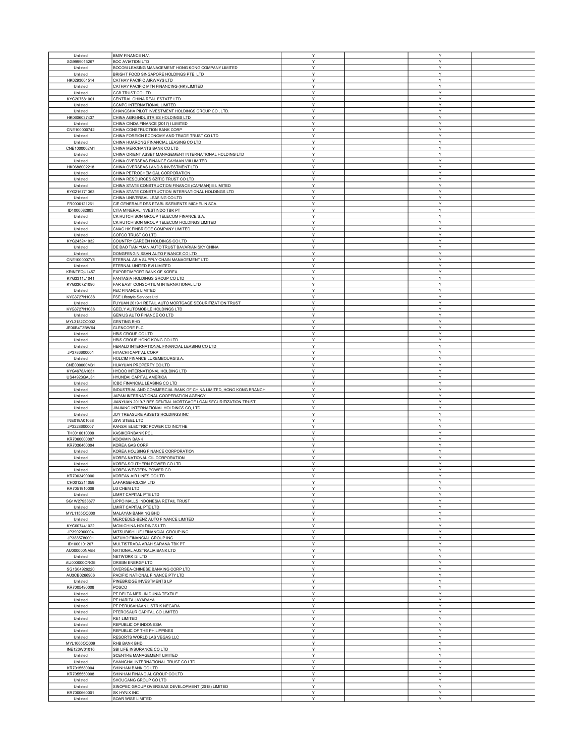| | | | | | |
|---|---|---|---|---|---|
| Unlisted | BMW FINANCE N.V. | Y | | Y | |
| SG9999015267 | BOC AVIATION LTD | Y | | Y | |
| Unlisted | BOCOM LEASING MANAGEMENT HONG KONG COMPANY LIMITED | Y | | Y | |
| Unlisted | BRIGHT FOOD SINGAPORE HOLDINGS PTE. LTD | Y | | Y | |
| HK0293001514 | CATHAY PACIFIC AIRWAYS LTD | Y | | Y | |
| Unlisted | CATHAY PACIFIC MTN FINANCING (HK) LIMITED | Y | | Y | |
| Unlisted | CCB TRUST CO LTD | Y | | Y | |
| KYG207681001 | CENTRAL CHINA REAL ESTATE LTD | Y | | Y | |
| Unlisted | CGNPC INTERNATIONAL LIMITED | Y | | Y | |
| Unlisted | CHANGSHA PILOT INVESTMENT HOLDINGS GROUP CO., LTD. | Y | | Y | |
| HK0606037437 | CHINA AGRI-INDUSTRIES HOLDINGS LTD | Y | | Y | |
| Unlisted | CHINA CINDA FINANCE (2017) I LIMITED | Y | | Y | |
| CNE100000742 | CHINA CONSTRUCTION BANK CORP | Y | | Y | |
| Unlisted | CHINA FOREIGN ECONOMY AND TRADE TRUST CO LTD | Y | | Y | |
| Unlisted | CHINA HUARONG FINANCIAL LEASING CO LTD | Y | | Y | |
| CNE1000002M1 | CHINA MERCHANTS BANK CO LTD | Y | | Y | |
| Unlisted | CHINA ORIENT ASSET MANAGEMENT INTERNATIONAL HOLDING LTD | Y | | Y | |
| Unlisted | CHINA OVERSEAS FINANCE CAYMAN VIII LIMITED | Y | | Y | |
| HK0688002218 | CHINA OVERSEAS LAND & INVESTMENT LTD | Y | | Y | |
| Unlisted | CHINA PETROCHEMICAL CORPORATION | Y | | Y | |
| Unlisted | CHINA RESOURCES SZITIC TRUST CO LTD | Y | | Y | |
| Unlisted | CHINA STATE CONSTRUCTION FINANCE (CAYMAN) III LIMITED | Y | | Y | |
| KYG216771363 | CHINA STATE CONSTRUCTION INTERNATIONAL HOLDINGS LTD | Y | | Y | |
| Unlisted | CHINA UNIVERSAL LEASING CO LTD | Y | | Y | |
| FR0000121261 | CIE GENERALE DES ETABLISSEMENTS MICHELIN SCA | Y | | Y | |
| ID1000082803 | CITA MINERAL INVESTINDO TBK PT | Y | | Y | |
| Unlisted | CK HUTCHISON GROUP TELECOM FINANCE S.A. | Y | | Y | |
| Unlisted | CK HUTCHISON GROUP TELECOM HOLDINGS LIMITED | Y | | Y | |
| Unlisted | CNAC HK FINBRIDGE COMPANY LIMITED | Y | | Y | |
| Unlisted | COFCO TRUST CO LTD | Y | | Y | |
| KYG245241032 | COUNTRY GARDEN HOLDINGS CO LTD | Y | | Y | |
| Unlisted | DE BAO TIAN YUAN AUTO TRUST BAVARIAN SKY CHINA | Y | | Y | |
| Unlisted | DONGFENG NISSAN AUTO FINANCE CO LTD | Y | | Y | |
| CNE1000007Y5 | ETERNAL ASIA SUPPLY CHAIN MANAGEMENT LTD | Y | | Y | |
| Unlisted | ETERNAL UNITED BVI LIMITED | Y | | Y | |
| KRINTEQU1457 | EXPORTIMPORT BANK OF KOREA | Y | | Y | |
| KYG3311L1041 | FANTASIA HOLDINGS GROUP CO LTD | Y | | Y | |
| KYG3307Z1090 | FAR EAST CONSORTIUM INTERNATIONAL LTD | Y | | Y | |
| Unlisted | FEC FINANCE LIMITED | Y | | Y | |
| KYG3727N1088 | FSE Lifestyle Services Ltd | Y | | Y | |
| Unlisted | FUYUAN 2019-1 RETAIL AUTO MORTGAGE SECURITIZATION TRUST | Y | | Y | |
| KYG3727N1088 | GEELY AUTOMOBILE HOLDINGS LTD | Y | | Y | |
| Unlisted | GENIUS AUTO FINANCE CO LTD | Y | | Y | |
| MYL3182OO002 | GENTING BHD | Y | | Y | |
| JE00B4T3BW64 | GLENCORE PLC | Y | | Y | |
| Unlisted | HBIS GROUP CO LTD | Y | | Y | |
| Unlisted | HBIS GROUP HONG KONG CO LTD | Y | | Y | |
| Unlisted | HERALD INTERNATIONAL FINANCIAL LEASING CO LTD | Y | | Y | |
| JP3786600001 | HITACHI CAPITAL CORP | Y | | Y | |
| Unlisted | HOLCIM FINANCE LUXEMBOURG S.A. | Y | | Y | |
| CNE000000M31 | HUAYUAN PROPERTY CO LTD | Y | | Y | |
| KYG4678A1031 | HYDOO INTERNATIONAL HOLDING LTD | Y | | Y | |
| US44923QAJ31 | HYUNDAI CAPITAL AMERICA | Y | | Y | |
| Unlisted | ICBC FINANCIAL LEASING CO LTD | Y | | Y | |
| Unlisted | INDUSTRIAL AND COMMERCIAL BANK OF CHINA LIMITED, HONG KONG BRANCH | Y | | Y | |
| Unlisted | JAPAN INTERNATIONAL COOPERATION AGENCY | Y | | Y | |
| Unlisted | JIANYUAN 2019-7 RESIDENTIAL MORTGAGE LOAN SECURITIZATION TRUST | Y | | Y | |
| Unlisted | JINJIANG INTERNATIONAL HOLDINGS CO, LTD | Y | | Y | |
| Unlisted | JOY TREASURE ASSETS HOLDINGS INC | Y | | Y | |
| INE019A01038 | JSW STEEL LTD | Y | | Y | |
| JP3228600007 | KANSAI ELECTRIC POWER CO INC/THE | Y | | Y | |
| TH0016010009 | KASIKORNBANK PCL | Y | | Y | |
| KR7060000007 | KOOKMIN BANK | Y | | Y | |
| KR7036460004 | KOREA GAS CORP | Y | | Y | |
| Unlisted | KOREA HOUSING FINANCE CORPORATION | Y | | Y | |
| Unlisted | KOREA NATIONAL OIL CORPORATION | Y | | Y | |
| Unlisted | KOREA SOUTHERN POWER CO LTD | Y | | Y | |
| Unlisted | KOREA WESTERN POWER CO | Y | | Y | |
| KR7003490000 | KOREAN AIR LINES CO LTD | Y | | Y | |
| CH0012214059 | LAFARGEHOLCIM LTD | Y | | Y | |
| KR7051910008 | LG CHEM LTD | Y | | Y | |
| Unlisted | LIMRT CAPITAL PTE LTD | Y | | Y | |
| SG1W27938677 | LIPPO MALLS INDONESIA RETAIL TRUST | Y | | Y | |
| Unlisted | LMIRT CAPITAL PTE LTD | Y | | Y | |
| MYL1155OO000 | MALAYAN BANKING BHD | Y | | Y | |
| Unlisted | MERCEDES-BENZ AUTO FINANCE LIMITED | Y | | Y | |
| KYG607441022 | MGM CHINA HOLDINGS LTD | Y | | Y | |
| JP3902900004 | MITSUBISHI UFJ FINANCIAL GROUP INC | Y | | Y | |
| JP3885780001 | MIZUHO FINANCIAL GROUP INC | Y | | Y | |
| ID1000101207 | MULTISTRADA ARAH SARANA TBK PT | Y | | Y | |
| AU000000NAB4 | NATIONAL AUSTRALIA BANK LTD | Y | | Y | |
| Unlisted | NETWORK I2I LTD | Y | | Y | |
| AU000000ORG5 | ORIGIN ENERGY LTD | Y | | Y | |
| SG1S04926220 | OVERSEA-CHINESE BANKING CORP LTD | Y | | Y | |
| AU3CB0266906 | PACIFIC NATIONAL FINANCE PTY LTD | Y | | Y | |
| Unlisted | PINEBRIDGE INVESTMENTS LP | Y | | Y | |
| KR7005490008 | POSCO | Y | | Y | |
| Unlisted | PT DELTA MERLIN DUNIA TEXTILE | Y | | Y | |
| Unlisted | PT HARITA JAYARAYA | Y | | Y | |
| Unlisted | PT PERUSAHAAN LISTRIK NEGARA | Y | | Y | |
| Unlisted | PTEROSAUR CAPITAL CO LIMITED | Y | | Y | |
| Unlisted | RE1 LIMITED | Y | | Y | |
| Unlisted | REPUBLIC OF INDONESIA | Y | | Y | |
| Unlisted | REPUBLIC OF THE PHILIPPINES | Y | | Y | |
| Unlisted | RESORTS WORLD LAS VEGAS LLC | Y | | Y | |
| MYL1066OO009 | RHB BANK BHD | Y | | Y | |
| INE123W01016 | SBI LIFE INSURANCE CO LTD | Y | | Y | |
| Unlisted | SCENTRE MANAGEMENT LIMITED | Y | | Y | |
| Unlisted | SHANGHAI INTERNATIONAL TRUST CO LTD. | Y | | Y | |
| KR7015580004 | SHINHAN BANK CO LTD | Y | | Y | |
| KR7055550008 | SHINHAN FINANCIAL GROUP CO LTD | Y | | Y | |
| Unlisted | SHOUGANG GROUP CO LTD | Y | | Y | |
| Unlisted | SINOPEC GROUP OVERSEAS DEVELOPMENT (2018) LIMITED | Y | | Y | |
| KR7000660001 | SK HYNIX INC | Y | | Y | |
| Unlisted | SOAR WISE LIMITED | Y | | Y | |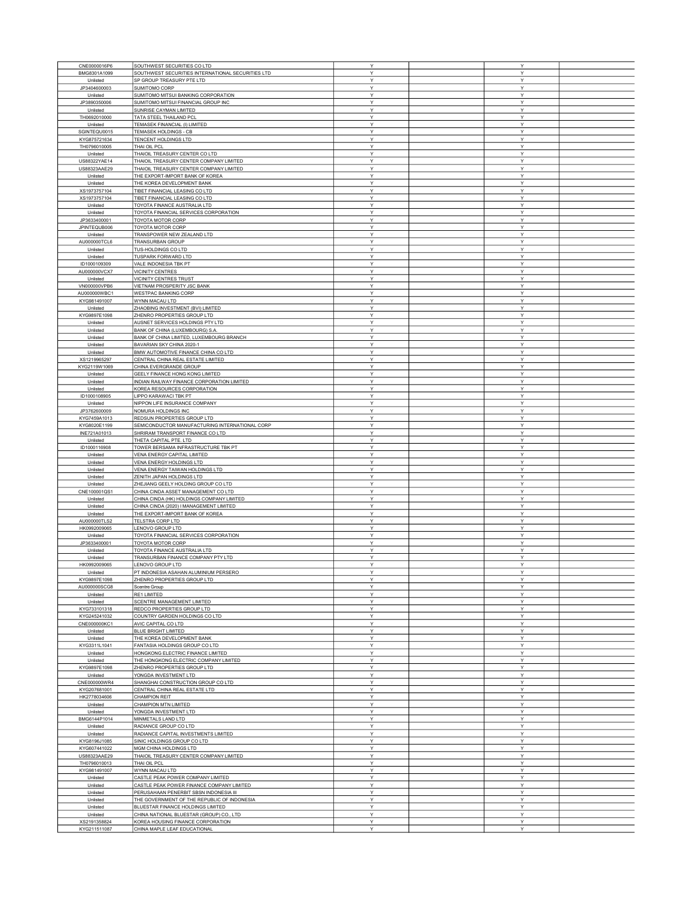| | | | | | |
|---|---|---|---|---|---|
| CNE0000016P6 | SOUTHWEST SECURITIES CO LTD | Y | | Y | |
| BMG8301A1099 | SOUTHWEST SECURITIES INTERNATIONAL SECURITIES LTD | Y | | Y | |
| Unlisted | SP GROUP TREASURY PTE LTD | Y | | Y | |
| JP3404600003 | SUMITOMO CORP | Y | | Y | |
| Unlisted | SUMITOMO MITSUI BANKING CORPORATION | Y | | Y | |
| JP3890350006 | SUMITOMO MITSUI FINANCIAL GROUP INC | Y | | Y | |
| Unlisted | SUNRISE CAYMAN LIMITED | Y | | Y | |
| TH0692010000 | TATA STEEL THAILAND PCL | Y | | Y | |
| Unlisted | TEMASEK FINANCIAL (I) LIMITED | Y | | Y | |
| SGINTEQU0015 | TEMASEK HOLDINGS - CB | Y | | Y | |
| KYG875721634 | TENCENT HOLDINGS LTD | Y | | Y | |
| TH0796010005 | THAI OIL PCL | Y | | Y | |
| Unlisted | THAIOIL TREASURY CENTER CO LTD | Y | | Y | |
| US88322YAE14 | THAIOIL TREASURY CENTER COMPANY LIMITED | Y | | Y | |
| US88323AAE29 | THAIOIL TREASURY CENTER COMPANY LIMITED | Y | | Y | |
| Unlisted | THE EXPORT-IMPORT BANK OF KOREA | Y | | Y | |
| Unlisted | THE KOREA DEVELOPMENT BANK | Y | | Y | |
| XS1973757104 | TIBET FINANCIAL LEASING CO LTD | Y | | Y | |
| XS1973757104 | TIBET FINANCIAL LEASING CO LTD | Y | | Y | |
| Unlisted | TOYOTA FINANCE AUSTRALIA LTD | Y | | Y | |
| Unlisted | TOYOTA FINANCIAL SERVICES CORPORATION | Y | | Y | |
| JP3633400001 | TOYOTA MOTOR CORP | Y | | Y | |
| JPINTEQUB006 | TOYOTA MOTOR CORP | Y | | Y | |
| Unlisted | TRANSPOWER NEW ZEALAND LTD | Y | | Y | |
| AU000000TCL6 | TRANSURBAN GROUP | Y | | Y | |
| Unlisted | TUS-HOLDINGS CO LTD | Y | | Y | |
| Unlisted | TUSPARK FORWARD LTD | Y | | Y | |
| ID1000109309 | VALE INDONESIA TBK PT | Y | | Y | |
| AU000000VCX7 | VICINITY CENTRES | Y | | Y | |
| Unlisted | VICINITY CENTRES TRUST | Y | | Y | |
| VN000000VPB6 | VIETNAM PROSPERITY JSC BANK | Y | | Y | |
| AU000000WBC1 | WESTPAC BANKING CORP | Y | | Y | |
| KYG981491007 | WYNN MACAU LTD | Y | | Y | |
| Unlisted | ZHAOBING INVESTMENT (BVI) LIMITED | Y | | Y | |
| KYG9897E1098 | ZHENRO PROPERTIES GROUP LTD | Y | | Y | |
| Unlisted | AUSNET SERVICES HOLDINGS PTY LTD | Y | | Y | |
| Unlisted | BANK OF CHINA (LUXEMBOURG) S.A. | Y | | Y | |
| Unlisted | BANK OF CHINA LIMITED, LUXEMBOURG BRANCH | Y | | Y | |
| Unlisted | BAVARIAN SKY CHINA 2020-1 | Y | | Y | |
| Unlisted | BMW AUTOMOTIVE FINANCE CHINA CO LTD | Y | | Y | |
| XS1219965297 | CENTRAL CHINA REAL ESTATE LIMITED | Y | | Y | |
| KYG2119W1069 | CHINA EVERGRANDE GROUP | Y | | Y | |
| Unlisted | GEELY FINANCE HONG KONG LIMITED | Y | | Y | |
| Unlisted | INDIAN RAILWAY FINANCE CORPORATION LIMITED | Y | | Y | |
| Unlisted | KOREA RESOURCES CORPORATION | Y | | Y | |
| ID1000108905 | LIPPO KARAWACI TBK PT | Y | | Y | |
| Unlisted | NIPPON LIFE INSURANCE COMPANY | Y | | Y | |
| JP3762600009 | NOMURA HOLDINGS INC | Y | | Y | |
| KYG7459A1013 | REDSUN PROPERTIES GROUP LTD | Y | | Y | |
| KYG8020E1199 | SEMICONDUCTOR MANUFACTURING INTERNATIONAL CORP | Y | | Y | |
| INE721A01013 | SHRIRAM TRANSPORT FINANCE CO LTD | Y | | Y | |
| Unlisted | THETA CAPITAL PTE. LTD | Y | | Y | |
| ID1000116908 | TOWER BERSAMA INFRASTRUCTURE TBK PT | Y | | Y | |
| Unlisted | VENA ENERGY CAPITAL LIMITED | Y | | Y | |
| Unlisted | VENA ENERGY HOLDINGS LTD | Y | | Y | |
| Unlisted | VENA ENERGY TAIWAN HOLDINGS LTD | Y | | Y | |
| Unlisted | ZENITH JAPAN HOLDINGS LTD | Y | | Y | |
| Unlisted | ZHEJIANG GEELY HOLDING GROUP CO LTD | Y | | Y | |
| CNE100001QS1 | CHINA CINDA ASSET MANAGEMENT CO LTD | Y | | Y | |
| Unlisted | CHINA CINDA (HK) HOLDINGS COMPANY LIMITED | Y | | Y | |
| Unlisted | CHINA CINDA (2020) I MANAGEMENT LIMITED | Y | | Y | |
| Unlisted | THE EXPORT-IMPORT BANK OF KOREA | Y | | Y | |
| AU000000TLS2 | TELSTRA CORP LTD | Y | | Y | |
| HK0992009065 | LENOVO GROUP LTD | Y | | Y | |
| Unlisted | TOYOTA FINANCIAL SERVICES CORPORATION | Y | | Y | |
| JP3633400001 | TOYOTA MOTOR CORP | Y | | Y | |
| Unlisted | TOYOTA FINANCE AUSTRALIA LTD | Y | | Y | |
| Unlisted | TRANSURBAN FINANCE COMPANY PTY LTD | Y | | Y | |
| HK0992009065 | LENOVO GROUP LTD | Y | | Y | |
| Unlisted | PT INDONESIA ASAHAN ALUMINIUM PERSERO | Y | | Y | |
| KYG9897E1098 | ZHENRO PROPERTIES GROUP LTD | Y | | Y | |
| AU000000SCG8 | Scentre Group | Y | | Y | |
| Unlisted | RE1 LIMITED | Y | | Y | |
| Unlisted | SCENTRE MANAGEMENT LIMITED | Y | | Y | |
| KYG733101318 | REDCO PROPERTIES GROUP LTD | Y | | Y | |
| KYG245241032 | COUNTRY GARDEN HOLDINGS CO LTD | Y | | Y | |
| CNE000000KC1 | AVIC CAPITAL CO LTD | Y | | Y | |
| Unlisted | BLUE BRIGHT LIMITED | Y | | Y | |
| Unlisted | THE KOREA DEVELOPMENT BANK | Y | | Y | |
| KYG3311L1041 | FANTASIA HOLDINGS GROUP CO LTD | Y | | Y | |
| Unlisted | HONGKONG ELECTRIC FINANCE LIMITED | Y | | Y | |
| Unlisted | THE HONGKONG ELECTRIC COMPANY LIMITED | Y | | Y | |
| KYG9897E1098 | ZHENRO PROPERTIES GROUP LTD | Y | | Y | |
| Unlisted | YONGDA INVESTMENT LTD | Y | | Y | |
| CNE000000WR4 | SHANGHAI CONSTRUCTION GROUP CO LTD | Y | | Y | |
| KYG207681001 | CENTRAL CHINA REAL ESTATE LTD | Y | | Y | |
| HK2778034606 | CHAMPION REIT | Y | | Y | |
| Unlisted | CHAMPION MTN LIMITED | Y | | Y | |
| Unlisted | YONGDA INVESTMENT LTD | Y | | Y | |
| BMG6144P1014 | MINMETALS LAND LTD | Y | | Y | |
| Unlisted | RADIANCE GROUP CO LTD | Y | | Y | |
| Unlisted | RADIANCE CAPITAL INVESTMENTS LIMITED | Y | | Y | |
| KYG8196J1085 | SINIC HOLDINGS GROUP CO LTD | Y | | Y | |
| KYG607441022 | MGM CHINA HOLDINGS LTD | Y | | Y | |
| US88323AAE29 | THAIOIL TREASURY CENTER COMPANY LIMITED | Y | | Y | |
| TH0796010013 | THAI OIL PCL | Y | | Y | |
| KYG981491007 | WYNN MACAU LTD | Y | | Y | |
| Unlisted | CASTLE PEAK POWER COMPANY LIMITED | Y | | Y | |
| Unlisted | CASTLE PEAK POWER FINANCE COMPANY LIMITED | Y | | Y | |
| Unlisted | PERUSAHAAN PENERBIT SBSN INDONESIA III | Y | | Y | |
| Unlisted | THE GOVERNMENT OF THE REPUBLIC OF INDONESIA | Y | | Y | |
| Unlisted | BLUESTAR FINANCE HOLDINGS LIMITED | Y | | Y | |
| Unlisted | CHINA NATIONAL BLUESTAR (GROUP) CO., LTD | Y | | Y | |
| XS2191358824 | KOREA HOUSING FINANCE CORPORATION | Y | | Y | |
| KYG211511087 | CHINA MAPLE LEAF EDUCATIONAL | Y | | Y | |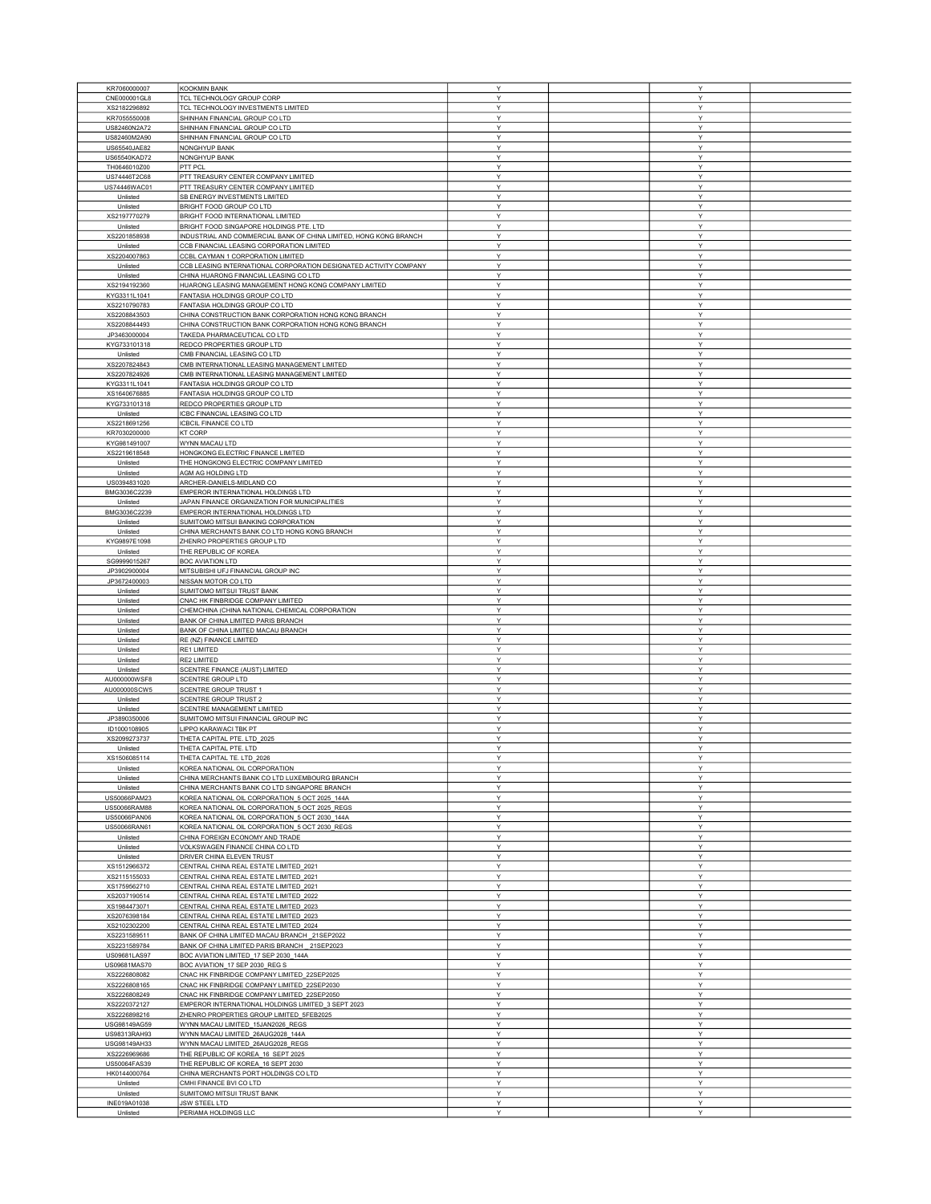| | | | | | |
|---|---|---|---|---|---|
| KR7060000007 | KOOKMIN BANK | Y | | Y | |
| CNE000001GL8 | TCL TECHNOLOGY GROUP CORP | Y | | Y | |
| XS2182296892 | TCL TECHNOLOGY INVESTMENTS LIMITED | Y | | Y | |
| KR7055550008 | SHINHAN FINANCIAL GROUP CO LTD | Y | | Y | |
| US82460N2A72 | SHINHAN FINANCIAL GROUP CO LTD | Y | | Y | |
| US82460M2A90 | SHINHAN FINANCIAL GROUP CO LTD | Y | | Y | |
| US65540JAE82 | NONGHYUP BANK | Y | | Y | |
| US65540KAD72 | NONGHYUP BANK | Y | | Y | |
| TH0646010Z00 | PTT PCL | Y | | Y | |
| US74446T2C68 | PTT TREASURY CENTER COMPANY LIMITED | Y | | Y | |
| US74446WAC01 | PTT TREASURY CENTER COMPANY LIMITED | Y | | Y | |
| Unlisted | SB ENERGY INVESTMENTS LIMITED | Y | | Y | |
| Unlisted | BRIGHT FOOD GROUP CO LTD | Y | | Y | |
| XS2197770279 | BRIGHT FOOD INTERNATIONAL LIMITED | Y | | Y | |
| Unlisted | BRIGHT FOOD SINGAPORE HOLDINGS PTE. LTD | Y | | Y | |
| XS2201858938 | INDUSTRIAL AND COMMERCIAL BANK OF CHINA LIMITED, HONG KONG BRANCH | Y | | Y | |
| Unlisted | CCB FINANCIAL LEASING CORPORATION LIMITED | Y | | Y | |
| XS2204007863 | CCBL CAYMAN 1 CORPORATION LIMITED | Y | | Y | |
| Unlisted | CCB LEASING INTERNATIONAL CORPORATION DESIGNATED ACTIVITY COMPANY | Y | | Y | |
| Unlisted | CHINA HUARONG FINANCIAL LEASING CO LTD | Y | | Y | |
| XS2194192360 | HUARONG LEASING MANAGEMENT HONG KONG COMPANY LIMITED | Y | | Y | |
| KYG3311L1041 | FANTASIA HOLDINGS GROUP CO LTD | Y | | Y | |
| XS2210790783 | FANTASIA HOLDINGS GROUP CO LTD | Y | | Y | |
| XS2208843503 | CHINA CONSTRUCTION BANK CORPORATION HONG KONG BRANCH | Y | | Y | |
| XS2208844493 | CHINA CONSTRUCTION BANK CORPORATION HONG KONG BRANCH | Y | | Y | |
| JP3463000004 | TAKEDA PHARMACEUTICAL CO LTD | Y | | Y | |
| KYG733101318 | REDCO PROPERTIES GROUP LTD | Y | | Y | |
| Unlisted | CMB FINANCIAL LEASING CO LTD | Y | | Y | |
| XS2207824843 | CMB INTERNATIONAL LEASING MANAGEMENT LIMITED | Y | | Y | |
| XS2207824926 | CMB INTERNATIONAL LEASING MANAGEMENT LIMITED | Y | | Y | |
| KYG3311L1041 | FANTASIA HOLDINGS GROUP CO LTD | Y | | Y | |
| XS1640676885 | FANTASIA HOLDINGS GROUP CO LTD | Y | | Y | |
| KYG733101318 | REDCO PROPERTIES GROUP LTD | Y | | Y | |
| Unlisted | ICBC FINANCIAL LEASING CO LTD | Y | | Y | |
| XS2218691256 | ICBCIL FINANCE CO LTD | Y | | Y | |
| KR7030200000 | KT CORP | Y | | Y | |
| KYG981491007 | WYNN MACAU LTD | Y | | Y | |
| XS2219618548 | HONGKONG ELECTRIC FINANCE LIMITED | Y | | Y | |
| Unlisted | THE HONGKONG ELECTRIC COMPANY LIMITED | Y | | Y | |
| Unlisted | AGM AG HOLDING LTD | Y | | Y | |
| US0394831020 | ARCHER-DANIELS-MIDLAND CO | Y | | Y | |
| BMG3036C2239 | EMPEROR INTERNATIONAL HOLDINGS LTD | Y | | Y | |
| Unlisted | JAPAN FINANCE ORGANIZATION FOR MUNICIPALITIES | Y | | Y | |
| BMG3036C2239 | EMPEROR INTERNATIONAL HOLDINGS LTD | Y | | Y | |
| Unlisted | SUMITOMO MITSUI BANKING CORPORATION | Y | | Y | |
| Unlisted | CHINA MERCHANTS BANK CO LTD HONG KONG BRANCH | Y | | Y | |
| KYG9897E1098 | ZHENRO PROPERTIES GROUP LTD | Y | | Y | |
| Unlisted | THE REPUBLIC OF KOREA | Y | | Y | |
| SG9999015267 | BOC AVIATION LTD | Y | | Y | |
| JP3902900004 | MITSUBISHI UFJ FINANCIAL GROUP INC | Y | | Y | |
| JP3672400003 | NISSAN MOTOR CO LTD | Y | | Y | |
| Unlisted | SUMITOMO MITSUI TRUST BANK | Y | | Y | |
| Unlisted | CNAC HK FINBRIDGE COMPANY LIMITED | Y | | Y | |
| Unlisted | CHEMCHINA (CHINA NATIONAL CHEMICAL CORPORATION | Y | | Y | |
| Unlisted | BANK OF CHINA LIMITED PARIS BRANCH | Y | | Y | |
| Unlisted | BANK OF CHINA LIMITED MACAU BRANCH | Y | | Y | |
| Unlisted | RE (NZ) FINANCE LIMITED | Y | | Y | |
| Unlisted | RE1 LIMITED | Y | | Y | |
| Unlisted | RE2 LIMITED | Y | | Y | |
| Unlisted | SCENTRE FINANCE (AUST) LIMITED | Y | | Y | |
| AU000000WSF8 | SCENTRE GROUP LTD | Y | | Y | |
| AU000000SCW5 | SCENTRE GROUP TRUST 1 | Y | | Y | |
| Unlisted | SCENTRE GROUP TRUST 2 | Y | | Y | |
| Unlisted | SCENTRE MANAGEMENT LIMITED | Y | | Y | |
| JP3890350006 | SUMITOMO MITSUI FINANCIAL GROUP INC | Y | | Y | |
| ID1000108905 | LIPPO KARAWACI TBK PT | Y | | Y | |
| XS2099273737 | THETA CAPITAL PTE. LTD_2025 | Y | | Y | |
| Unlisted | THETA CAPITAL PTE. LTD | Y | | Y | |
| XS1506085114 | THETA CAPITAL TE. LTD_2026 | Y | | Y | |
| Unlisted | KOREA NATIONAL OIL CORPORATION | Y | | Y | |
| Unlisted | CHINA MERCHANTS BANK CO LTD LUXEMBOURG BRANCH | Y | | Y | |
| Unlisted | CHINA MERCHANTS BANK CO LTD SINGAPORE BRANCH | Y | | Y | |
| US50066PAM23 | KOREA NATIONAL OIL CORPORATION_5 OCT 2025_144A | Y | | Y | |
| US50066RAM88 | KOREA NATIONAL OIL CORPORATION_5 OCT 2025_REGS | Y | | Y | |
| US50066PAN06 | KOREA NATIONAL OIL CORPORATION_5 OCT 2030_144A | Y | | Y | |
| US50066RAN61 | KOREA NATIONAL OIL CORPORATION_5 OCT 2030_REGS | Y | | Y | |
| Unlisted | CHINA FOREIGN ECONOMY AND TRADE | Y | | Y | |
| Unlisted | VOLKSWAGEN FINANCE CHINA CO LTD | Y | | Y | |
| Unlisted | DRIVER CHINA ELEVEN TRUST | Y | | Y | |
| XS1512966372 | CENTRAL CHINA REAL ESTATE LIMITED_2021 | Y | | Y | |
| XS2115155033 | CENTRAL CHINA REAL ESTATE LIMITED_2021 | Y | | Y | |
| XS1759562710 | CENTRAL CHINA REAL ESTATE LIMITED_2021 | Y | | Y | |
| XS2037190514 | CENTRAL CHINA REAL ESTATE LIMITED_2022 | Y | | Y | |
| XS1984473071 | CENTRAL CHINA REAL ESTATE LIMITED_2023 | Y | | Y | |
| XS2076398184 | CENTRAL CHINA REAL ESTATE LIMITED_2023 | Y | | Y | |
| XS2102302200 | CENTRAL CHINA REAL ESTATE LIMITED_2024 | Y | | Y | |
| XS2231589511 | BANK OF CHINA LIMITED MACAU BRANCH _21SEP2022 | Y | | Y | |
| XS2231589784 | BANK OF CHINA LIMITED PARIS BRANCH _ 21SEP2023 | Y | | Y | |
| US09681LAS97 | BOC AVIATION LIMITED_17 SEP 2030_144A | Y | | Y | |
| US09681MAS70 | BOC AVIATION_17 SEP 2030_REG S | Y | | Y | |
| XS2226808082 | CNAC HK FINBRIDGE COMPANY LIMITED_22SEP2025 | Y | | Y | |
| XS2226808165 | CNAC HK FINBRIDGE COMPANY LIMITED_22SEP2030 | Y | | Y | |
| XS2226808249 | CNAC HK FINBRIDGE COMPANY LIMITED_22SEP2050 | Y | | Y | |
| XS2220372127 | EMPEROR INTERNATIONAL HOLDINGS LIMITED_3 SEPT 2023 | Y | | Y | |
| XS2226898216 | ZHENRO PROPERTIES GROUP LIMITED_5FEB2025 | Y | | Y | |
| USG98149AG59 | WYNN MACAU LIMITED_15JAN2026_REGS | Y | | Y | |
| US98313RAH93 | WYNN MACAU LIMITED_26AUG2028_144A | Y | | Y | |
| USG98149AH33 | WYNN MACAU LIMITED_26AUG2028_REGS | Y | | Y | |
| XS2226969686 | THE REPUBLIC OF KOREA_16 SEPT 2025 | Y | | Y | |
| US50064FAS39 | THE REPUBLIC OF KOREA_16 SEPT 2030 | Y | | Y | |
| HK0144000764 | CHINA MERCHANTS PORT HOLDINGS CO LTD | Y | | Y | |
| Unlisted | CMHI FINANCE BVI CO LTD | Y | | Y | |
| Unlisted | SUMITOMO MITSUI TRUST BANK | Y | | Y | |
| INE019A01038 | JSW STEEL LTD | Y | | Y | |
| Unlisted | PERIAMA HOLDINGS LLC | Y | | Y | |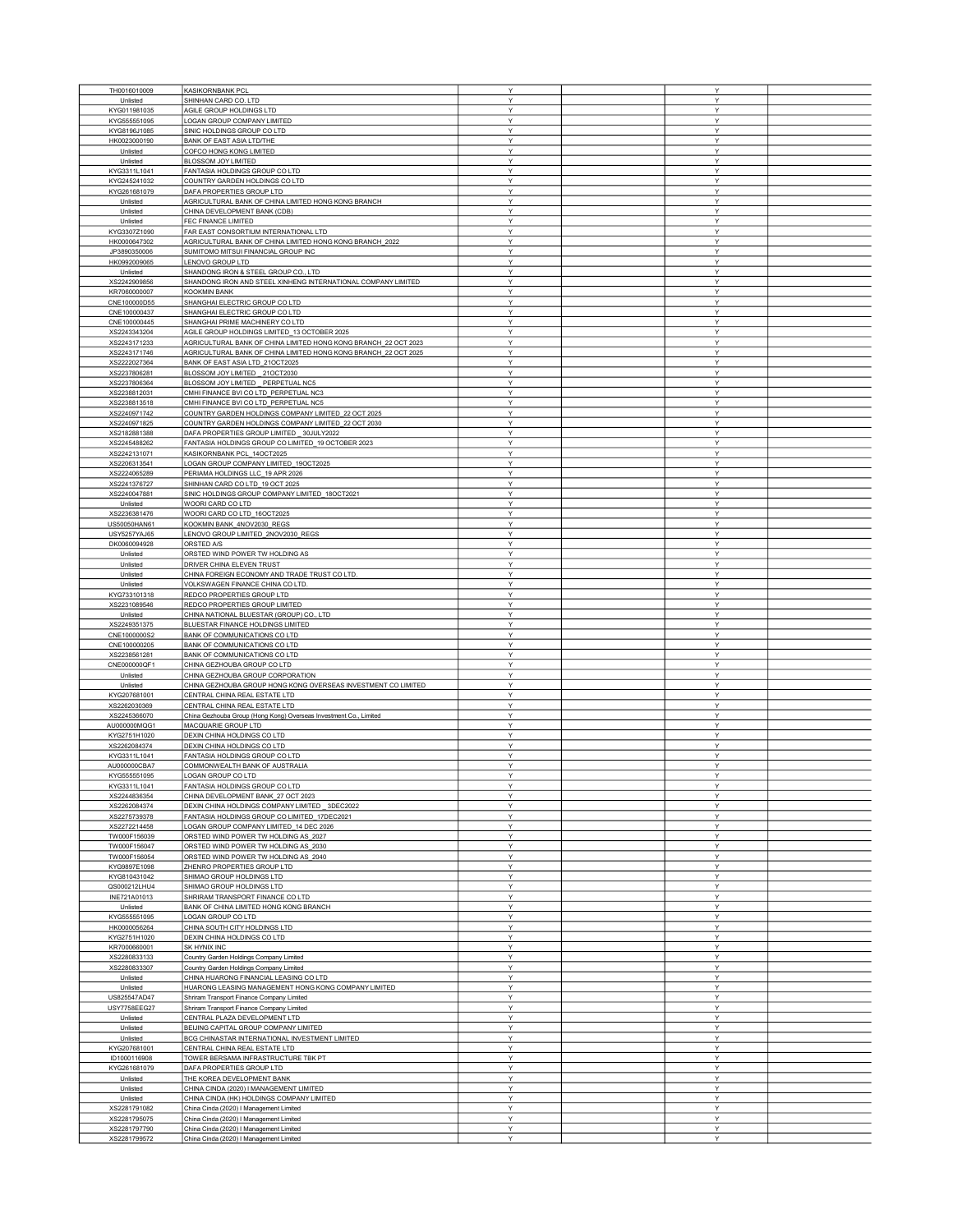| | | | | | |
|---|---|---|---|---|---|
| TH0016010009 | KASIKORNBANK PCL | Y | | Y | |
| Unlisted | SHINHAN CARD CO. LTD | Y | | Y | |
| KYG011981035 | AGILE GROUP HOLDINGS LTD | Y | | Y | |
| KYG555551095 | LOGAN GROUP COMPANY LIMITED | Y | | Y | |
| KYG8196J1085 | SINIC HOLDINGS GROUP CO LTD | Y | | Y | |
| HK0023000190 | BANK OF EAST ASIA LTD/THE | Y | | Y | |
| Unlisted | COFCO HONG KONG LIMITED | Y | | Y | |
| Unlisted | BLOSSOM JOY LIMITED | Y | | Y | |
| KYG3311L1041 | FANTASIA HOLDINGS GROUP CO LTD | Y | | Y | |
| KYG245241032 | COUNTRY GARDEN HOLDINGS CO LTD | Y | | Y | |
| KYG261681079 | DAFA PROPERTIES GROUP LTD | Y | | Y | |
| Unlisted | AGRICULTURAL BANK OF CHINA LIMITED HONG KONG BRANCH | Y | | Y | |
| Unlisted | CHINA DEVELOPMENT BANK (CDB) | Y | | Y | |
| Unlisted | FEC FINANCE LIMITED | Y | | Y | |
| KYG3307Z1090 | FAR EAST CONSORTIUM INTERNATIONAL LTD | Y | | Y | |
| HK0000647302 | AGRICULTURAL BANK OF CHINA LIMITED HONG KONG BRANCH_2022 | Y | | Y | |
| JP3890350006 | SUMITOMO MITSUI FINANCIAL GROUP INC | Y | | Y | |
| HK0992009065 | LENOVO GROUP LTD | Y | | Y | |
| Unlisted | SHANDONG IRON & STEEL GROUP CO., LTD | Y | | Y | |
| XS2242909856 | SHANDONG IRON AND STEEL XINHENG INTERNATIONAL COMPANY LIMITED | Y | | Y | |
| KR7060000007 | KOOKMIN BANK | Y | | Y | |
| CNE100000D55 | SHANGHAI ELECTRIC GROUP CO LTD | Y | | Y | |
| CNE100000437 | SHANGHAI ELECTRIC GROUP CO LTD | Y | | Y | |
| CNE100000445 | SHANGHAI PRIME MACHINERY CO LTD | Y | | Y | |
| XS2243343204 | AGILE GROUP HOLDINGS LIMITED_13 OCTOBER 2025 | Y | | Y | |
| XS2243171233 | AGRICULTURAL BANK OF CHINA LIMITED HONG KONG BRANCH_22 OCT 2023 | Y | | Y | |
| XS2243171746 | AGRICULTURAL BANK OF CHINA LIMITED HONG KONG BRANCH_22 OCT 2025 | Y | | Y | |
| XS2222027364 | BANK OF EAST ASIA LTD_21OCT2025 | Y | | Y | |
| XS2237806281 | BLOSSOM JOY LIMITED _ 21OCT2030 | Y | | Y | |
| XS2237806364 | BLOSSOM JOY LIMITED _ PERPETUAL NC5 | Y | | Y | |
| XS2238812031 | CMHI FINANCE BVI CO LTD_PERPETUAL NC3 | Y | | Y | |
| XS2238813518 | CMHI FINANCE BVI CO LTD_PERPETUAL NC5 | Y | | Y | |
| XS2240971742 | COUNTRY GARDEN HOLDINGS COMPANY LIMITED_22 OCT 2025 | Y | | Y | |
| XS2240971825 | COUNTRY GARDEN HOLDINGS COMPANY LIMITED_22 OCT 2030 | Y | | Y | |
| XS2182881388 | DAFA PROPERTIES GROUP LIMITED _ 30JULY2022 | Y | | Y | |
| XS2245488262 | FANTASIA HOLDINGS GROUP CO LIMITED_19 OCTOBER 2023 | Y | | Y | |
| XS2242131071 | KASIKORNBANK PCL_14OCT2025 | Y | | Y | |
| XS2206313541 | LOGAN GROUP COMPANY LIMITED_19OCT2025 | Y | | Y | |
| XS2224065289 | PERIAMA HOLDINGS LLC_19 APR 2026 | Y | | Y | |
| XS2241376727 | SHINHAN CARD CO LTD_19 OCT 2025 | Y | | Y | |
| XS2240047881 | SINIC HOLDINGS GROUP COMPANY LIMITED_18OCT2021 | Y | | Y | |
| Unlisted | WOORI CARD CO LTD | Y | | Y | |
| XS2236381476 | WOORI CARD CO LTD_16OCT2025 | Y | | Y | |
| US50050HAN61 | KOOKMIN BANK_4NOV2030_REGS | Y | | Y | |
| USY5257YAJ65 | LENOVO GROUP LIMITED_2NOV2030_REGS | Y | | Y | |
| DK0060094928 | ORSTED A/S | Y | | Y | |
| Unlisted | ORSTED WIND POWER TW HOLDING AS | Y | | Y | |
| Unlisted | DRIVER CHINA ELEVEN TRUST | Y | | Y | |
| Unlisted | CHINA FOREIGN ECONOMY AND TRADE TRUST CO LTD. | Y | | Y | |
| Unlisted | VOLKSWAGEN FINANCE CHINA CO LTD. | Y | | Y | |
| KYG733101318 | REDCO PROPERTIES GROUP LTD | Y | | Y | |
| XS2231089546 | REDCO PROPERTIES GROUP LIMITED | Y | | Y | |
| Unlisted | CHINA NATIONAL BLUESTAR (GROUP) CO., LTD | Y | | Y | |
| XS2249351375 | BLUESTAR FINANCE HOLDINGS LIMITED | Y | | Y | |
| CNE1000000S2 | BANK OF COMMUNICATIONS CO LTD | Y | | Y | |
| CNE100000205 | BANK OF COMMUNICATIONS CO LTD | Y | | Y | |
| XS2238561281 | BANK OF COMMUNICATIONS CO LTD | Y | | Y | |
| CNE000000QF1 | CHINA GEZHOUBA GROUP CO LTD | Y | | Y | |
| Unlisted | CHINA GEZHOUBA GROUP CORPORATION | Y | | Y | |
| Unlisted | CHINA GEZHOUBA GROUP HONG KONG OVERSEAS INVESTMENT CO LIMITED | Y | | Y | |
| KYG207681001 | CENTRAL CHINA REAL ESTATE LTD | Y | | Y | |
| XS2262030369 | CENTRAL CHINA REAL ESTATE LTD | Y | | Y | |
| XS2245366070 | China Gezhouba Group (Hong Kong) Overseas Investment Co., Limited | Y | | Y | |
| AU000000MQG1 | MACQUARIE GROUP LTD | Y | | Y | |
| KYG2751H1020 | DEXIN CHINA HOLDINGS CO LTD | Y | | Y | |
| XS2262084374 | DEXIN CHINA HOLDINGS CO LTD | Y | | Y | |
| KYG3311L1041 | FANTASIA HOLDINGS GROUP CO LTD | Y | | Y | |
| AU000000CBA7 | COMMONWEALTH BANK OF AUSTRALIA | Y | | Y | |
| KYG555551095 | LOGAN GROUP CO LTD | Y | | Y | |
| KYG3311L1041 | FANTASIA HOLDINGS GROUP CO LTD | Y | | Y | |
| XS2244836354 | CHINA DEVELOPMENT BANK_27 OCT 2023 | Y | | Y | |
| XS2262084374 | DEXIN CHINA HOLDINGS COMPANY LIMITED _ 3DEC2022 | Y | | Y | |
| XS2275739378 | FANTASIA HOLDINGS GROUP CO LIMITED_17DEC2021 | Y | | Y | |
| XS2272214458 | LOGAN GROUP COMPANY LIMITED_14 DEC 2026 | Y | | Y | |
| TW000F156039 | ORSTED WIND POWER TW HOLDING AS_2027 | Y | | Y | |
| TW000F156047 | ORSTED WIND POWER TW HOLDING AS_2030 | Y | | Y | |
| TW000F156054 | ORSTED WIND POWER TW HOLDING AS_2040 | Y | | Y | |
| KYG9897E1098 | ZHENRO PROPERTIES GROUP LTD | Y | | Y | |
| KYG810431042 | SHIMAO GROUP HOLDINGS LTD | Y | | Y | |
| QS000212LHU4 | SHIMAO GROUP HOLDINGS LTD | Y | | Y | |
| INE721A01013 | SHRIRAM TRANSPORT FINANCE CO LTD | Y | | Y | |
| Unlisted | BANK OF CHINA LIMITED HONG KONG BRANCH | Y | | Y | |
| KYG555551095 | LOGAN GROUP CO LTD | Y | | Y | |
| HK0000056264 | CHINA SOUTH CITY HOLDINGS LTD | Y | | Y | |
| KYG2751H1020 | DEXIN CHINA HOLDINGS CO LTD | Y | | Y | |
| KR7000660001 | SK HYNIX INC | Y | | Y | |
| XS2280833133 | Country Garden Holdings Company Limited | Y | | Y | |
| XS2280833307 | Country Garden Holdings Company Limited | Y | | Y | |
| Unlisted | CHINA HUARONG FINANCIAL LEASING CO LTD | Y | | Y | |
| Unlisted | HUARONG LEASING MANAGEMENT HONG KONG COMPANY LIMITED | Y | | Y | |
| US825547AD47 | Shriram Transport Finance Company Limited | Y | | Y | |
| USY7758EEG27 | Shriram Transport Finance Company Limited | Y | | Y | |
| Unlisted | CENTRAL PLAZA DEVELOPMENT LTD | Y | | Y | |
| Unlisted | BEIJING CAPITAL GROUP COMPANY LIMITED | Y | | Y | |
| Unlisted | BCG CHINASTAR INTERNATIONAL INVESTMENT LIMITED | Y | | Y | |
| KYG207681001 | CENTRAL CHINA REAL ESTATE LTD | Y | | Y | |
| ID1000116908 | TOWER BERSAMA INFRASTRUCTURE TBK PT | Y | | Y | |
| KYG261681079 | DAFA PROPERTIES GROUP LTD | Y | | Y | |
| Unlisted | THE KOREA DEVELOPMENT BANK | Y | | Y | |
| Unlisted | CHINA CINDA (2020) I MANAGEMENT LIMITED | Y | | Y | |
| Unlisted | CHINA CINDA (HK) HOLDINGS COMPANY LIMITED | Y | | Y | |
| XS2281791082 | China Cinda (2020) I Management Limited | Y | | Y | |
| XS2281795075 | China Cinda (2020) I Management Limited | Y | | Y | |
| XS2281797790 | China Cinda (2020) I Management Limited | Y | | Y | |
| XS2281799572 | China Cinda (2020) I Management Limited | Y | | Y | |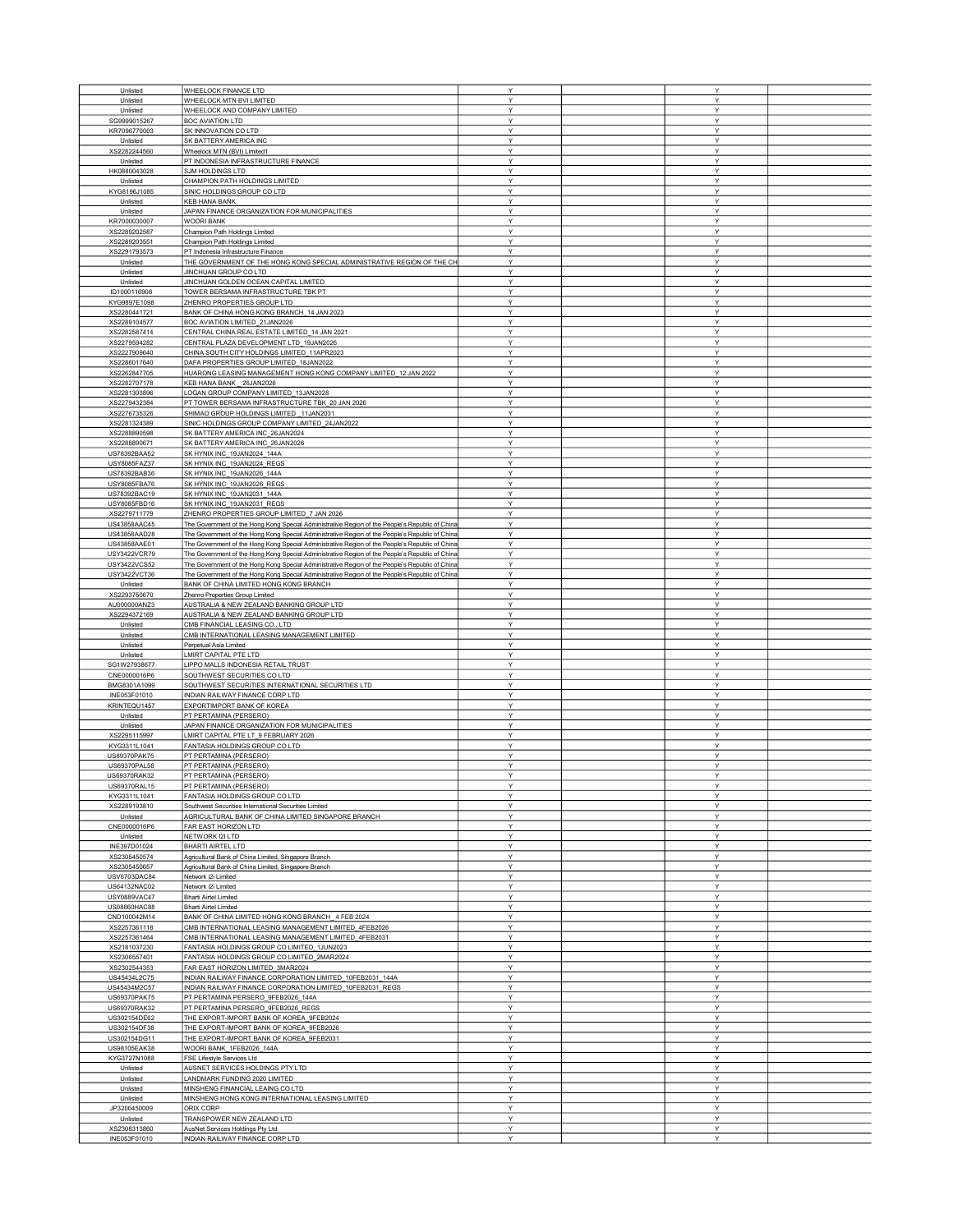| | | | | | |
|---|---|---|---|---|---|
| Unlisted | WHEELOCK FINANCE LTD | Y | | Y | |
| Unlisted | WHEELOCK MTN BVI LIMITED | Y | | Y | |
| Unlisted | WHEELOCK AND COMPANY LIMITED | Y | | Y | |
| SG9999015267 | BOC AVIATION LTD | Y | | Y | |
| KR7096770003 | SK INNOVATION CO LTD | Y | | Y | |
| Unlisted | SK BATTERY AMERICA INC | Y | | Y | |
| XS2282244560 | Wheelock MTN (BVI) Limited1 | Y | | Y | |
| Unlisted | PT INDONESIA INFRASTRUCTURE FINANCE | Y | | Y | |
| HK0880043028 | SJM HOLDINGS LTD | Y | | Y | |
| Unlisted | CHAMPION PATH HOLDINGS LIMITED | Y | | Y | |
| KYG8196J1085 | SINIC HOLDINGS GROUP CO LTD | Y | | Y | |
| Unlisted | KEB HANA BANK | Y | | Y | |
| Unlisted | JAPAN FINANCE ORGANIZATION FOR MUNICIPALITIES | Y | | Y | |
| KR7000030007 | WOORI BANK | Y | | Y | |
| XS2289202587 | Champion Path Holdings Limited | Y | | Y | |
| XS2289203551 | Champion Path Holdings Limited | Y | | Y | |
| XS2291793573 | PT Indonesia Infrastructure Finance | Y | | Y | |
| Unlisted | THE GOVERNMENT OF THE HONG KONG SPECIAL ADMINISTRATIVE REGION OF THE CH | Y | | Y | |
| Unlisted | JINCHUAN GROUP CO LTD | Y | | Y | |
| Unlisted | JINCHUAN GOLDEN OCEAN CAPITAL LIMITED | Y | | Y | |
| ID1000116908 | TOWER BERSAMA INFRASTRUCTURE TBK PT | Y | | Y | |
| KYG9897E1098 | ZHENRO PROPERTIES GROUP LTD | Y | | Y | |
| XS2280441721 | BANK OF CHINA HONG KONG BRANCH_14 JAN 2023 | Y | | Y | |
| XS2289104577 | BOC AVIATION LIMITED_21JAN2026 | Y | | Y | |
| XS2282587414 | CENTRAL CHINA REAL ESTATE LIMITED_14 JAN 2021 | Y | | Y | |
| XS2279594282 | CENTRAL PLAZA DEVELOPMENT LTD_19JAN2026 | Y | | Y | |
| XS2227909640 | CHINA SOUTH CITY HOLDINGS LIMITED_11APR2023 | Y | | Y | |
| XS2286017640 | DAFA PROPERTIES GROUP LIMITED_18JAN2022 | Y | | Y | |
| XS2262847705 | HUARONG LEASING MANAGEMENT HONG KONG COMPANY LIMITED_12 JAN 2022 | Y | | Y | |
| XS2282707178 | KEB HANA BANK _26JAN2026 | Y | | Y | |
| XS2281303896 | LOGAN GROUP COMPANY LIMITED_13JAN2028 | Y | | Y | |
| XS2279432384 | PT TOWER BERSAMA INFRASTRUCTURE TBK_20 JAN 2026 | Y | | Y | |
| XS2276735326 | SHIMAO GROUP HOLDINGS LIMITED_11JAN2031 | Y | | Y | |
| XS2281324389 | SINIC HOLDINGS GROUP COMPANY LIMITED_24JAN2022 | Y | | Y | |
| XS2288890598 | SK BATTERY AMERICA INC_26JAN2024 | Y | | Y | |
| XS2288890671 | SK BATTERY AMERICA INC_26JAN2026 | Y | | Y | |
| US78392BAA52 | SK HYNIX INC_19JAN2024_144A | Y | | Y | |
| USY8085FAZ37 | SK HYNIX INC_19JAN2024_REGS | Y | | Y | |
| US78392BAB36 | SK HYNIX INC_19JAN2026_144A | Y | | Y | |
| USY8085FBA76 | SK HYNIX INC_19JAN2026_REGS | Y | | Y | |
| US78392BAC19 | SK HYNIX INC_19JAN2031_144A | Y | | Y | |
| USY8085FBD16 | SK HYNIX INC_19JAN2031_REGS | Y | | Y | |
| XS2279711779 | ZHENRO PROPERTIES GROUP LIMITED_7 JAN 2026 | Y | | Y | |
| US43858AAC45 | The Government of the Hong Kong Special Administrative Region of the People's Republic of China | Y | | Y | |
| US43858AAD28 | The Government of the Hong Kong Special Administrative Region of the People's Republic of China | Y | | Y | |
| US43858AAE01 | The Government of the Hong Kong Special Administrative Region of the People's Republic of China | Y | | Y | |
| USY3422VCR79 | The Government of the Hong Kong Special Administrative Region of the People's Republic of China | Y | | Y | |
| USY3422VCS52 | The Government of the Hong Kong Special Administrative Region of the People's Republic of China | Y | | Y | |
| USY3422VCT36 | The Government of the Hong Kong Special Administrative Region of the People's Republic of China | Y | | Y | |
| Unlisted | BANK OF CHINA LIMITED HONG KONG BRANCH | Y | | Y | |
| XS2293750670 | Zhenro Properties Group Limited | Y | | Y | |
| AU000000ANZ3 | AUSTRALIA & NEW ZEALAND BANKING GROUP LTD | Y | | Y | |
| XS2294372169 | AUSTRALIA & NEW ZEALAND BANKING GROUP LTD | Y | | Y | |
| Unlisted | CMB FINANCIAL LEASING CO., LTD | Y | | Y | |
| Unlisted | CMB INTERNATIONAL LEASING MANAGEMENT LIMITED | Y | | Y | |
| Unlisted | Perpetual Asia Limited | Y | | Y | |
| Unlisted | LMIRT CAPITAL PTE LTD | Y | | Y | |
| SG1W27938677 | LIPPO MALLS INDONESIA RETAIL TRUST | Y | | Y | |
| CNE0000016P6 | SOUTHWEST SECURITIES CO LTD | Y | | Y | |
| BMG8301A1099 | SOUTHWEST SECURITIES INTERNATIONAL SECURITIES LTD | Y | | Y | |
| INE053F01010 | INDIAN RAILWAY FINANCE CORP LTD | Y | | Y | |
| KRINTEQU1457 | EXPORTIMPORT BANK OF KOREA | Y | | Y | |
| Unlisted | PT PERTAMINA (PERSERO) | Y | | Y | |
| Unlisted | JAPAN FINANCE ORGANIZATION FOR MUNICIPALITIES | Y | | Y | |
| XS2295115997 | LMIRT CAPITAL PTE LT_9 FEBRUARY 2026 | Y | | Y | |
| KYG3311L1041 | FANTASIA HOLDINGS GROUP CO LTD | Y | | Y | |
| US69370PAK75 | PT PERTAMINA (PERSERO) | Y | | Y | |
| US69370PAL58 | PT PERTAMINA (PERSERO) | Y | | Y | |
| US69370RAK32 | PT PERTAMINA (PERSERO) | Y | | Y | |
| US69370RAL15 | PT PERTAMINA (PERSERO) | Y | | Y | |
| KYG3311L1041 | FANTASIA HOLDINGS GROUP CO LTD | Y | | Y | |
| XS2289193810 | Southwest Securities International Securities Limited | Y | | Y | |
| Unlisted | AGRICULTURAL BANK OF CHINA LIMITED SINGAPORE BRANCH | Y | | Y | |
| CNE0000016P6 | FAR EAST HORIZON LTD | Y | | Y | |
| Unlisted | NETWORK I2I LTD | Y | | Y | |
| INE397D01024 | BHARTI AIRTEL LTD | Y | | Y | |
| XS2305450574 | Agricultural Bank of China Limited, Singapore Branch | Y | | Y | |
| XS2305450657 | Agricultural Bank of China Limited, Singapore Branch | Y | | Y | |
| USV6703DAC84 | Network i2i Limited | Y | | Y | |
| US64132NAC02 | Network i2i Limited | Y | | Y | |
| USY0889VAC47 | Bharti Airtel Limited | Y | | Y | |
| US08860HAC88 | Bharti Airtel Limited | Y | | Y | |
| CND100042M14 | BANK OF CHINA LIMITED HONG KONG BRANCH_4 FEB 2024 | Y | | Y | |
| XS2257361118 | CMB INTERNATIONAL LEASING MANAGEMENT LIMITED_4FEB2026 | Y | | Y | |
| XS2257361464 | CMB INTERNATIONAL LEASING MANAGEMENT LIMITED_4FEB2031 | Y | | Y | |
| XS2181037230 | FANTASIA HOLDINGS GROUP CO LIMITED_1JUN2023 | Y | | Y | |
| XS2306557401 | FANTASIA HOLDINGS GROUP CO LIMITED_2MAR2024 | Y | | Y | |
| XS2302544353 | FAR EAST HORIZON LIMITED_3MAR2024 | Y | | Y | |
| US45434L2C75 | INDIAN RAILWAY FINANCE CORPORATION LIMITED_10FEB2031_144A | Y | | Y | |
| US45434M2C57 | INDIAN RAILWAY FINANCE CORPORATION LIMITED_10FEB2031_REGS | Y | | Y | |
| US69370PAK75 | PT PERTAMINA PERSERO_9FEB2026_144A | Y | | Y | |
| US69370RAK32 | PT PERTAMINA PERSERO_9FEB2026_REGS | Y | | Y | |
| US302154DE62 | THE EXPORT-IMPORT BANK OF KOREA_9FEB2024 | Y | | Y | |
| US302154DF38 | THE EXPORT-IMPORT BANK OF KOREA_9FEB2026 | Y | | Y | |
| US302154DG11 | THE EXPORT-IMPORT BANK OF KOREA_9FEB2031 | Y | | Y | |
| US98105EAK38 | WOORI BANK_1FEB2026_144A | Y | | Y | |
| KYG3727N1088 | FSE Lifestyle Services Ltd | Y | | Y | |
| Unlisted | AUSNET SERVICES HOLDINGS PTY LTD | Y | | Y | |
| Unlisted | LANDMARK FUNDING 2020 LIMITED | Y | | Y | |
| Unlisted | MINSHENG FINANCIAL LEAING CO LTD | Y | | Y | |
| Unlisted | MINSHENG HONG KONG INTERNATIONAL LEASING LIMITED | Y | | Y | |
| JP3200450009 | ORIX CORP | Y | | Y | |
| Unlisted | TRANSPOWER NEW ZEALAND LTD | Y | | Y | |
| XS2308313860 | AusNet Services Holdings Pty Ltd | Y | | Y | |
| INE053F01010 | INDIAN RAILWAY FINANCE CORP LTD | Y | | Y | |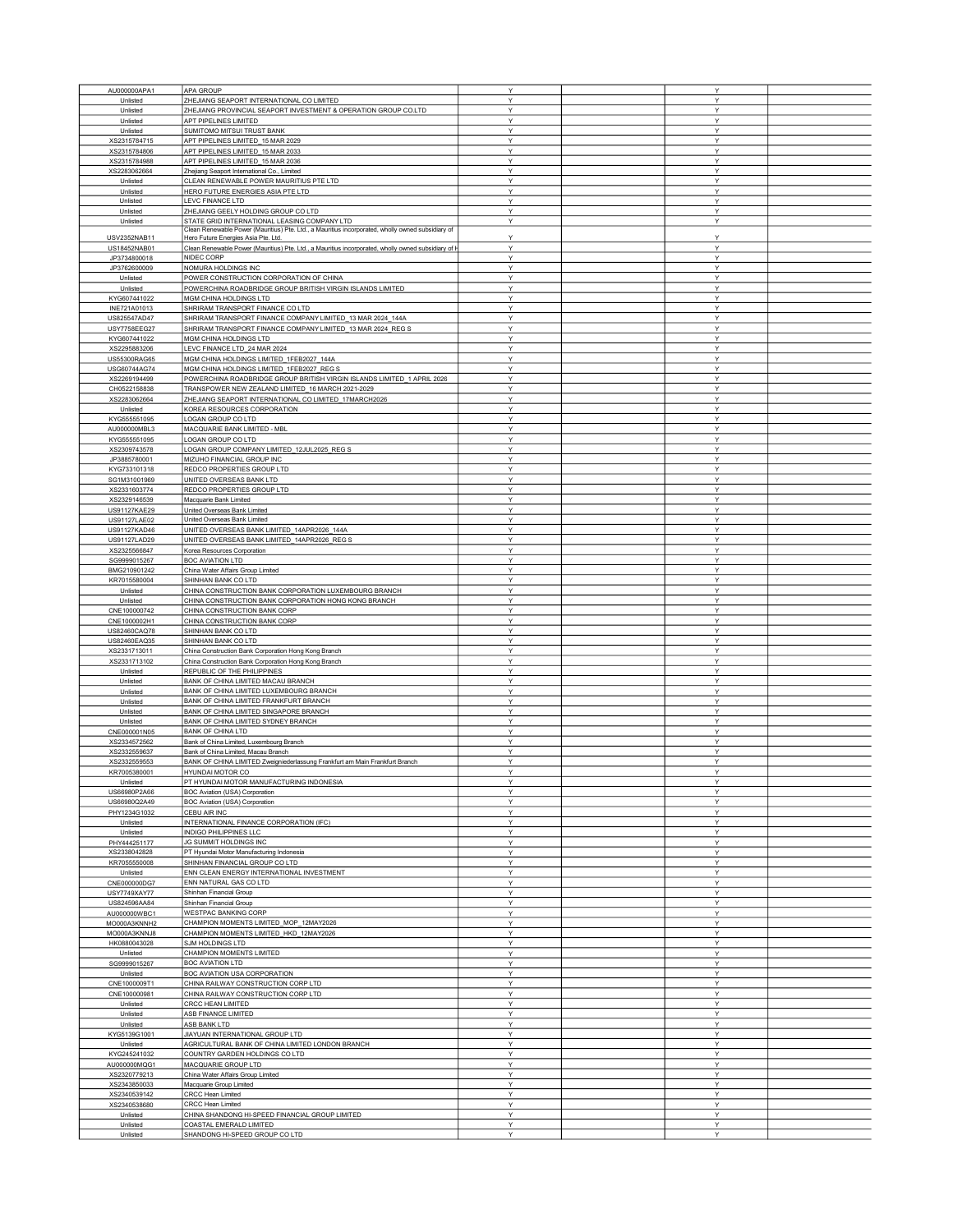| | | | | | |
|---|---|---|---|---|---|
| AU000000APA1 | APA GROUP | Y | | Y | |
| Unlisted | ZHEJIANG SEAPORT INTERNATIONAL CO LIMITED | Y | | Y | |
| Unlisted | ZHEJIANG PROVINCIAL SEAPORT INVESTMENT & OPERATION GROUP CO.LTD | Y | | Y | |
| Unlisted | APT PIPELINES LIMITED | Y | | Y | |
| Unlisted | SUMITOMO MITSUI TRUST BANK | Y | | Y | |
| XS2315784715 | APT PIPELINES LIMITED_15 MAR 2029 | Y | | Y | |
| XS2315784806 | APT PIPELINES LIMITED_15 MAR 2033 | Y | | Y | |
| XS2315784988 | APT PIPELINES LIMITED_15 MAR 2036 | Y | | Y | |
| XS2283062664 | Zhejiang Seaport International Co., Limited | Y | | Y | |
| Unlisted | CLEAN RENEWABLE POWER MAURITIUS PTE LTD | Y | | Y | |
| Unlisted | HERO FUTURE ENERGIES ASIA PTE LTD | Y | | Y | |
| Unlisted | LEVC FINANCE LTD | Y | | Y | |
| Unlisted | ZHEJIANG GEELY HOLDING GROUP CO LTD | Y | | Y | |
| Unlisted | STATE GRID INTERNATIONAL LEASING COMPANY LTD | Y | | Y | |
| USV2352NAB11 | Clean Renewable Power (Mauritius) Pte. Ltd., a Mauritius incorporated, wholly owned subsidiary of Hero Future Energies Asia Pte. Ltd. | Y | | Y | |
| US18452NAB01 | Clean Renewable Power (Mauritius) Pte. Ltd., a Mauritius incorporated, wholly owned subsidiary of H | Y | | Y | |
| JP3734800018 | NIDEC CORP | Y | | Y | |
| JP3762600009 | NOMURA HOLDINGS INC | Y | | Y | |
| Unlisted | POWER CONSTRUCTION CORPORATION OF CHINA | Y | | Y | |
| Unlisted | POWERCHINA ROADBRIDGE GROUP BRITISH VIRGIN ISLANDS LIMITED | Y | | Y | |
| KYG607441022 | MGM CHINA HOLDINGS LTD | Y | | Y | |
| INE721A01013 | SHRIRAM TRANSPORT FINANCE CO LTD | Y | | Y | |
| US825547AD47 | SHRIRAM TRANSPORT FINANCE COMPANY LIMITED_13 MAR 2024_144A | Y | | Y | |
| USY7758EEG27 | SHRIRAM TRANSPORT FINANCE COMPANY LIMITED_13 MAR 2024_REG S | Y | | Y | |
| KYG607441022 | MGM CHINA HOLDINGS LTD | Y | | Y | |
| XS2295883206 | LEVC FINANCE LTD_24 MAR 2024 | Y | | Y | |
| US55300RAG65 | MGM CHINA HOLDINGS LIMITED_1FEB2027_144A | Y | | Y | |
| USG60744AG74 | MGM CHINA HOLDINGS LIMITED_1FEB2027_REG S | Y | | Y | |
| XS2269194499 | POWERCHINA ROADBRIDGE GROUP BRITISH VIRGIN ISLANDS LIMITED_1 APRIL 2026 | Y | | Y | |
| CH0522158838 | TRANSPOWER NEW ZEALAND LIMITED_16 MARCH 2021-2029 | Y | | Y | |
| XS2283062664 | ZHEJIANG SEAPORT INTERNATIONAL CO LIMITED_17MARCH2026 | Y | | Y | |
| Unlisted | KOREA RESOURCES CORPORATION | Y | | Y | |
| KYG555551095 | LOGAN GROUP CO LTD | Y | | Y | |
| AU000000MBL3 | MACQUARIE BANK LIMITED - MBL | Y | | Y | |
| KYG555551095 | LOGAN GROUP CO LTD | Y | | Y | |
| XS2309743578 | LOGAN GROUP COMPANY LIMITED_12JUL2025_REG S | Y | | Y | |
| JP3885780001 | MIZUHO FINANCIAL GROUP INC | Y | | Y | |
| KYG733101318 | REDCO PROPERTIES GROUP LTD | Y | | Y | |
| SG1M31001969 | UNITED OVERSEAS BANK LTD | Y | | Y | |
| XS2331603774 | REDCO PROPERTIES GROUP LTD | Y | | Y | |
| XS2329146539 | Macquarie Bank Limited | Y | | Y | |
| US91127KAE29 | United Overseas Bank Limited | Y | | Y | |
| US91127LAE02 | United Overseas Bank Limited | Y | | Y | |
| US91127KAD46 | UNITED OVERSEAS BANK LIMITED_14APR2026_144A | Y | | Y | |
| US91127LAD29 | UNITED OVERSEAS BANK LIMITED_14APR2026_REG S | Y | | Y | |
| XS2325566847 | Korea Resources Corporation | Y | | Y | |
| SG9999015267 | BOC AVIATION LTD | Y | | Y | |
| BMG210901242 | China Water Affairs Group Limited | Y | | Y | |
| KR7015580004 | SHINHAN BANK CO LTD | Y | | Y | |
| Unlisted | CHINA CONSTRUCTION BANK CORPORATION LUXEMBOURG BRANCH | Y | | Y | |
| Unlisted | CHINA CONSTRUCTION BANK CORPORATION HONG KONG BRANCH | Y | | Y | |
| CNE100000742 | CHINA CONSTRUCTION BANK CORP | Y | | Y | |
| CNE1000002H1 | CHINA CONSTRUCTION BANK CORP | Y | | Y | |
| US82460CAQ78 | SHINHAN BANK CO LTD | Y | | Y | |
| US82460EAQ35 | SHINHAN BANK CO LTD | Y | | Y | |
| XS2331713011 | China Construction Bank Corporation Hong Kong Branch | Y | | Y | |
| XS2331713102 | China Construction Bank Corporation Hong Kong Branch | Y | | Y | |
| Unlisted | REPUBLIC OF THE PHILIPPINES | Y | | Y | |
| Unlisted | BANK OF CHINA LIMITED MACAU BRANCH | Y | | Y | |
| Unlisted | BANK OF CHINA LIMITED LUXEMBOURG BRANCH | Y | | Y | |
| Unlisted | BANK OF CHINA LIMITED FRANKFURT BRANCH | Y | | Y | |
| Unlisted | BANK OF CHINA LIMITED SINGAPORE BRANCH | Y | | Y | |
| Unlisted | BANK OF CHINA LIMITED SYDNEY BRANCH | Y | | Y | |
| CNE000001N05 | BANK OF CHINA LTD | Y | | Y | |
| XS2334572562 | Bank of China Limited, Luxembourg Branch | Y | | Y | |
| XS2332559637 | Bank of China Limited, Macau Branch | Y | | Y | |
| XS2332559553 | BANK OF CHINA LIMITED Zweigniederlassung Frankfurt am Main Frankfurt Branch | Y | | Y | |
| KR7005380001 | HYUNDAI MOTOR CO | Y | | Y | |
| Unlisted | PT HYUNDAI MOTOR MANUFACTURING INDONESIA | Y | | Y | |
| US66980P2A66 | BOC Aviation (USA) Corporation | Y | | Y | |
| US66980Q2A49 | BOC Aviation (USA) Corporation | Y | | Y | |
| PHY1234G1032 | CEBU AIR INC | Y | | Y | |
| Unlisted | INTERNATIONAL FINANCE CORPORATION (IFC) | Y | | Y | |
| Unlisted | INDIGO PHILIPPINES LLC | Y | | Y | |
| PHY444251177 | JG SUMMIT HOLDINGS INC | Y | | Y | |
| XS2338042828 | PT Hyundai Motor Manufacturing Indonesia | Y | | Y | |
| KR7055550008 | SHINHAN FINANCIAL GROUP CO LTD | Y | | Y | |
| Unlisted | ENN CLEAN ENERGY INTERNATIONAL INVESTMENT | Y | | Y | |
| CNE000000DG7 | ENN NATURAL GAS CO LTD | Y | | Y | |
| USY7749XAY77 | Shinhan Financial Group | Y | | Y | |
| US824596AA84 | Shinhan Financial Group | Y | | Y | |
| AU000000WBC1 | WESTPAC BANKING CORP | Y | | Y | |
| MO000A3KNNH2 | CHAMPION MOMENTS LIMITED_MOP_12MAY2026 | Y | | Y | |
| MO000A3KNNJ8 | CHAMPION MOMENTS LIMITED_HKD_12MAY2026 | Y | | Y | |
| HK0880043028 | SJM HOLDINGS LTD | Y | | Y | |
| Unlisted | CHAMPION MOMENTS LIMITED | Y | | Y | |
| SG9999015267 | BOC AVIATION LTD | Y | | Y | |
| Unlisted | BOC AVIATION USA CORPORATION | Y | | Y | |
| CNE1000009T1 | CHINA RAILWAY CONSTRUCTION CORP LTD | Y | | Y | |
| CNE100000981 | CHINA RAILWAY CONSTRUCTION CORP LTD | Y | | Y | |
| Unlisted | CRCC HEAN LIMITED | Y | | Y | |
| Unlisted | ASB FINANCE LIMITED | Y | | Y | |
| Unlisted | ASB BANK LTD | Y | | Y | |
| KYG5139G1001 | JIAYUAN INTERNATIONAL GROUP LTD | Y | | Y | |
| Unlisted | AGRICULTURAL BANK OF CHINA LIMITED LONDON BRANCH | Y | | Y | |
| KYG245241032 | COUNTRY GARDEN HOLDINGS CO LTD | Y | | Y | |
| AU000000MQG1 | MACQUARIE GROUP LTD | Y | | Y | |
| XS2320779213 | China Water Affairs Group Limited | Y | | Y | |
| XS2343850033 | Macquarie Group Limited | Y | | Y | |
| XS2340539142 | CRCC Hean Limited | Y | | Y | |
| XS2340538680 | CRCC Hean Limited | Y | | Y | |
| Unlisted | CHINA SHANDONG HI-SPEED FINANCIAL GROUP LIMITED | Y | | Y | |
| Unlisted | COASTAL EMERALD LIMITED | Y | | Y | |
| Unlisted | SHANDONG HI-SPEED GROUP CO LTD | Y | | Y | |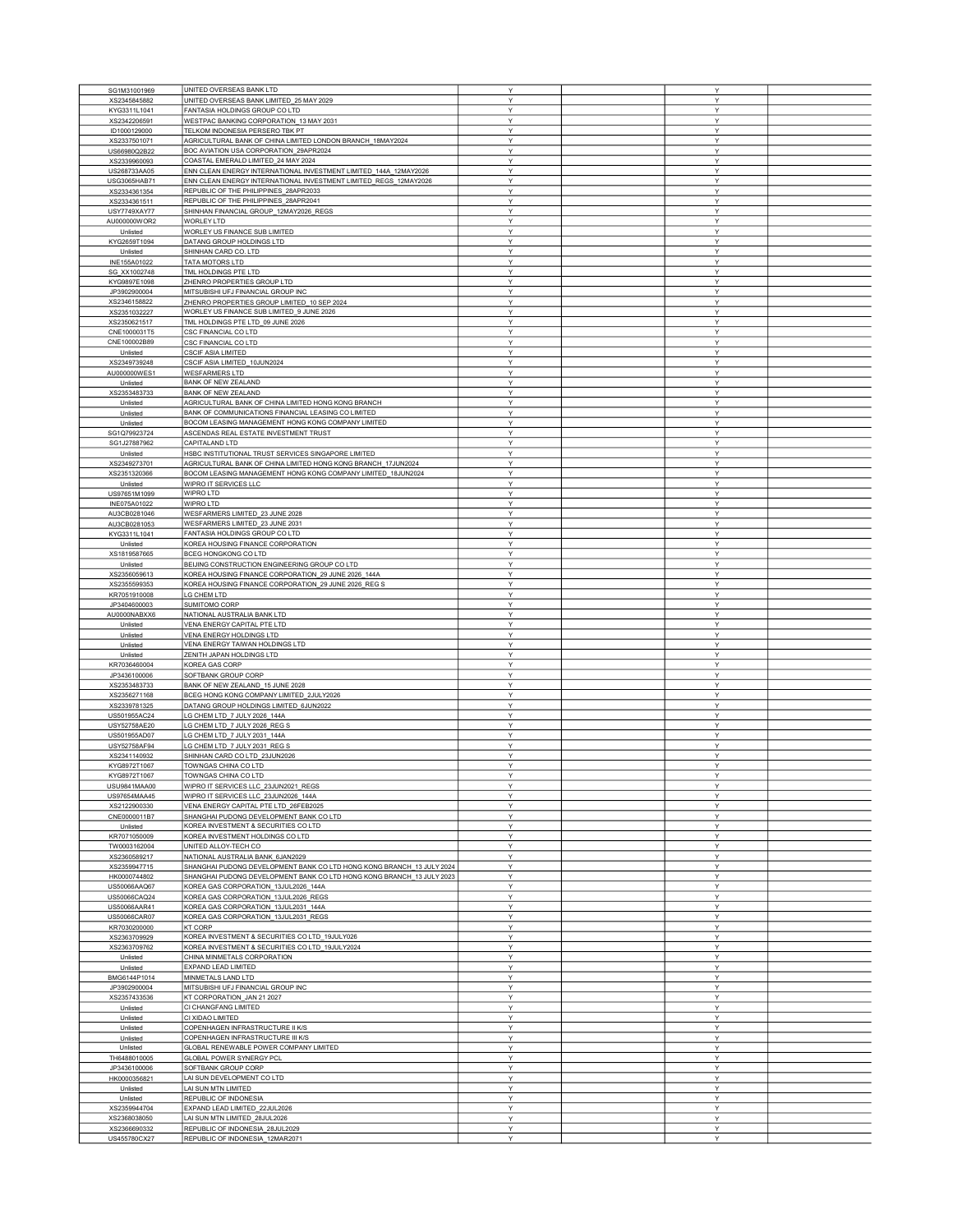| | | | | | |
|---|---|---|---|---|---|
| SG1M31001969 | UNITED OVERSEAS BANK LTD | Y | | Y | |
| XS2345845882 | UNITED OVERSEAS BANK LIMITED_25 MAY 2029 | Y | | Y | |
| KYG3311L1041 | FANTASIA HOLDINGS GROUP CO LTD | Y | | Y | |
| XS2342206591 | WESTPAC BANKING CORPORATION_13 MAY 2031 | Y | | Y | |
| ID1000129000 | TELKOM INDONESIA PERSERO TBK PT | Y | | Y | |
| XS2337501071 | AGRICULTURAL BANK OF CHINA LIMITED LONDON BRANCH_18MAY2024 | Y | | Y | |
| US66980Q2B22 | BOC AVIATION USA CORPORATION_29APR2024 | Y | | Y | |
| XS2339960093 | COASTAL EMERALD LIMITED_24 MAY 2024 | Y | | Y | |
| US268733AA05 | ENN CLEAN ENERGY INTERNATIONAL INVESTMENT LIMITED_144A_12MAY2026 | Y | | Y | |
| USG3065HAB71 | ENN CLEAN ENERGY INTERNATIONAL INVESTMENT LIMITED_REGS_12MAY2026 | Y | | Y | |
| XS2334361354 | REPUBLIC OF THE PHILIPPINES_28APR2033 | Y | | Y | |
| XS2334361511 | REPUBLIC OF THE PHILIPPINES_28APR2041 | Y | | Y | |
| USY7749XAY77 | SHINHAN FINANCIAL GROUP_12MAY2026_REGS | Y | | Y | |
| AU000000WOR2 | WORLEY LTD | Y | | Y | |
| Unlisted | WORLEY US FINANCE SUB LIMITED | Y | | Y | |
| KYG2659T1094 | DATANG GROUP HOLDINGS LTD | Y | | Y | |
| Unlisted | SHINHAN CARD CO. LTD | Y | | Y | |
| INE155A01022 | TATA MOTORS LTD | Y | | Y | |
| SG_XX1002748 | TML HOLDINGS PTE LTD | Y | | Y | |
| KYG9897E1098 | ZHENRO PROPERTIES GROUP LTD | Y | | Y | |
| JP3902900004 | MITSUBISHI UFJ FINANCIAL GROUP INC | Y | | Y | |
| XS2346158822 | ZHENRO PROPERTIES GROUP LIMITED_10 SEP 2024 | Y | | Y | |
| XS2351032227 | WORLEY US FINANCE SUB LIMITED_9 JUNE 2026 | Y | | Y | |
| XS2350621517 | TML HOLDINGS PTE LTD_09 JUNE 2026 | Y | | Y | |
| CNE1000031T5 | CSC FINANCIAL CO LTD | Y | | Y | |
| CNE100002B89 | CSC FINANCIAL CO LTD | Y | | Y | |
| Unlisted | CSCIF ASIA LIMITED | Y | | Y | |
| XS2349739248 | CSCIF ASIA LIMITED_10JUN2024 | Y | | Y | |
| AU000000WES1 | WESFARMERS LTD | Y | | Y | |
| Unlisted | BANK OF NEW ZEALAND | Y | | Y | |
| XS2353483733 | BANK OF NEW ZEALAND | Y | | Y | |
| Unlisted | AGRICULTURAL BANK OF CHINA LIMITED HONG KONG BRANCH | Y | | Y | |
| Unlisted | BANK OF COMMUNICATIONS FINANCIAL LEASING CO LIMITED | Y | | Y | |
| Unlisted | BOCOM LEASING MANAGEMENT HONG KONG COMPANY LIMITED | Y | | Y | |
| SG1Q79923724 | ASCENDAS REAL ESTATE INVESTMENT TRUST | Y | | Y | |
| SG1J27887962 | CAPITALAND LTD | Y | | Y | |
| Unlisted | HSBC INSTITUTIONAL TRUST SERVICES SINGAPORE LIMITED | Y | | Y | |
| XS2349273701 | AGRICULTURAL BANK OF CHINA LIMITED HONG KONG BRANCH_17JUN2024 | Y | | Y | |
| XS2351320366 | BOCOM LEASING MANAGEMENT HONG KONG COMPANY LIMITED_18JUN2024 | Y | | Y | |
| Unlisted | WIPRO IT SERVICES LLC | Y | | Y | |
| US97651M1099 | WIPRO LTD | Y | | Y | |
| INE075A01022 | WIPRO LTD | Y | | Y | |
| AU3CB0281046 | WESFARMERS LIMITED_23 JUNE 2028 | Y | | Y | |
| AU3CB0281053 | WESFARMERS LIMITED_23 JUNE 2031 | Y | | Y | |
| KYG3311L1041 | FANTASIA HOLDINGS GROUP CO LTD | Y | | Y | |
| Unlisted | KOREA HOUSING FINANCE CORPORATION | Y | | Y | |
| XS1819587665 | BCEG HONGKONG CO LTD | Y | | Y | |
| Unlisted | BEIJING CONSTRUCTION ENGINEERING GROUP CO LTD | Y | | Y | |
| XS2356059613 | KOREA HOUSING FINANCE CORPORATION_29 JUNE 2026_144A | Y | | Y | |
| XS2355599353 | KOREA HOUSING FINANCE CORPORATION_29 JUNE 2026_REG S | Y | | Y | |
| KR7051910008 | LG CHEM LTD | Y | | Y | |
| JP3404600003 | SUMITOMO CORP | Y | | Y | |
| AU000NABXX6 | NATIONAL AUSTRALIA BANK LTD | Y | | Y | |
| Unlisted | VENA ENERGY CAPITAL PTE LTD | Y | | Y | |
| Unlisted | VENA ENERGY HOLDINGS LTD | Y | | Y | |
| Unlisted | VENA ENERGY TAIWAN HOLDINGS LTD | Y | | Y | |
| Unlisted | ZENITH JAPAN HOLDINGS LTD | Y | | Y | |
| KR7036460004 | KOREA GAS CORP | Y | | Y | |
| JP3436100006 | SOFTBANK GROUP CORP | Y | | Y | |
| XS2353483733 | BANK OF NEW ZEALAND_15 JUNE 2028 | Y | | Y | |
| XS2356271168 | BCEG HONG KONG COMPANY LIMITED_2JULY2026 | Y | | Y | |
| XS2339781325 | DATANG GROUP HOLDINGS LIMITED_6JUN2022 | Y | | Y | |
| US501955AC24 | LG CHEM LTD_7 JULY 2026_144A | Y | | Y | |
| USY52758AE20 | LG CHEM LTD_7 JULY 2026_REG S | Y | | Y | |
| US501955AD07 | LG CHEM LTD_7 JULY 2031_144A | Y | | Y | |
| USY52758AF94 | LG CHEM LTD_7 JULY 2031_REG S | Y | | Y | |
| XS2341140932 | SHINHAN CARD CO LTD_23JUN2026 | Y | | Y | |
| KYG8972T1067 | TOWNGAS CHINA CO LTD | Y | | Y | |
| KYG8972T1067 | TOWNGAS CHINA CO LTD | Y | | Y | |
| USU9841MAA00 | WIPRO IT SERVICES LLC_23JUN2021_REGS | Y | | Y | |
| US97654MAA45 | WIPRO IT SERVICES LLC_23JUN2026_144A | Y | | Y | |
| XS2122900330 | VENA ENERGY CAPITAL PTE LTD_26FEB2025 | Y | | Y | |
| CNE0000011B7 | SHANGHAI PUDONG DEVELOPMENT BANK CO LTD | Y | | Y | |
| Unlisted | KOREA INVESTMENT & SECURITIES CO LTD | Y | | Y | |
| KR7071050009 | KOREA INVESTMENT HOLDINGS CO LTD | Y | | Y | |
| TW0003162004 | UNITED ALLOY-TECH CO | Y | | Y | |
| XS2360589217 | NATIONAL AUSTRALIA BANK_6JAN2029 | Y | | Y | |
| XS2359947715 | SHANGHAI PUDONG DEVELOPMENT BANK CO LTD HONG KONG BRANCH_13 JULY 2024 | Y | | Y | |
| HK0000744802 | SHANGHAI PUDONG DEVELOPMENT BANK CO LTD HONG KONG BRANCH_13 JULY 2023 | Y | | Y | |
| US50066AAQ67 | KOREA GAS CORPORATION_13JUL2026_144A | Y | | Y | |
| US50066CAQ24 | KOREA GAS CORPORATION_13JUL2026_REGS | Y | | Y | |
| US50066AAR41 | KOREA GAS CORPORATION_13JUL2031_144A | Y | | Y | |
| US50066CAR07 | KOREA GAS CORPORATION_13JUL2031_REGS | Y | | Y | |
| KR7030200000 | KT CORP | Y | | Y | |
| XS2363709929 | KOREA INVESTMENT & SECURITIES CO LTD_19JULY026 | Y | | Y | |
| XS2363709762 | KOREA INVESTMENT & SECURITIES CO LTD_19JULY2024 | Y | | Y | |
| Unlisted | CHINA MINMETALS CORPORATION | Y | | Y | |
| Unlisted | EXPAND LEAD LIMITED | Y | | Y | |
| BMG6144P1014 | MINMETALS LAND LTD | Y | | Y | |
| JP3902900004 | MITSUBISHI UFJ FINANCIAL GROUP INC | Y | | Y | |
| XS2357433536 | KT CORPORATION_JAN 21 2027 | Y | | Y | |
| Unlisted | CI CHANGFANG LIMITED | Y | | Y | |
| Unlisted | CI XIDAO LIMITED | Y | | Y | |
| Unlisted | COPENHAGEN INFRASTRUCTURE II K/S | Y | | Y | |
| Unlisted | COPENHAGEN INFRASTRUCTURE III K/S | Y | | Y | |
| Unlisted | GLOBAL RENEWABLE POWER COMPANY LIMITED | Y | | Y | |
| TH6488010005 | GLOBAL POWER SYNERGY PCL | Y | | Y | |
| JP3436100006 | SOFTBANK GROUP CORP | Y | | Y | |
| HK0000356821 | LAI SUN DEVELOPMENT CO LTD | Y | | Y | |
| Unlisted | LAI SUN MTN LIMITED | Y | | Y | |
| Unlisted | REPUBLIC OF INDONESIA | Y | | Y | |
| XS2359944704 | EXPAND LEAD LIMITED_22JUL2026 | Y | | Y | |
| XS2368038050 | LAI SUN MTN LIMITED_28JUL2026 | Y | | Y | |
| XS2366690332 | REPUBLIC OF INDONESIA_28JUL2029 | Y | | Y | |
| US455780CX27 | REPUBLIC OF INDONESIA_12MAR2071 | Y | | Y | |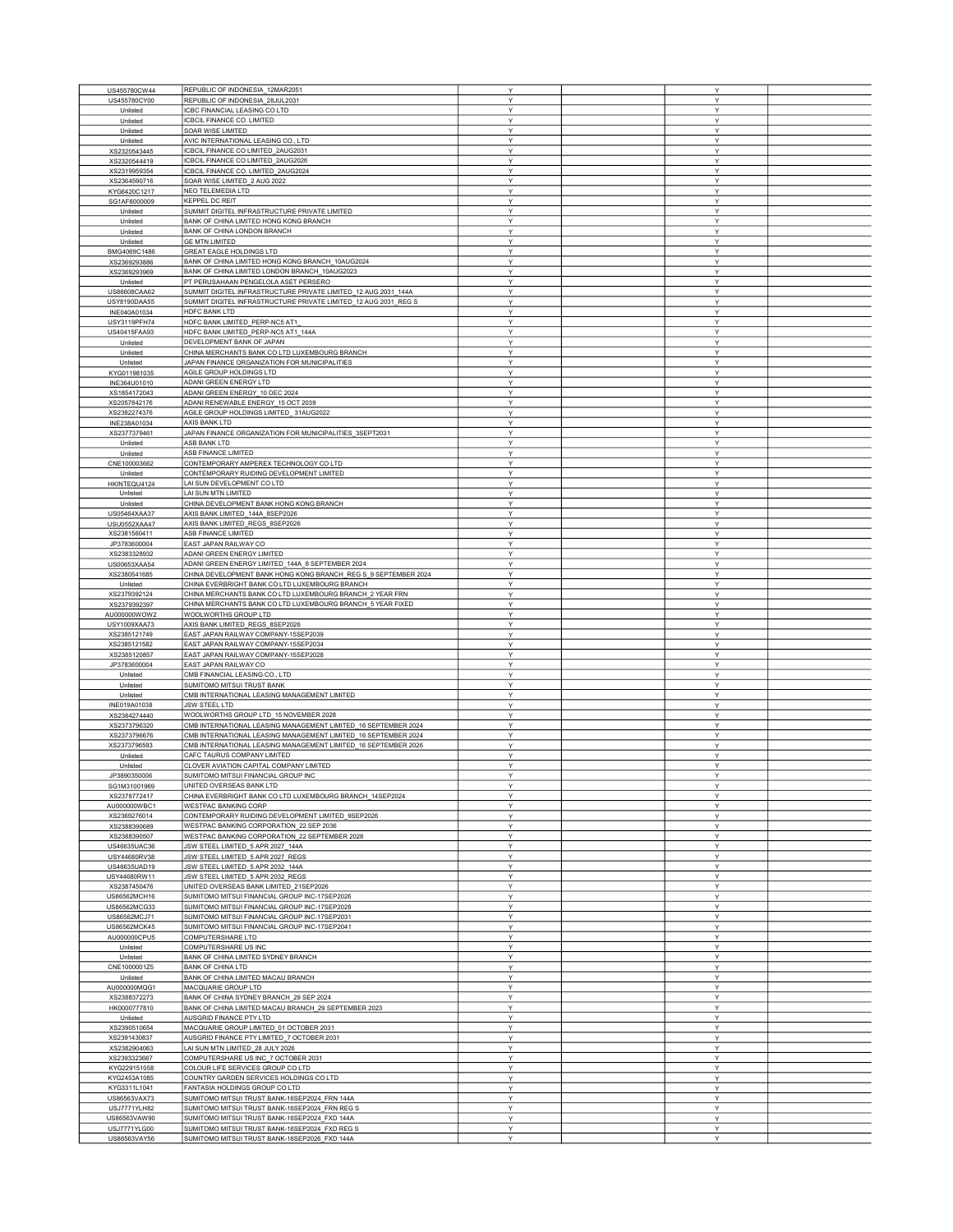| | | | | | |
|---|---|---|---|---|---|
| US455780CW44 | REPUBLIC OF INDONESIA_12MAR2051 | Y | | Y | |
| US455780CY00 | REPUBLIC OF INDONESIA_28JUL2031 | Y | | Y | |
| Unlisted | ICBC FINANCIAL LEASING CO LTD | Y | | Y | |
| Unlisted | ICBCIL FINANCE CO. LIMITED | Y | | Y | |
| Unlisted | SOAR WISE LIMITED | Y | | Y | |
| Unlisted | AVIC INTERNATIONAL LEASING CO., LTD | Y | | Y | |
| XS2320543445 | ICBCIL FINANCE CO LIMITED_2AUG2031 | Y | | Y | |
| XS2320544419 | ICBCIL FINANCE CO LIMITED_2AUG2026 | Y | | Y | |
| XS2319959354 | ICBCIL FINANCE CO. LIMITED_2AUG2024 | Y | | Y | |
| XS2364590716 | SOAR WISE LIMITED_2 AUG 2022 | Y | | Y | |
| KYG6420C1217 | NEO TELEMEDIA LTD | Y | | Y | |
| SG1AF6000009 | KEPPEL DC REIT | Y | | Y | |
| Unlisted | SUMMIT DIGITEL INFRASTRUCTURE PRIVATE LIMITED | Y | | Y | |
| Unlisted | BANK OF CHINA LIMITED HONG KONG BRANCH | Y | | Y | |
| Unlisted | BANK OF CHINA LONDON BRANCH | Y | | Y | |
| Unlisted | GE MTN LIMITED | Y | | Y | |
| BMG4069C1486 | GREAT EAGLE HOLDINGS LTD | Y | | Y | |
| XS2369293886 | BANK OF CHINA LIMITED HONG KONG BRANCH_10AUG2024 | Y | | Y | |
| XS2369293969 | BANK OF CHINA LIMITED LONDON BRANCH_10AUG2023 | Y | | Y | |
| Unlisted | PT PERUSAHAAN PENGELOLA ASET PERSERO | Y | | Y | |
| US86608CAA62 | SUMMIT DIGITEL INFRASTRUCTURE PRIVATE LIMITED_12 AUG 2031_144A | Y | | Y | |
| USY8190DAA55 | SUMMIT DIGITEL INFRASTRUCTURE PRIVATE LIMITED_12 AUG 2031_REG S | Y | | Y | |
| INE040A01034 | HDFC BANK LTD | Y | | Y | |
| USY3119PFH74 | HDFC BANK LIMITED_PERP-NC5 AT1_ | Y | | Y | |
| US40415FAA93 | HDFC BANK LIMITED_PERP-NC5 AT1_144A | Y | | Y | |
| Unlisted | DEVELOPMENT BANK OF JAPAN | Y | | Y | |
| Unlisted | CHINA MERCHANTS BANK CO LTD LUXEMBOURG BRANCH | Y | | Y | |
| Unlisted | JAPAN FINANCE ORGANIZATION FOR MUNICIPALITIES | Y | | Y | |
| KYG011981035 | AGILE GROUP HOLDINGS LTD | Y | | Y | |
| INE364U01010 | ADANI GREEN ENERGY LTD | Y | | Y | |
| XS1854172043 | ADANI GREEN ENERGY_10 DEC 2024 | Y | | Y | |
| XS2057842176 | ADANI RENEWABLE ENERGY_15 OCT 2039 | Y | | Y | |
| XS2382274376 | AGILE GROUP HOLDINGS LIMITED_ 31AUG2022 | Y | | Y | |
| INE238A01034 | AXIS BANK LTD | Y | | Y | |
| XS2377379461 | JAPAN FINANCE ORGANIZATION FOR MUNICIPALITIES_3SEPT2031 | Y | | Y | |
| Unlisted | ASB BANK LTD | Y | | Y | |
| Unlisted | ASB FINANCE LIMITED | Y | | Y | |
| CNE100003662 | CONTEMPORARY AMPEREX TECHNOLOGY CO LTD | Y | | Y | |
| Unlisted | CONTEMPORARY RUIDING DEVELOPMENT LIMITED | Y | | Y | |
| HKINTEQU4124 | LAI SUN DEVELOPMENT CO LTD | Y | | Y | |
| Unlisted | LAI SUN MTN LIMITED | Y | | Y | |
| Unlisted | CHINA DEVELOPMENT BANK HONG KONG BRANCH | Y | | Y | |
| US05464XAA37 | AXIS BANK LIMITED_144A_8SEP2026 | Y | | Y | |
| USU0552XAA47 | AXIS BANK LIMITED_REGS_8SEP2026 | Y | | Y | |
| XS2381560411 | ASB FINANCE LIMITED | Y | | Y | |
| JP3783600004 | EAST JAPAN RAILWAY CO | Y | | Y | |
| XS2383328932 | ADANI GREEN ENERGY LIMITED | Y | | Y | |
| US00653XAA54 | ADANI GREEN ENERGY LIMITED_144A_8 SEPTEMBER 2024 | Y | | Y | |
| XS2380541685 | CHINA DEVELOPMENT BANK HONG KONG BRANCH_REG S_9 SEPTEMBER 2024 | Y | | Y | |
| Unlisted | CHINA EVERBRIGHT BANK CO LTD LUXEMBOURG BRANCH | Y | | Y | |
| XS2379392124 | CHINA MERCHANTS BANK CO LTD LUXEMBOURG BRANCH_2 YEAR FRN | Y | | Y | |
| XS2379392397 | CHINA MERCHANTS BANK CO LTD LUXEMBOURG BRANCH_5 YEAR FIXED | Y | | Y | |
| AU000000WOW2 | WOOLWORTHS GROUP LTD | Y | | Y | |
| USY1009XAA73 | AXIS BANK LIMITED_REGS_8SEP2026 | Y | | Y | |
| XS2385121749 | EAST JAPAN RAILWAY COMPANY-15SEP2039 | Y | | Y | |
| XS2385121582 | EAST JAPAN RAILWAY COMPANY-15SEP2034 | Y | | Y | |
| XS2385120857 | EAST JAPAN RAILWAY COMPANY-15SEP2028 | Y | | Y | |
| JP3783600004 | EAST JAPAN RAILWAY CO | Y | | Y | |
| Unlisted | CMB FINANCIAL LEASING CO., LTD | Y | | Y | |
| Unlisted | SUMITOMO MITSUI TRUST BANK | Y | | Y | |
| Unlisted | CMB INTERNATIONAL LEASING MANAGEMENT LIMITED | Y | | Y | |
| INE019A01038 | JSW STEEL LTD | Y | | Y | |
| XS2384274440 | WOOLWORTHS GROUP LTD_15 NOVEMBER 2028 | Y | | Y | |
| XS2373796320 | CMB INTERNATIONAL LEASING MANAGEMENT LIMITED_16 SEPTEMBER 2024 | Y | | Y | |
| XS2373796676 | CMB INTERNATIONAL LEASING MANAGEMENT LIMITED_16 SEPTEMBER 2024 | Y | | Y | |
| XS2373796593 | CMB INTERNATIONAL LEASING MANAGEMENT LIMITED_16 SEPTEMBER 2026 | Y | | Y | |
| Unlisted | CAFC TAURUS COMPANY LIMITED | Y | | Y | |
| Unlisted | CLOVER AVIATION CAPITAL COMPANY LIMITED | Y | | Y | |
| JP3890350006 | SUMITOMO MITSUI FINANCIAL GROUP INC | Y | | Y | |
| SG1M31001969 | UNITED OVERSEAS BANK LTD | Y | | Y | |
| XS2378772417 | CHINA EVERBRIGHT BANK CO LTD LUXEMBOURG BRANCH_14SEP2024 | Y | | Y | |
| AU000000WBC1 | WESTPAC BANKING CORP | Y | | Y | |
| XS2369276014 | CONTEMPORARY RUIDING DEVELOPMENT LIMITED_9SEP2026 | Y | | Y | |
| XS2388390689 | WESTPAC BANKING CORPORATION_22 SEP 2036 | Y | | Y | |
| XS2388390507 | WESTPAC BANKING CORPORATION_22 SEPTEMBER 2028 | Y | | Y | |
| US46635UAC36 | JSW STEEL LIMITED_5 APR 2027_144A | Y | | Y | |
| USY44680RV38 | JSW STEEL LIMITED_5 APR 2027_REGS | Y | | Y | |
| US46635UAD19 | JSW STEEL LIMITED_5 APR 2032_144A | Y | | Y | |
| USY44680RW11 | JSW STEEL LIMITED_5 APR 2032_REGS | Y | | Y | |
| XS2387450476 | UNITED OVERSEAS BANK LIMITED_21SEP2026 | Y | | Y | |
| US86562MCH16 | SUMITOMO MITSUI FINANCIAL GROUP INC-17SEP2026 | Y | | Y | |
| US86562MCG33 | SUMITOMO MITSUI FINANCIAL GROUP INC-17SEP2028 | Y | | Y | |
| US86562MCJ71 | SUMITOMO MITSUI FINANCIAL GROUP INC-17SEP2031 | Y | | Y | |
| US86562MCK45 | SUMITOMO MITSUI FINANCIAL GROUP INC-17SEP2041 | Y | | Y | |
| AU000000CPU5 | COMPUTERSHARE LTD | Y | | Y | |
| Unlisted | COMPUTERSHARE US INC | Y | | Y | |
| Unlisted | BANK OF CHINA LIMITED SYDNEY BRANCH | Y | | Y | |
| CNE1000001Z5 | BANK OF CHINA LTD | Y | | Y | |
| Unlisted | BANK OF CHINA LIMITED MACAU BRANCH | Y | | Y | |
| AU000000MQG1 | MACQUARIE GROUP LTD | Y | | Y | |
| XS2388372273 | BANK OF CHINA SYDNEY BRANCH_29 SEP 2024 | Y | | Y | |
| HK0000777810 | BANK OF CHINA LIMITED MACAU BRANCH_29 SEPTEMBER 2023 | Y | | Y | |
| Unlisted | AUSGRID FINANCE PTY LTD | Y | | Y | |
| XS2390510654 | MACQUARIE GROUP LIMITED_01 OCTOBER 2031 | Y | | Y | |
| XS2391430837 | AUSGRID FINANCE PTY LIMITED_7 OCTOBER 2031 | Y | | Y | |
| XS2382904063 | LAI SUN MTN LIMITED_28 JULY 2026 | Y | | Y | |
| XS2393323667 | COMPUTERSHARE US INC_7 OCTOBER 2031 | Y | | Y | |
| KYG229151058 | COLOUR LIFE SERVICES GROUP CO LTD | Y | | Y | |
| KYG2453A1085 | COUNTRY GARDEN SERVICES HOLDINGS CO LTD | Y | | Y | |
| KYG3311L1041 | FANTASIA HOLDINGS GROUP CO LTD | Y | | Y | |
| US86563VAX73 | SUMITOMO MITSUI TRUST BANK-16SEP2024_FRN 144A | Y | | Y | |
| USJ7771YLH82 | SUMITOMO MITSUI TRUST BANK-16SEP2024_FRN REG S | Y | | Y | |
| US86563VAW90 | SUMITOMO MITSUI TRUST BANK-16SEP2024_FXD 144A | Y | | Y | |
| USJ7771YLG00 | SUMITOMO MITSUI TRUST BANK-16SEP2024_FXD REG S | Y | | Y | |
| US86563VAY56 | SUMITOMO MITSUI TRUST BANK-16SEP2026_FXD 144A | Y | | Y | |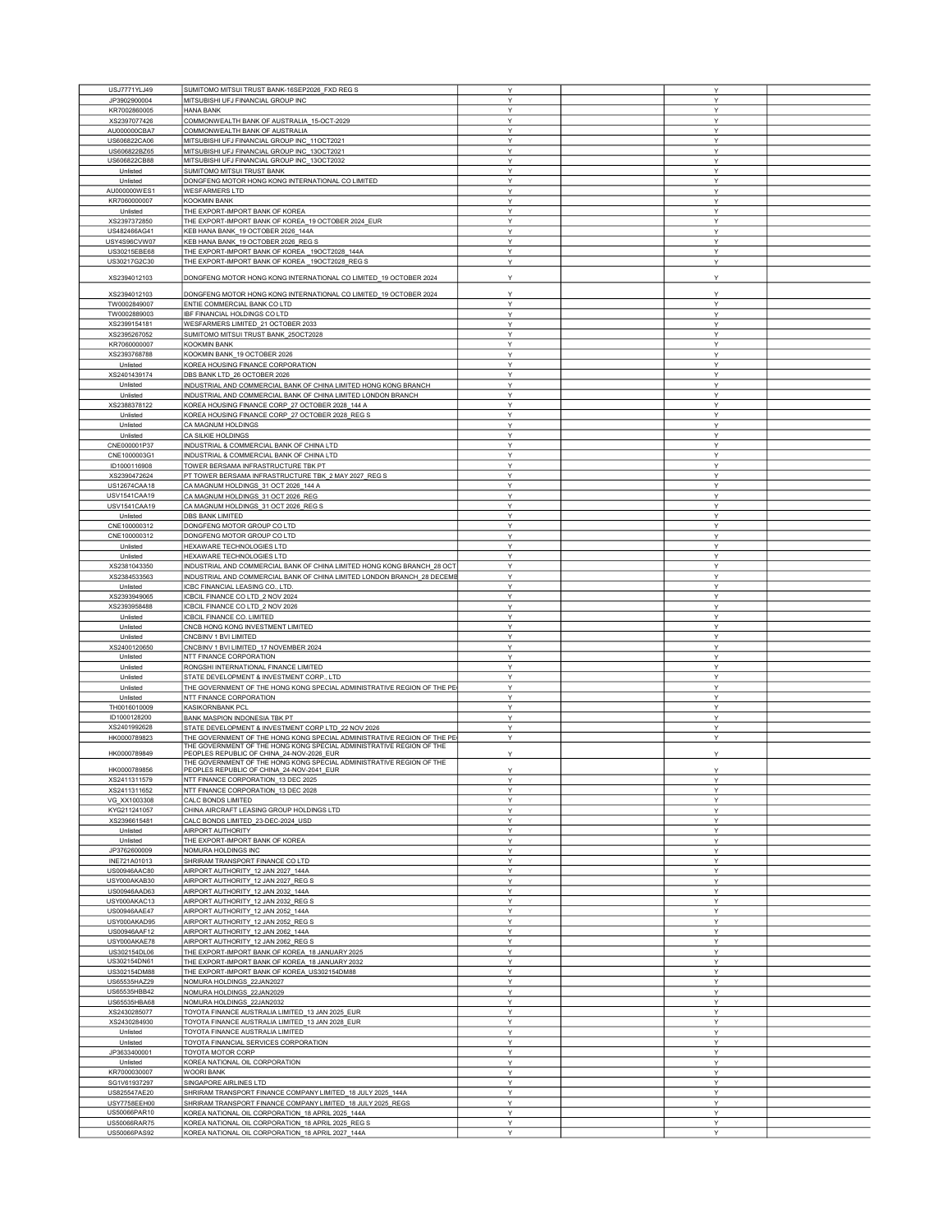| | | | | | |
|---|---|---|---|---|---|
| USJ7771YLJ49 | SUMITOMO MITSUI TRUST BANK-16SEP2026_FXD REG S | Y | | Y | |
| JP3902900004 | MITSUBISHI UFJ FINANCIAL GROUP INC | Y | | Y | |
| KR7002860005 | HANA BANK | Y | | Y | |
| XS2397077426 | COMMONWEALTH BANK OF AUSTRALIA_15-OCT-2029 | Y | | Y | |
| AU000000CBA7 | COMMONWEALTH BANK OF AUSTRALIA | Y | | Y | |
| US606822CA06 | MITSUBISHI UFJ FINANCIAL GROUP INC_11OCT2021 | Y | | Y | |
| US606822BZ65 | MITSUBISHI UFJ FINANCIAL GROUP INC_13OCT2021 | Y | | Y | |
| US606822CB88 | MITSUBISHI UFJ FINANCIAL GROUP INC_13OCT2032 | Y | | Y | |
| Unlisted | SUMITOMO MITSUI TRUST BANK | Y | | Y | |
| Unlisted | DONGFENG MOTOR HONG KONG INTERNATIONAL CO LIMITED | Y | | Y | |
| AU000000WES1 | WESFARMERS LTD | Y | | Y | |
| KR7060000007 | KOOKMIN BANK | Y | | Y | |
| Unlisted | THE EXPORT-IMPORT BANK OF KOREA | Y | | Y | |
| XS2397372850 | THE EXPORT-IMPORT BANK OF KOREA_19 OCTOBER 2024_EUR | Y | | Y | |
| US482466AG41 | KEB HANA BANK_19 OCTOBER 2026_144A | Y | | Y | |
| USY4S96CVW07 | KEB HANA BANK_19 OCTOBER 2026_REG S | Y | | Y | |
| US30215EBE68 | THE EXPORT-IMPORT BANK OF KOREA _19OCT2028_144A | Y | | Y | |
| US30217G2C30 | THE EXPORT-IMPORT BANK OF KOREA _19OCT2028_REG S | Y | | Y | |
| XS2394012103 | DONGFENG MOTOR HONG KONG INTERNATIONAL CO LIMITED_19 OCTOBER 2024 | Y | | Y | |
| XS2394012103 | DONGFENG MOTOR HONG KONG INTERNATIONAL CO LIMITED_19 OCTOBER 2024 | Y | | Y | |
| TW0002849007 | ENTIE COMMERCIAL BANK CO LTD | Y | | Y | |
| TW0002889003 | IBF FINANCIAL HOLDINGS CO LTD | Y | | Y | |
| XS2399154181 | WESFARMERS LIMITED_21 OCTOBER 2033 | Y | | Y | |
| XS2395267052 | SUMITOMO MITSUI TRUST BANK_25OCT2028 | Y | | Y | |
| KR7060000007 | KOOKMIN BANK | Y | | Y | |
| XS2393768788 | KOOKMIN BANK_19 OCTOBER 2026 | Y | | Y | |
| Unlisted | KOREA HOUSING FINANCE CORPORATION | Y | | Y | |
| XS2401439174 | DBS BANK LTD_26 OCTOBER 2026 | Y | | Y | |
| Unlisted | INDUSTRIAL AND COMMERCIAL BANK OF CHINA LIMITED HONG KONG BRANCH | Y | | Y | |
| Unlisted | INDUSTRIAL AND COMMERCIAL BANK OF CHINA LIMITED LONDON BRANCH | Y | | Y | |
| XS2388378122 | KOREA HOUSING FINANCE CORP_27 OCTOBER 2028_144 A | Y | | Y | |
| Unlisted | KOREA HOUSING FINANCE CORP_27 OCTOBER 2028_REG S | Y | | Y | |
| Unlisted | CA MAGNUM HOLDINGS | Y | | Y | |
| Unlisted | CA SILKIE HOLDINGS | Y | | Y | |
| CNE000001P37 | INDUSTRIAL & COMMERCIAL BANK OF CHINA LTD | Y | | Y | |
| CNE1000003G1 | INDUSTRIAL & COMMERCIAL BANK OF CHINA LTD | Y | | Y | |
| ID1000116908 | TOWER BERSAMA INFRASTRUCTURE TBK PT | Y | | Y | |
| XS2390472624 | PT TOWER BERSAMA INFRASTRUCTURE TBK_2 MAY 2027_REG S | Y | | Y | |
| US12674CAA18 | CA MAGNUM HOLDINGS_31 OCT 2026_144 A | Y | | Y | |
| USV1541CAA19 | CA MAGNUM HOLDINGS_31 OCT 2026_REG | Y | | Y | |
| USV1541CAA19 | CA MAGNUM HOLDINGS_31 OCT 2026_REG S | Y | | Y | |
| Unlisted | DBS BANK LIMITED | Y | | Y | |
| CNE100000312 | DONGFENG MOTOR GROUP CO LTD | Y | | Y | |
| CNE100000312 | DONGFENG MOTOR GROUP CO LTD | Y | | Y | |
| Unlisted | HEXAWARE TECHNOLOGIES LTD | Y | | Y | |
| Unlisted | HEXAWARE TECHNOLOGIES LTD | Y | | Y | |
| XS2381043350 | INDUSTRIAL AND COMMERCIAL BANK OF CHINA LIMITED HONG KONG BRANCH_28 OCT | Y | | Y | |
| XS2384533563 | INDUSTRIAL AND COMMERCIAL BANK OF CHINA LIMITED LONDON BRANCH_28 DECEMB | Y | | Y | |
| Unlisted | ICBC FINANCIAL LEASING CO., LTD. | Y | | Y | |
| XS2393949065 | ICBCIL FINANCE CO LTD_2 NOV 2024 | Y | | Y | |
| XS2393958488 | ICBCIL FINANCE CO LTD_2 NOV 2026 | Y | | Y | |
| Unlisted | ICBCIL FINANCE CO. LIMITED | Y | | Y | |
| Unlisted | CNCB HONG KONG INVESTMENT LIMITED | Y | | Y | |
| Unlisted | CNCBINV 1 BVI LIMITED | Y | | Y | |
| XS2400120650 | CNCBINV 1 BVI LIMITED_17 NOVEMBER 2024 | Y | | Y | |
| Unlisted | NTT FINANCE CORPORATION | Y | | Y | |
| Unlisted | RONGSHI INTERNATIONAL FINANCE LIMITED | Y | | Y | |
| Unlisted | STATE DEVELOPMENT & INVESTMENT CORP., LTD | Y | | Y | |
| Unlisted | THE GOVERNMENT OF THE HONG KONG SPECIAL ADMINISTRATIVE REGION OF THE PE | Y | | Y | |
| Unlisted | NTT FINANCE CORPORATION | Y | | Y | |
| TH0016010009 | KASIKORNBANK PCL | Y | | Y | |
| ID1000128200 | BANK MASPION INDONESIA TBK PT | Y | | Y | |
| XS2401992628 | STATE DEVELOPMENT & INVESTMENT CORP LTD_22 NOV 2026 | Y | | Y | |
| HK0000789823 | THE GOVERNMENT OF THE HONG KONG SPECIAL ADMINISTRATIVE REGION OF THE PE | Y | | Y | |
| HK0000789849 | THE GOVERNMENT OF THE HONG KONG SPECIAL ADMINISTRATIVE REGION OF THE PEOPLES REPUBLIC OF CHINA_24-NOV-2026_EUR | Y | | Y | |
| HK0000789856 | THE GOVERNMENT OF THE HONG KONG SPECIAL ADMINISTRATIVE REGION OF THE PEOPLES REPUBLIC OF CHINA_24-NOV-2041_EUR | Y | | Y | |
| XS2411311579 | NTT FINANCE CORPORATION_13 DEC 2025 | Y | | Y | |
| XS2411311652 | NTT FINANCE CORPORATION_13 DEC 2028 | Y | | Y | |
| VG_XX1003308 | CALC BONDS LIMITED | Y | | Y | |
| KYG211241057 | CHINA AIRCRAFT LEASING GROUP HOLDINGS LTD | Y | | Y | |
| XS2396615481 | CALC BONDS LIMITED_23-DEC-2024_USD | Y | | Y | |
| Unlisted | AIRPORT AUTHORITY | Y | | Y | |
| Unlisted | THE EXPORT-IMPORT BANK OF KOREA | Y | | Y | |
| JP3762600009 | NOMURA HOLDINGS INC | Y | | Y | |
| INE721A01013 | SHRIRAM TRANSPORT FINANCE CO LTD | Y | | Y | |
| US00946AAC80 | AIRPORT AUTHORITY_12 JAN 2027_144A | Y | | Y | |
| USY000AKAB30 | AIRPORT AUTHORITY_12 JAN 2027_REG S | Y | | Y | |
| US00946AAD63 | AIRPORT AUTHORITY_12 JAN 2032_144A | Y | | Y | |
| USY000AKAC13 | AIRPORT AUTHORITY_12 JAN 2032_REG S | Y | | Y | |
| US00946AAE47 | AIRPORT AUTHORITY_12 JAN 2052_144A | Y | | Y | |
| USY000AKAD95 | AIRPORT AUTHORITY_12 JAN 2052_REG S | Y | | Y | |
| US00946AAF12 | AIRPORT AUTHORITY_12 JAN 2062_144A | Y | | Y | |
| USY000AKAE78 | AIRPORT AUTHORITY_12 JAN 2062_REG S | Y | | Y | |
| US302154DL06 | THE EXPORT-IMPORT BANK OF KOREA_18 JANUARY 2025 | Y | | Y | |
| US302154DN61 | THE EXPORT-IMPORT BANK OF KOREA_18 JANUARY 2032 | Y | | Y | |
| US302154DM88 | THE EXPORT-IMPORT BANK OF KOREA_US302154DM88 | Y | | Y | |
| US65535HAZ29 | NOMURA HOLDINGS_22JAN2027 | Y | | Y | |
| US65535HBB42 | NOMURA HOLDINGS_22JAN2029 | Y | | Y | |
| US65535HBA68 | NOMURA HOLDINGS_22JAN2032 | Y | | Y | |
| XS2430285077 | TOYOTA FINANCE AUSTRALIA LIMITED_13 JAN 2025_EUR | Y | | Y | |
| XS2430284930 | TOYOTA FINANCE AUSTRALIA LIMITED_13 JAN 2028_EUR | Y | | Y | |
| Unlisted | TOYOTA FINANCE AUSTRALIA LIMITED | Y | | Y | |
| Unlisted | TOYOTA FINANCIAL SERVICES CORPORATION | Y | | Y | |
| JP3633400001 | TOYOTA MOTOR CORP | Y | | Y | |
| Unlisted | KOREA NATIONAL OIL CORPORATION | Y | | Y | |
| KR7000030007 | WOORI BANK | Y | | Y | |
| SG1V61937297 | SINGAPORE AIRLINES LTD | Y | | Y | |
| US82547AE20 | SHRIRAM TRANSPORT FINANCE COMPANY LIMITED_18 JULY 2025_144A | Y | | Y | |
| USY7758EEH00 | SHRIRAM TRANSPORT FINANCE COMPANY LIMITED_18 JULY 2025_REGS | Y | | Y | |
| US50066PAR10 | KOREA NATIONAL OIL CORPORATION_18 APRIL 2025_144A | Y | | Y | |
| US50066RAR75 | KOREA NATIONAL OIL CORPORATION_18 APRIL 2025_REG S | Y | | Y | |
| US50066PAS92 | KOREA NATIONAL OIL CORPORATION_18 APRIL 2027_144A | Y | | Y | |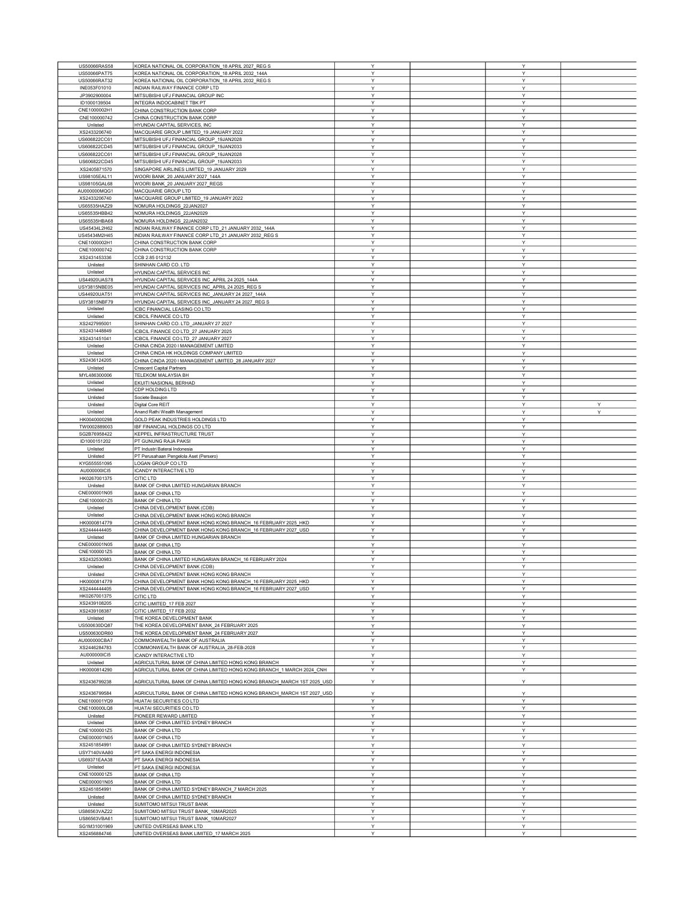| | | | | | |
|---|---|---|---|---|---|
| US50066RAS58 | KOREA NATIONAL OIL CORPORATION_18 APRIL 2027_REG S | Y | | Y | |
| US50066PAT75 | KOREA NATIONAL OIL CORPORATION_18 APRIL 2032_144A | Y | | Y | |
| US50066RAT32 | KOREA NATIONAL OIL CORPORATION_18 APRIL 2032_REG S | Y | | Y | |
| INE053F01010 | INDIAN RAILWAY FINANCE CORP LTD | Y | | Y | |
| JP3902900004 | MITSUBISHI UFJ FINANCIAL GROUP INC | Y | | Y | |
| ID1000139504 | INTEGRA INDOCABINET TBK PT | Y | | Y | |
| CNE1000002H1 | CHINA CONSTRUCTION BANK CORP | Y | | Y | |
| CNE100000742 | CHINA CONSTRUCTION BANK CORP | Y | | Y | |
| Unlisted | HYUNDAI CAPITAL SERVICES, INC | Y | | Y | |
| XS2433206740 | MACQUARIE GROUP LIMITED_19 JANUARY 2022 | Y | | Y | |
| US606822CC61 | MITSUBISHI UFJ FINANCIAL GROUP_19JAN2028 | Y | | Y | |
| US606822CD45 | MITSUBISHI UFJ FINANCIAL GROUP_19JAN2033 | Y | | Y | |
| US606822CC61 | MITSUBISHI UFJ FINANCIAL GROUP_19JAN2028 | Y | | Y | |
| US606822CD45 | MITSUBISHI UFJ FINANCIAL GROUP_19JAN2033 | Y | | Y | |
| XS2405871570 | SINGAPORE AIRLINES LIMITED_19 JANUARY 2029 | Y | | Y | |
| US98105EAL11 | WOORI BANK_20 JANUARY 2027_144A | Y | | Y | |
| US98105GAL68 | WOORI BANK_20 JANUARY 2027_REGS | Y | | Y | |
| AU000000MQG1 | MACQUARIE GROUP LTD | Y | | Y | |
| XS2433206740 | MACQUARIE GROUP LIMITED_19 JANUARY 2022 | Y | | Y | |
| US65535HAZ29 | NOMURA HOLDINGS_22JAN2027 | Y | | Y | |
| US65535HBB42 | NOMURA HOLDINGS_22JAN2029 | Y | | Y | |
| US65535HBA68 | NOMURA HOLDINGS_22JAN2032 | Y | | Y | |
| US45434L2H62 | INDIAN RAILWAY FINANCE CORP LTD_21 JANUARY 2032_144A | Y | | Y | |
| US45434M2H45 | INDIAN RAILWAY FINANCE CORP LTD_21 JANUARY 2032_REG S | Y | | Y | |
| CNE1000002H1 | CHINA CONSTRUCTION BANK CORP | Y | | Y | |
| CNE100000742 | CHINA CONSTRUCTION BANK CORP | Y | | Y | |
| XS2431453336 | CCB 2.85 012132 | Y | | Y | |
| Unlisted | SHINHAN CARD CO. LTD | Y | | Y | |
| Unlisted | HYUNDAI CAPITAL SERVICES INC | Y | | Y | |
| US44920UAS78 | HYUNDAI CAPITAL SERVICES INC_APRIL 24 2025_144A | Y | | Y | |
| USY3815NBE05 | HYUNDAI CAPITAL SERVICES INC_APRIL 24 2025_REG S | Y | | Y | |
| US44920UAT51 | HYUNDAI CAPITAL SERVICES INC_JANUARY 24 2027_144A | Y | | Y | |
| USY3815NBF79 | HYUNDAI CAPITAL SERVICES INC_JANUARY 24 2027_REG S | Y | | Y | |
| Unlisted | ICBC FINANCIAL LEASING CO LTD | Y | | Y | |
| Unlisted | ICBCIL FINANCE CO LTD | Y | | Y | |
| XS2427995001 | SHINHAN CARD CO. LTD_JANUARY 27 2027 | Y | | Y | |
| XS2431448849 | ICBCIL FINANCE CO LTD_27 JANUARY 2025 | Y | | Y | |
| XS2431451041 | ICBCIL FINANCE CO LTD_27 JANUARY 2027 | Y | | Y | |
| Unlisted | CHINA CINDA 2020 I MANAGEMENT LIMITED | Y | | Y | |
| Unlisted | CHINA CINDA HK HOLDINGS COMPANY LIMITED | Y | | Y | |
| XS2436124205 | CHINA CINDA 2020 I MANAGEMENT LIMITED_28 JANUARY 2027 | Y | | Y | |
| Unlisted | Crescent Capital Partners | Y | | Y | |
| MYL486300006 | TELEKOM MALAYSIA BH | Y | | Y | |
| Unlisted | EKUITI NASIONAL BERHAD | Y | | Y | |
| Unlisted | CDP HOLDING LTD | Y | | Y | |
| Unlisted | Societe Beaujon | Y | | Y | |
| Unlisted | Digital Core REIT | Y | | Y | Y |
| Unlisted | Anand Rathi Wealth Management | Y | | Y | Y |
| HK0040000298 | GOLD PEAK INDUSTRIES HOLDINGS LTD | Y | | Y | |
| TW0002889003 | IBF FINANCIAL HOLDINGS CO LTD | Y | | Y | |
| SG2B76958422 | KEPPEL INFRASTRUCTURE TRUST | Y | | Y | |
| ID1000151202 | PT GUNUNG RAJA PAKSI | Y | | Y | |
| Unlisted | PT Industri Baterai Indonesia | Y | | Y | |
| Unlisted | PT Perusahaan Pengelola Aset (Persero) | Y | | Y | |
| KYG555551095 | LOGAN GROUP CO LTD | Y | | Y | |
| AU000000ICI5 | ICANDY INTERACTIVE LTD | Y | | Y | |
| HK0267001375 | CITIC LTD | Y | | Y | |
| Unlisted | BANK OF CHINA LIMITED HUNGARIAN BRANCH | Y | | Y | |
| CNE000001N05 | BANK OF CHINA LTD | Y | | Y | |
| CNE1000001Z5 | BANK OF CHINA LTD | Y | | Y | |
| Unlisted | CHINA DEVELOPMENT BANK (CDB) | Y | | Y | |
| Unlisted | CHINA DEVELOPMENT BANK HONG KONG BRANCH | Y | | Y | |
| HK0000814779 | CHINA DEVELOPMENT BANK HONG KONG BRANCH_16 FEBRUARY 2025_HKD | Y | | Y | |
| XS2444444405 | CHINA DEVELOPMENT BANK HONG KONG BRANCH_16 FEBRUARY 2027_USD | Y | | Y | |
| Unlisted | BANK OF CHINA LIMITED HUNGARIAN BRANCH | Y | | Y | |
| CNE000001N05 | BANK OF CHINA LTD | Y | | Y | |
| CNE1000001Z5 | BANK OF CHINA LTD | Y | | Y | |
| XS2432530983 | BANK OF CHINA LIMITED HUNGARIAN BRANCH_16 FEBRUARY 2024 | Y | | Y | |
| Unlisted | CHINA DEVELOPMENT BANK (CDB) | Y | | Y | |
| Unlisted | CHINA DEVELOPMENT BANK HONG KONG BRANCH | Y | | Y | |
| HK0000814779 | CHINA DEVELOPMENT BANK HONG KONG BRANCH_16 FEBRUARY 2025_HKD | Y | | Y | |
| XS2444444405 | CHINA DEVELOPMENT BANK HONG KONG BRANCH_16 FEBRUARY 2027_USD | Y | | Y | |
| HK0267001375 | CITIC LTD | Y | | Y | |
| XS2439108205 | CITIC LIMITED_17 FEB 2027 | Y | | Y | |
| XS2439108387 | CITIC LIMITED_17 FEB 2032 | Y | | Y | |
| Unlisted | THE KOREA DEVELOPMENT BANK | Y | | Y | |
| US500630DQ87 | THE KOREA DEVELOPMENT BANK_24 FEBRUARY 2025 | Y | | Y | |
| US500630DR60 | THE KOREA DEVELOPMENT BANK_24 FEBRUARY 2027 | Y | | Y | |
| AU000000CBA7 | COMMONWEALTH BANK OF AUSTRALIA | Y | | Y | |
| XS2446284783 | COMMONWEALTH BANK OF AUSTRALIA_28-FEB-2028 | Y | | Y | |
| AU000000ICI5 | ICANDY INTERACTIVE LTD | Y | | Y | |
| Unlisted | AGRICULTURAL BANK OF CHINA LIMITED HONG KONG BRANCH | Y | | Y | |
| HK0000814290 | AGRICULTURAL BANK OF CHINA LIMITED HONG KONG BRANCH_1 MARCH 2024_CNH | Y | | Y | |
| XS2436799238 | AGRICULTURAL BANK OF CHINA LIMITED HONG KONG BRANCH_MARCH 1ST 2025_USD | Y | | Y | |
| XS2436799584 | AGRICULTURAL BANK OF CHINA LIMITED HONG KONG BRANCH_MARCH 1ST 2027_USD | Y | | Y | |
| CNE100001YQ9 | HUATAI SECURITIES CO LTD | Y | | Y | |
| CNE100000LQ8 | HUATAI SECURITIES CO LTD | Y | | Y | |
| Unlisted | PIONEER REWARD LIMITED | Y | | Y | |
| Unlisted | BANK OF CHINA LIMITED SYDNEY BRANCH | Y | | Y | |
| CNE1000001Z5 | BANK OF CHINA LTD | Y | | Y | |
| CNE000001N05 | BANK OF CHINA LTD | Y | | Y | |
| XS2451854991 | BANK OF CHINA LIMITED SYDNEY BRANCH | Y | | Y | |
| USY7140VAA80 | PT SAKA ENERGI INDONESIA | Y | | Y | |
| US69371EAA38 | PT SAKA ENERGI INDONESIA | Y | | Y | |
| Unlisted | PT SAKA ENERGI INDONESIA | Y | | Y | |
| CNE1000001Z5 | BANK OF CHINA LTD | Y | | Y | |
| CNE000001N05 | BANK OF CHINA LTD | Y | | Y | |
| XS2451854991 | BANK OF CHINA LIMITED SYDNEY BRANCH_7 MARCH 2025 | Y | | Y | |
| Unlisted | BANK OF CHINA LIMITED SYDNEY BRANCH | Y | | Y | |
| Unlisted | SUMITOMO MITSUI TRUST BANK | Y | | Y | |
| US86563VAZ22 | SUMITOMO MITSUI TRUST BANK_10MAR2025 | Y | | Y | |
| US86563VBA61 | SUMITOMO MITSUI TRUST BANK_10MAR2027 | Y | | Y | |
| SG1M31001969 | UNITED OVERSEAS BANK LTD | Y | | Y | |
| XS2456884746 | UNITED OVERSEAS BANK LIMITED_17 MARCH 2025 | Y | | Y | |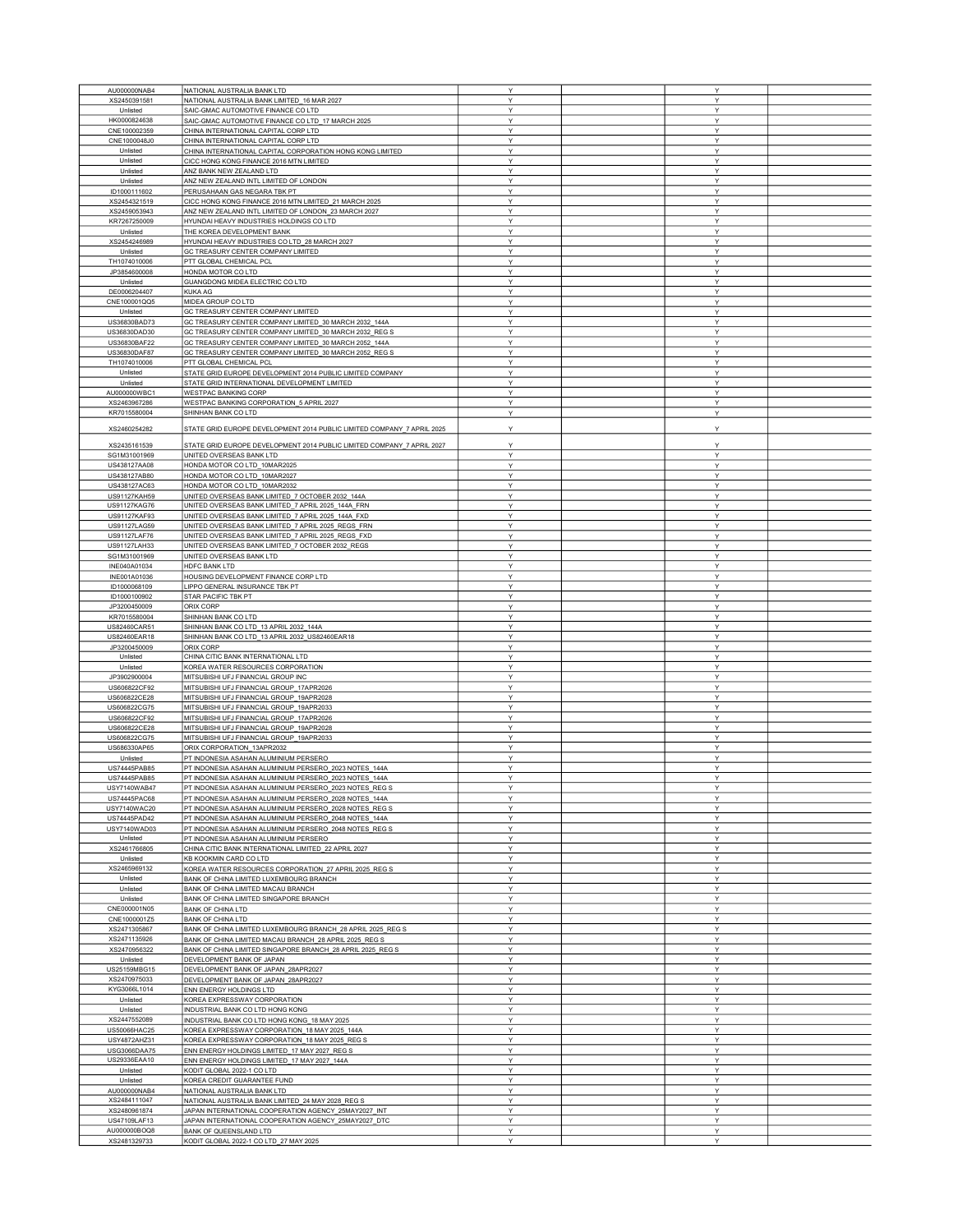| | | | | | |
|---|---|---|---|---|---|
| AU000000NAB4 | NATIONAL AUSTRALIA BANK LTD | Y | | Y | |
| XS2450391581 | NATIONAL AUSTRALIA BANK LIMITED_16 MAR 2027 | Y | | Y | |
| Unlisted | SAIC-GMAC AUTOMOTIVE FINANCE CO LTD | Y | | Y | |
| HK0000824638 | SAIC-GMAC AUTOMOTIVE FINANCE CO LTD_17 MARCH 2025 | Y | | Y | |
| CNE100002359 | CHINA INTERNATIONAL CAPITAL CORP LTD | Y | | Y | |
| CNE1000048J0 | CHINA INTERNATIONAL CAPITAL CORP LTD | Y | | Y | |
| Unlisted | CHINA INTERNATIONAL CAPITAL CORPORATION HONG KONG LIMITED | Y | | Y | |
| Unlisted | CICC HONG KONG FINANCE 2016 MTN LIMITED | Y | | Y | |
| Unlisted | ANZ BANK NEW ZEALAND LTD | Y | | Y | |
| Unlisted | ANZ NEW ZEALAND INTL LIMITED OF LONDON | Y | | Y | |
| ID1000111602 | PERUSAHAAN GAS NEGARA TBK PT | Y | | Y | |
| XS2454321519 | CICC HONG KONG FINANCE 2016 MTN LIMITED_21 MARCH 2025 | Y | | Y | |
| XS2459053943 | ANZ NEW ZEALAND INTL LIMITED OF LONDON_23 MARCH 2027 | Y | | Y | |
| KR7267250009 | HYUNDAI HEAVY INDUSTRIES HOLDINGS CO LTD | Y | | Y | |
| Unlisted | THE KOREA DEVELOPMENT BANK | Y | | Y | |
| XS2454246989 | HYUNDAI HEAVY INDUSTRIES CO LTD_28 MARCH 2027 | Y | | Y | |
| Unlisted | GC TREASURY CENTER COMPANY LIMITED | Y | | Y | |
| TH1074010006 | PTT GLOBAL CHEMICAL PCL | Y | | Y | |
| JP3854600008 | HONDA MOTOR CO LTD | Y | | Y | |
| Unlisted | GUANGDONG MIDEA ELECTRIC CO LTD | Y | | Y | |
| DE0006204407 | KUKA AG | Y | | Y | |
| CNE100001QQ5 | MIDEA GROUP CO LTD | Y | | Y | |
| Unlisted | GC TREASURY CENTER COMPANY LIMITED | Y | | Y | |
| US36830BAD73 | GC TREASURY CENTER COMPANY LIMITED_30 MARCH 2032_144A | Y | | Y | |
| US36830DAD30 | GC TREASURY CENTER COMPANY LIMITED_30 MARCH 2032_REG S | Y | | Y | |
| US36830BAF22 | GC TREASURY CENTER COMPANY LIMITED_30 MARCH 2052_144A | Y | | Y | |
| US36830DAF87 | GC TREASURY CENTER COMPANY LIMITED_30 MARCH 2052_REG S | Y | | Y | |
| TH1074010006 | PTT GLOBAL CHEMICAL PCL | Y | | Y | |
| Unlisted | STATE GRID EUROPE DEVELOPMENT 2014 PUBLIC LIMITED COMPANY | Y | | Y | |
| Unlisted | STATE GRID INTERNATIONAL DEVELOPMENT LIMITED | Y | | Y | |
| AU000000WBC1 | WESTPAC BANKING CORP | Y | | Y | |
| XS2463967286 | WESTPAC BANKING CORPORATION_5 APRIL 2027 | Y | | Y | |
| KR7015580004 | SHINHAN BANK CO LTD | Y | | Y | |
| XS2460254282 | STATE GRID EUROPE DEVELOPMENT 2014 PUBLIC LIMITED COMPANY_7 APRIL 2025 | Y | | Y | |
| XS2435161539 | STATE GRID EUROPE DEVELOPMENT 2014 PUBLIC LIMITED COMPANY_7 APRIL 2027 | Y | | Y | |
| SG1M31001969 | UNITED OVERSEAS BANK LTD | Y | | Y | |
| US438127AA08 | HONDA MOTOR CO LTD_10MAR2025 | Y | | Y | |
| US438127AB80 | HONDA MOTOR CO LTD_10MAR2027 | Y | | Y | |
| US438127AC63 | HONDA MOTOR CO LTD_10MAR2032 | Y | | Y | |
| US91127KAH59 | UNITED OVERSEAS BANK LIMITED_7 OCTOBER 2032_144A | Y | | Y | |
| US91127KAG76 | UNITED OVERSEAS BANK LIMITED_7 APRIL 2025_144A_FRN | Y | | Y | |
| US91127KAF93 | UNITED OVERSEAS BANK LIMITED_7 APRIL 2025_144A_FXD | Y | | Y | |
| US91127LAG59 | UNITED OVERSEAS BANK LIMITED_7 APRIL 2025_REGS_FRN | Y | | Y | |
| US91127LAF76 | UNITED OVERSEAS BANK LIMITED_7 APRIL 2025_REGS_FXD | Y | | Y | |
| US91127LAH33 | UNITED OVERSEAS BANK LIMITED_7 OCTOBER 2032_REGS | Y | | Y | |
| SG1M31001969 | UNITED OVERSEAS BANK LTD | Y | | Y | |
| INE040A01034 | HDFC BANK LTD | Y | | Y | |
| INE001A01036 | HOUSING DEVELOPMENT FINANCE CORP LTD | Y | | Y | |
| ID1000068109 | LIPPO GENERAL INSURANCE TBK PT | Y | | Y | |
| ID1000100902 | STAR PACIFIC TBK PT | Y | | Y | |
| JP3200450009 | ORIX CORP | Y | | Y | |
| KR7015580004 | SHINHAN BANK CO LTD | Y | | Y | |
| US82460CAR51 | SHINHAN BANK CO LTD_13 APRIL 2032_144A | Y | | Y | |
| US82460EAR18 | SHINHAN BANK CO LTD_13 APRIL 2032_US82460EAR18 | Y | | Y | |
| JP3200450009 | ORIX CORP | Y | | Y | |
| Unlisted | CHINA CITIC BANK INTERNATIONAL LTD | Y | | Y | |
| Unlisted | KOREA WATER RESOURCES CORPORATION | Y | | Y | |
| JP3902900004 | MITSUBISHI UFJ FINANCIAL GROUP INC | Y | | Y | |
| US606822CF92 | MITSUBISHI UFJ FINANCIAL GROUP_17APR2026 | Y | | Y | |
| US606822CE28 | MITSUBISHI UFJ FINANCIAL GROUP_19APR2028 | Y | | Y | |
| US606822CG75 | MITSUBISHI UFJ FINANCIAL GROUP_19APR2033 | Y | | Y | |
| US606822CF92 | MITSUBISHI UFJ FINANCIAL GROUP_17APR2026 | Y | | Y | |
| US606822CE28 | MITSUBISHI UFJ FINANCIAL GROUP_19APR2028 | Y | | Y | |
| US606822CG75 | MITSUBISHI UFJ FINANCIAL GROUP_19APR2033 | Y | | Y | |
| US686330AP65 | ORIX CORPORATION_13APR2032 | Y | | Y | |
| Unlisted | PT INDONESIA ASAHAN ALUMINIUM PERSERO | Y | | Y | |
| US74445PAB85 | PT INDONESIA ASAHAN ALUMINIUM PERSERO_2023 NOTES_144A | Y | | Y | |
| US74445PAB85 | PT INDONESIA ASAHAN ALUMINIUM PERSERO_2023 NOTES_144A | Y | | Y | |
| USY7140WAB47 | PT INDONESIA ASAHAN ALUMINIUM PERSERO_2023 NOTES_REG S | Y | | Y | |
| US74445PAC68 | PT INDONESIA ASAHAN ALUMINIUM PERSERO_2028 NOTES_144A | Y | | Y | |
| USY7140WAC20 | PT INDONESIA ASAHAN ALUMINIUM PERSERO_2028 NOTES_REG S | Y | | Y | |
| US74445PAD42 | PT INDONESIA ASAHAN ALUMINIUM PERSERO_2048 NOTES_144A | Y | | Y | |
| USY7140WAD03 | PT INDONESIA ASAHAN ALUMINIUM PERSERO_2048 NOTES_REG S | Y | | Y | |
| Unlisted | PT INDONESIA ASAHAN ALUMINIUM PERSERO | Y | | Y | |
| XS2461766805 | CHINA CITIC BANK INTERNATIONAL LIMITED_22 APRIL 2027 | Y | | Y | |
| Unlisted | KB KOOKMIN CARD CO LTD | Y | | Y | |
| XS2465969132 | KOREA WATER RESOURCES CORPORATION_27 APRIL 2025_REG S | Y | | Y | |
| Unlisted | BANK OF CHINA LIMITED LUXEMBOURG BRANCH | Y | | Y | |
| Unlisted | BANK OF CHINA LIMITED MACAU BRANCH | Y | | Y | |
| Unlisted | BANK OF CHINA LIMITED SINGAPORE BRANCH | Y | | Y | |
| CNE000001N05 | BANK OF CHINA LTD | Y | | Y | |
| CNE1000001Z5 | BANK OF CHINA LTD | Y | | Y | |
| XS2471305867 | BANK OF CHINA LIMITED LUXEMBOURG BRANCH_28 APRIL 2025_REG S | Y | | Y | |
| XS2471135926 | BANK OF CHINA LIMITED MACAU BRANCH_28 APRIL 2025_REG S | Y | | Y | |
| XS2470956322 | BANK OF CHINA LIMITED SINGAPORE BRANCH_28 APRIL 2025_REG S | Y | | Y | |
| Unlisted | DEVELOPMENT BANK OF JAPAN | Y | | Y | |
| US25159MBG15 | DEVELOPMENT BANK OF JAPAN_28APR2027 | Y | | Y | |
| XS2470975033 | DEVELOPMENT BANK OF JAPAN_28APR2027 | Y | | Y | |
| KYG3066L1014 | ENN ENERGY HOLDINGS LTD | Y | | Y | |
| Unlisted | KOREA EXPRESSWAY CORPORATION | Y | | Y | |
| Unlisted | INDUSTRIAL BANK CO LTD HONG KONG | Y | | Y | |
| XS2447552089 | INDUSTRIAL BANK CO LTD HONG KONG_18 MAY 2025 | Y | | Y | |
| US50066HAC25 | KOREA EXPRESSWAY CORPORATION_18 MAY 2025_144A | Y | | Y | |
| USY4872AHZ31 | KOREA EXPRESSWAY CORPORATION_18 MAY 2025_REG S | Y | | Y | |
| USG3066DAA75 | ENN ENERGY HOLDINGS LIMITED_17 MAY 2027_REG S | Y | | Y | |
| US29336EAA10 | ENN ENERGY HOLDINGS LIMITED_17 MAY 2027_144A | Y | | Y | |
| Unlisted | KODIT GLOBAL 2022-1 CO LTD | Y | | Y | |
| Unlisted | KOREA CREDIT GUARANTEE FUND | Y | | Y | |
| AU000000NAB4 | NATIONAL AUSTRALIA BANK LTD | Y | | Y | |
| XS2484111047 | NATIONAL AUSTRALIA BANK LIMITED_24 MAY 2028_REG S | Y | | Y | |
| XS2480961874 | JAPAN INTERNATIONAL COOPERATION AGENCY_25MAY2027_INT | Y | | Y | |
| US47109LAF13 | JAPAN INTERNATIONAL COOPERATION AGENCY_25MAY2027_DTC | Y | | Y | |
| AU000000BOQ8 | BANK OF QUEENSLAND LTD | Y | | Y | |
| XS2481329733 | KODIT GLOBAL 2022-1 CO LTD_27 MAY 2025 | Y | | Y | |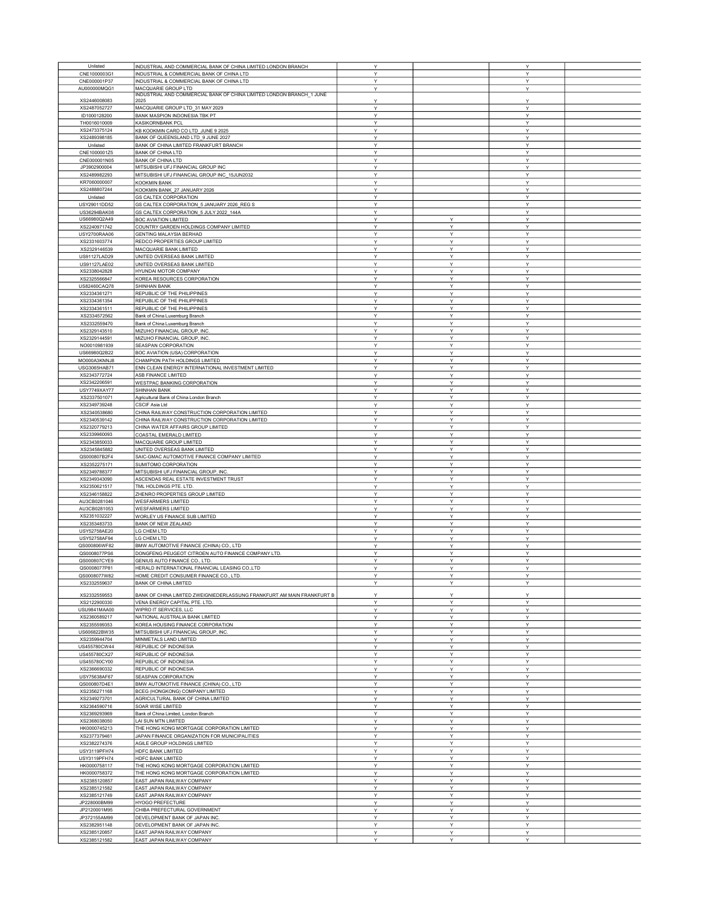| | | | | | |
|---|---|---|---|---|---|
| Unlisted | INDUSTRIAL AND COMMERCIAL BANK OF CHINA LIMITED LONDON BRANCH | Y | | Y | |
| CNE1000003G1 | INDUSTRIAL & COMMERCIAL BANK OF CHINA LTD | Y | | Y | |
| CNE000001P37 | INDUSTRIAL & COMMERCIAL BANK OF CHINA LTD | Y | | Y | |
| AU000000MQG1 | MACQUARIE GROUP LTD | Y | | Y | |
| XS2446008083 | INDUSTRIAL AND COMMERCIAL BANK OF CHINA LIMITED LONDON BRANCH_1 JUNE 2025 | Y | | Y | |
| XS2487052727 | MACQUARIE GROUP LTD_31 MAY 2029 | Y | | Y | |
| ID1000128200 | BANK MASPION INDONESIA TBK PT | Y | | Y | |
| TH0016010009 | KASIKORNBANK PCL | Y | | Y | |
| XS2473375124 | KB KOOKMIN CARD CO LTD_JUNE 9 2025 | Y | | Y | |
| XS2489398185 | BANK OF QUEENSLAND LTD_9 JUNE 2027 | Y | | Y | |
| Unlisted | BANK OF CHINA LIMITED FRANKFURT BRANCH | Y | | Y | |
| CNE1000001Z5 | BANK OF CHINA LTD | Y | | Y | |
| CNE000001N05 | BANK OF CHINA LTD | Y | | Y | |
| JP3902900004 | MITSUBISHI UFJ FINANCIAL GROUP INC | Y | | Y | |
| XS2489982293 | MITSUBISHI UFJ FINANCIAL GROUP INC_15JUN2032 | Y | | Y | |
| KR7060000007 | KOOKMIN BANK | Y | | Y | |
| XS2488807244 | KOOKMIN BANK_27 JANUARY 2026 | Y | | Y | |
| Unlisted | GS CALTEX CORPORATION | Y | | Y | |
| USY29011DD52 | GS CALTEX CORPORATION_5 JANUARY 2026_REG S | Y | | Y | |
| US36294BAK08 | GS CALTEX CORPORATION_5 JULY 2022_144A | Y | | Y | |
| US66980Q2A49 | BOC AVIATION LIMITED | Y | Y | Y | |
| XS2240971742 | COUNTRY GARDEN HOLDINGS COMPANY LIMITED | Y | Y | Y | |
| USY2700RAA06 | GENTING MALAYSIA BERHAD | Y | Y | Y | |
| XS2331603774 | REDCO PROPERTIES GROUP LIMITED | Y | Y | Y | |
| XS2329146539 | MACQUARIE BANK LIMITED | Y | Y | Y | |
| US91127LAD29 | UNITED OVERSEAS BANK LIMITED | Y | Y | Y | |
| US91127LAE02 | UNITED OVERSEAS BANK LIMITED | Y | Y | Y | |
| XS2338042828 | HYUNDAI MOTOR COMPANY | Y | Y | Y | |
| XS2325566847 | KOREA RESOURCES CORPORATION | Y | Y | Y | |
| US82460CAQ78 | SHINHAN BANK | Y | Y | Y | |
| XS2334361271 | REPUBLIC OF THE PHILIPPINES | Y | Y | Y | |
| XS2334361354 | REPUBLIC OF THE PHILIPPINES | Y | Y | Y | |
| XS2334361511 | REPUBLIC OF THE PHILIPPINES | Y | Y | Y | |
| XS2334572562 | Bank of China Luxemburg Branch | Y | Y | Y | |
| XS2332559470 | Bank of China Luxemburg Branch | Y | Y | Y | |
| XS2329143510 | MIZUHO FINANCIAL GROUP, INC. | Y | Y | Y | |
| XS2329144591 | MIZUHO FINANCIAL GROUP, INC. | Y | Y | Y | |
| NO0010981939 | SEASPAN CORPORATION | Y | Y | Y | |
| US66980Q2B22 | BOC AVIATION (USA) CORPORATION | Y | Y | Y | |
| MO000A3KNNJ8 | CHAMPION PATH HOLDINGS LIMITED | Y | Y | Y | |
| USG3065HAB71 | ENN CLEAN ENERGY INTERNATIONAL INVESTMENT LIMITED | Y | Y | Y | |
| XS2343772724 | ASB FINANCE LIMITED | Y | Y | Y | |
| XS2342206591 | WESTPAC BANKING CORPORATION | Y | Y | Y | |
| USY7749XAY77 | SHINHAN BANK | Y | Y | Y | |
| XS2337501071 | Agricultural Bank of China London Branch | Y | Y | Y | |
| XS2349739248 | CSCIF Asia Ltd | Y | Y | Y | |
| XS2340538680 | CHINA RAILWAY CONSTRUCTION CORPORATION LIMITED | Y | Y | Y | |
| XS2340539142 | CHINA RAILWAY CONSTRUCTION CORPORATION LIMITED | Y | Y | Y | |
| XS2320779213 | CHINA WATER AFFAIRS GROUP LIMITED | Y | Y | Y | |
| XS2339960093 | COASTAL EMERALD LIMITED | Y | Y | Y | |
| XS2343850033 | MACQUARIE GROUP LIMITED | Y | Y | Y | |
| XS2345845882 | UNITED OVERSEAS BANK LIMITED | Y | Y | Y | |
| QS000807B2F4 | SAIC-GMAC AUTOMOTIVE FINANCE COMPANY LIMITED | Y | Y | Y | |
| XS2352275171 | SUMITOMO CORPORATION | Y | Y | Y | |
| XS2349788377 | MITSUBISHI UFJ FINANCIAL GROUP, INC. | Y | Y | Y | |
| XS2349343090 | ASCENDAS REAL ESTATE INVESTMENT TRUST | Y | Y | Y | |
| XS2350621517 | TML HOLDINGS PTE. LTD. | Y | Y | Y | |
| XS2346158822 | ZHENRO PROPERTIES GROUP LIMITED | Y | Y | Y | |
| AU3CB0281046 | WESFARMERS LIMITED | Y | Y | Y | |
| AU3CB0281053 | WESFARMERS LIMITED | Y | Y | Y | |
| XS2351032227 | WORLEY US FINANCE SUB LIMITED | Y | Y | Y | |
| XS2353483733 | BANK OF NEW ZEALAND | Y | Y | Y | |
| USY52758AE20 | LG CHEM LTD | Y | Y | Y | |
| USY52758AF94 | LG CHEM LTD | Y | Y | Y | |
| QS000806WF82 | BMW AUTOMOTIVE FINANCE (CHINA) CO., LTD | Y | Y | Y | |
| QS0008077PS6 | DONGFENG PEUGEOT CITROEN AUTO FINANCE COMPANY LTD. | Y | Y | Y | |
| QS000807CYE9 | GENIUS AUTO FINANCE CO., LTD. | Y | Y | Y | |
| QS0008077P81 | HERALD INTERNATIONAL FINANCIAL LEASING CO.,LTD | Y | Y | Y | |
| QS0008077W82 | HOME CREDIT CONSUMER FINANCE CO., LTD. | Y | Y | Y | |
| XS2332559637 | BANK OF CHINA LIMITED | Y | Y | Y | |
| XS2332559553 | BANK OF CHINA LIMITED ZWEIGNIEDERLASSUNG FRANKFURT AM MAIN FRANKFURT B | Y | Y | Y | |
| XS2122900330 | VENA ENERGY CAPITAL PTE. LTD. | Y | Y | Y | |
| USU9841MAA00 | WIPRO IT SERVICES, LLC | Y | Y | Y | |
| XS2360589217 | NATIONAL AUSTRALIA BANK LIMITED | Y | Y | Y | |
| XS2355599353 | KOREA HOUSING FINANCE CORPORATION | Y | Y | Y | |
| US606822BW35 | MITSUBISHI UFJ FINANCIAL GROUP, INC. | Y | Y | Y | |
| XS2359944704 | MINMETALS LAND LIMITED | Y | Y | Y | |
| US455780CW44 | REPUBLIC OF INDONESIA | Y | Y | Y | |
| US455780CX27 | REPUBLIC OF INDONESIA | Y | Y | Y | |
| US455780CY00 | REPUBLIC OF INDONESIA | Y | Y | Y | |
| XS2366690332 | REPUBLIC OF INDONESIA | Y | Y | Y | |
| USY75638AF67 | SEASPAN CORPORATION | Y | Y | Y | |
| QS000807D4E1 | BMW AUTOMOTIVE FINANCE (CHINA) CO., LTD | Y | Y | Y | |
| XS2356271168 | BCEG (HONGKONG) COMPANY LIMITED | Y | Y | Y | |
| XS2349273701 | AGRICULTURAL BANK OF CHINA LIMITED | Y | Y | Y | |
| XS2364590716 | SOAR WISE LIMITED | Y | Y | Y | |
| XS2369293969 | Bank of China Limited, London Branch | Y | Y | Y | |
| XS2368038050 | LAI SUN MTN LIMITED | Y | Y | Y | |
| HK0000745213 | THE HONG KONG MORTGAGE CORPORATION LIMITED | Y | Y | Y | |
| XS2377379461 | JAPAN FINANCE ORGANIZATION FOR MUNICIPALITIES | Y | Y | Y | |
| XS2382274376 | AGILE GROUP HOLDINGS LIMITED | Y | Y | Y | |
| USY3119PFH74 | HDFC BANK LIMITED | Y | Y | Y | |
| USY3119PFH74 | HDFC BANK LIMITED | Y | Y | Y | |
| HK0000758117 | THE HONG KONG MORTGAGE CORPORATION LIMITED | Y | Y | Y | |
| HK0000758372 | THE HONG KONG MORTGAGE CORPORATION LIMITED | Y | Y | Y | |
| XS2385120857 | EAST JAPAN RAILWAY COMPANY | Y | Y | Y | |
| XS2385121582 | EAST JAPAN RAILWAY COMPANY | Y | Y | Y | |
| XS2385121749 | EAST JAPAN RAILWAY COMPANY | Y | Y | Y | |
| JP228000BM99 | HYOGO PREFECTURE | Y | Y | Y | |
| JP2120001M95 | CHIBA PREFECTURAL GOVERNMENT | Y | Y | Y | |
| JP372155AM99 | DEVELOPMENT BANK OF JAPAN INC. | Y | Y | Y | |
| XS2382951148 | DEVELOPMENT BANK OF JAPAN INC. | Y | Y | Y | |
| XS2385120857 | EAST JAPAN RAILWAY COMPANY | Y | Y | Y | |
| XS2385121582 | EAST JAPAN RAILWAY COMPANY | Y | Y | Y | |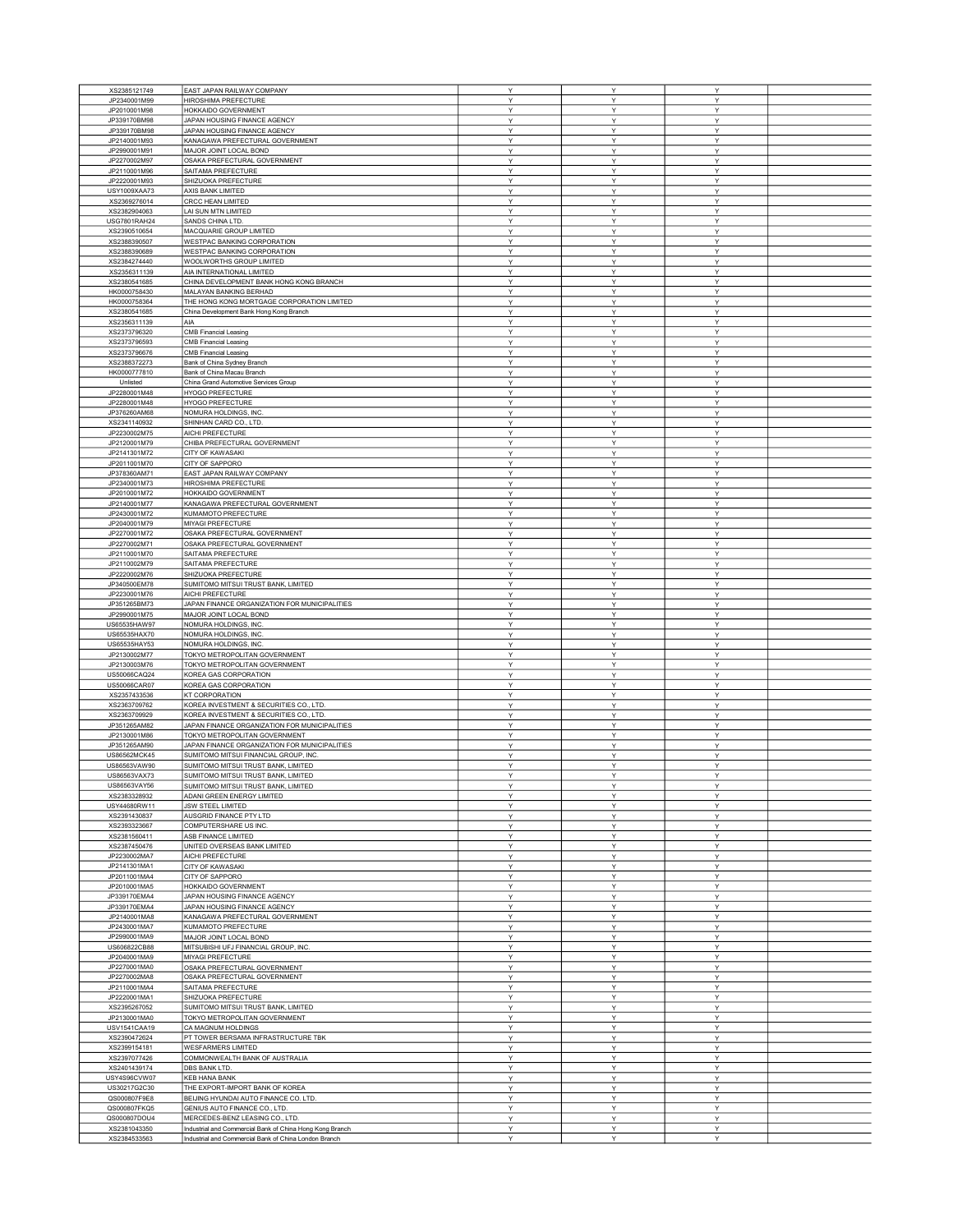| | | | | | |
|---|---|---|---|---|---|
| XS2385121749 | EAST JAPAN RAILWAY COMPANY | Y | Y | Y | |
| JP2340001M99 | HIROSHIMA PREFECTURE | Y | Y | Y | |
| JP2010001M98 | HOKKAIDO GOVERNMENT | Y | Y | Y | |
| JP339170BM98 | JAPAN HOUSING FINANCE AGENCY | Y | Y | Y | |
| JP339170BM98 | JAPAN HOUSING FINANCE AGENCY | Y | Y | Y | |
| JP2140001M93 | KANAGAWA PREFECTURAL GOVERNMENT | Y | Y | Y | |
| JP2990001M91 | MAJOR JOINT LOCAL BOND | Y | Y | Y | |
| JP2270002M97 | OSAKA PREFECTURAL GOVERNMENT | Y | Y | Y | |
| JP2110001M96 | SAITAMA PREFECTURE | Y | Y | Y | |
| JP2220001M93 | SHIZUOKA PREFECTURE | Y | Y | Y | |
| USY1009XAA73 | AXIS BANK LIMITED | Y | Y | Y | |
| XS2369276014 | CRCC HEAN LIMITED | Y | Y | Y | |
| XS2382904063 | LAI SUN MTN LIMITED | Y | Y | Y | |
| USG7801RAH24 | SANDS CHINA LTD. | Y | Y | Y | |
| XS2390510654 | MACQUARIE GROUP LIMITED | Y | Y | Y | |
| XS2388390507 | WESTPAC BANKING CORPORATION | Y | Y | Y | |
| XS2388390689 | WESTPAC BANKING CORPORATION | Y | Y | Y | |
| XS2384274440 | WOOLWORTHS GROUP LIMITED | Y | Y | Y | |
| XS2356311139 | AIA INTERNATIONAL LIMITED | Y | Y | Y | |
| XS2380541685 | CHINA DEVELOPMENT BANK HONG KONG BRANCH | Y | Y | Y | |
| HK0000758430 | MALAYAN BANKING BERHAD | Y | Y | Y | |
| HK0000758364 | THE HONG KONG MORTGAGE CORPORATION LIMITED | Y | Y | Y | |
| XS2380541685 | China Development Bank Hong Kong Branch | Y | Y | Y | |
| XS2356311139 | AIA | Y | Y | Y | |
| XS2373796320 | CMB Financial Leasing | Y | Y | Y | |
| XS2373796593 | CMB Financial Leasing | Y | Y | Y | |
| XS2373796676 | CMB Financial Leasing | Y | Y | Y | |
| XS2388372273 | Bank of China Sydney Branch | Y | Y | Y | |
| HK0000777810 | Bank of China Macau Branch | Y | Y | Y | |
| Unlisted | China Grand Automotive Services Group | Y | Y | Y | |
| JP2280001M48 | HYOGO PREFECTURE | Y | Y | Y | |
| JP2280001M48 | HYOGO PREFECTURE | Y | Y | Y | |
| JP376260AM68 | NOMURA HOLDINGS, INC. | Y | Y | Y | |
| XS2341140932 | SHINHAN CARD CO., LTD. | Y | Y | Y | |
| JP2230002M75 | AICHI PREFECTURE | Y | Y | Y | |
| JP2120001M79 | CHIBA PREFECTURAL GOVERNMENT | Y | Y | Y | |
| JP2141301M72 | CITY OF KAWASAKI | Y | Y | Y | |
| JP2011001M70 | CITY OF SAPPORO | Y | Y | Y | |
| JP378360AM71 | EAST JAPAN RAILWAY COMPANY | Y | Y | Y | |
| JP2340001M73 | HIROSHIMA PREFECTURE | Y | Y | Y | |
| JP2010001M72 | HOKKAIDO GOVERNMENT | Y | Y | Y | |
| JP2140001M77 | KANAGAWA PREFECTURAL GOVERNMENT | Y | Y | Y | |
| JP2430001M72 | KUMAMOTO PREFECTURE | Y | Y | Y | |
| JP2040001M79 | MIYAGI PREFECTURE | Y | Y | Y | |
| JP2270001M72 | OSAKA PREFECTURAL GOVERNMENT | Y | Y | Y | |
| JP2270002M71 | OSAKA PREFECTURAL GOVERNMENT | Y | Y | Y | |
| JP2110001M70 | SAITAMA PREFECTURE | Y | Y | Y | |
| JP2110002M79 | SAITAMA PREFECTURE | Y | Y | Y | |
| JP2220002M76 | SHIZUOKA PREFECTURE | Y | Y | Y | |
| JP340500EM78 | SUMITOMO MITSUI TRUST BANK, LIMITED | Y | Y | Y | |
| JP2230001M76 | AICHI PREFECTURE | Y | Y | Y | |
| JP351265BM73 | JAPAN FINANCE ORGANIZATION FOR MUNICIPALITIES | Y | Y | Y | |
| JP2990001M75 | MAJOR JOINT LOCAL BOND | Y | Y | Y | |
| US65535HAW97 | NOMURA HOLDINGS, INC. | Y | Y | Y | |
| US65535HAX70 | NOMURA HOLDINGS, INC. | Y | Y | Y | |
| US65535HAY53 | NOMURA HOLDINGS, INC. | Y | Y | Y | |
| JP2130002M77 | TOKYO METROPOLITAN GOVERNMENT | Y | Y | Y | |
| JP2130003M76 | TOKYO METROPOLITAN GOVERNMENT | Y | Y | Y | |
| US50066CAQ24 | KOREA GAS CORPORATION | Y | Y | Y | |
| US50066CAR07 | KOREA GAS CORPORATION | Y | Y | Y | |
| XS2357433536 | KT CORPORATION | Y | Y | Y | |
| XS2363709762 | KOREA INVESTMENT & SECURITIES CO., LTD. | Y | Y | Y | |
| XS2363709929 | KOREA INVESTMENT & SECURITIES CO., LTD. | Y | Y | Y | |
| JP351265AM82 | JAPAN FINANCE ORGANIZATION FOR MUNICIPALITIES | Y | Y | Y | |
| JP2130001M86 | TOKYO METROPOLITAN GOVERNMENT | Y | Y | Y | |
| JP351265AM90 | JAPAN FINANCE ORGANIZATION FOR MUNICIPALITIES | Y | Y | Y | |
| US86562MCK45 | SUMITOMO MITSUI FINANCIAL GROUP, INC. | Y | Y | Y | |
| US86563VAW90 | SUMITOMO MITSUI TRUST BANK, LIMITED | Y | Y | Y | |
| US86563VAX73 | SUMITOMO MITSUI TRUST BANK, LIMITED | Y | Y | Y | |
| US86563VAY56 | SUMITOMO MITSUI TRUST BANK, LIMITED | Y | Y | Y | |
| XS2383328932 | ADANI GREEN ENERGY LIMITED | Y | Y | Y | |
| USY44680RW11 | JSW STEEL LIMITED | Y | Y | Y | |
| XS2391430837 | AUSGRID FINANCE PTY LTD | Y | Y | Y | |
| XS2393323667 | COMPUTERSHARE US INC. | Y | Y | Y | |
| XS2381560411 | ASB FINANCE LIMITED | Y | Y | Y | |
| XS2387450476 | UNITED OVERSEAS BANK LIMITED | Y | Y | Y | |
| JP2230002MA7 | AICHI PREFECTURE | Y | Y | Y | |
| JP2141301MA1 | CITY OF KAWASAKI | Y | Y | Y | |
| JP2011001MA4 | CITY OF SAPPORO | Y | Y | Y | |
| JP2010001MA5 | HOKKAIDO GOVERNMENT | Y | Y | Y | |
| JP339170EMA4 | JAPAN HOUSING FINANCE AGENCY | Y | Y | Y | |
| JP339170EMA4 | JAPAN HOUSING FINANCE AGENCY | Y | Y | Y | |
| JP2140001MA8 | KANAGAWA PREFECTURAL GOVERNMENT | Y | Y | Y | |
| JP2430001MA7 | KUMAMOTO PREFECTURE | Y | Y | Y | |
| JP2990001MA9 | MAJOR JOINT LOCAL BOND | Y | Y | Y | |
| US606822CB88 | MITSUBISHI UFJ FINANCIAL GROUP, INC. | Y | Y | Y | |
| JP2040001MA9 | MIYAGI PREFECTURE | Y | Y | Y | |
| JP2270001MA0 | OSAKA PREFECTURAL GOVERNMENT | Y | Y | Y | |
| JP2270002MA8 | OSAKA PREFECTURAL GOVERNMENT | Y | Y | Y | |
| JP2110001MA4 | SAITAMA PREFECTURE | Y | Y | Y | |
| JP2220001MA1 | SHIZUOKA PREFECTURE | Y | Y | Y | |
| XS2395267052 | SUMITOMO MITSUI TRUST BANK, LIMITED | Y | Y | Y | |
| JP2130001MA0 | TOKYO METROPOLITAN GOVERNMENT | Y | Y | Y | |
| USV1541CAA19 | CA MAGNUM HOLDINGS | Y | Y | Y | |
| XS2390472624 | PT TOWER BERSAMA INFRASTRUCTURE TBK | Y | Y | Y | |
| XS2399154181 | WESFARMERS LIMITED | Y | Y | Y | |
| XS2397077426 | COMMONWEALTH BANK OF AUSTRALIA | Y | Y | Y | |
| XS2401439174 | DBS BANK LTD. | Y | Y | Y | |
| USY4S96CVW07 | KEB HANA BANK | Y | Y | Y | |
| US30217G2C30 | THE EXPORT-IMPORT BANK OF KOREA | Y | Y | Y | |
| QS000807F9E8 | BEIJING HYUNDAI AUTO FINANCE CO. LTD. | Y | Y | Y | |
| QS000807FKQ5 | GENIUS AUTO FINANCE CO., LTD. | Y | Y | Y | |
| QS000807DOU4 | MERCEDES-BENZ LEASING CO., LTD. | Y | Y | Y | |
| XS2381043350 | Industrial and Commercial Bank of China Hong Kong Branch | Y | Y | Y | |
| XS2384533563 | Industrial and Commercial Bank of China London Branch | Y | Y | Y | |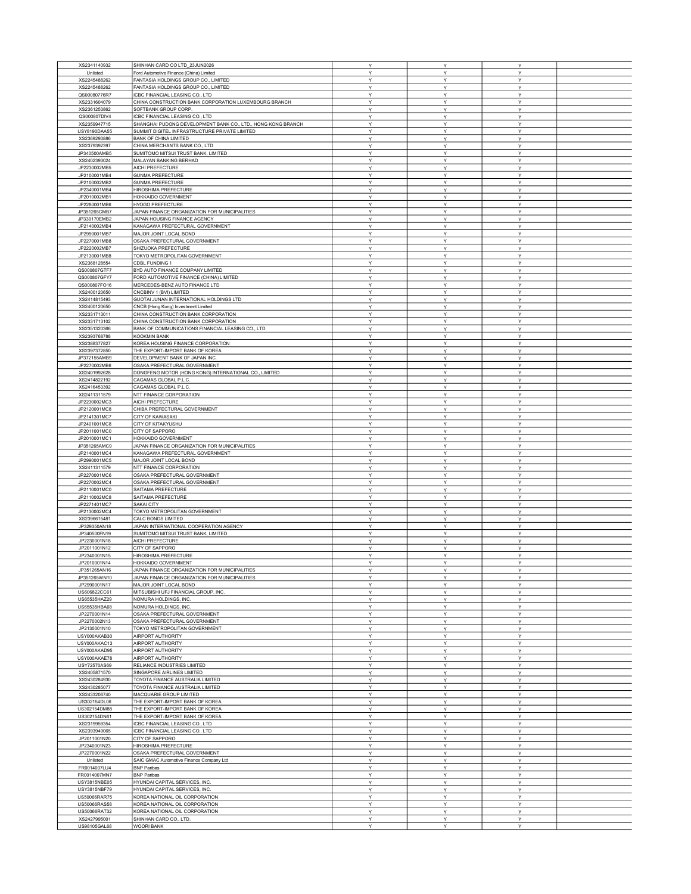| | | | | | |
|---|---|---|---|---|---|
| XS2341140932 | SHINHAN CARD CO LTD_23JUN2026 | Y | Y | Y | |
| Unlisted | Ford Automotive Finance (China) Limited | Y | Y | Y | |
| XS2245488262 | FANTASIA HOLDINGS GROUP CO., LIMITED | Y | Y | Y | |
| XS2245488262 | FANTASIA HOLDINGS GROUP CO., LIMITED | Y | Y | Y | |
| QS00080776R7 | ICBC FINANCIAL LEASING CO., LTD | Y | Y | Y | |
| XS2331604079 | CHINA CONSTRUCTION BANK CORPORATION LUXEMBOURG BRANCH | Y | Y | Y | |
| XS2361253862 | SOFTBANK GROUP CORP. | Y | Y | Y | |
| QS000807DIV4 | ICBC FINANCIAL LEASING CO., LTD | Y | Y | Y | |
| XS2359947715 | SHANGHAI PUDONG DEVELOPMENT BANK CO., LTD., HONG KONG BRANCH | Y | Y | Y | |
| USY8190DAA55 | SUMMIT DIGITEL INFRASTRUCTURE PRIVATE LIMITED | Y | Y | Y | |
| XS2369293886 | BANK OF CHINA LIMITED | Y | Y | Y | |
| XS2379392397 | CHINA MERCHANTS BANK CO., LTD | Y | Y | Y | |
| JP340500AMB5 | SUMITOMO MITSUI TRUST BANK, LIMITED | Y | Y | Y | |
| XS2402393024 | MALAYAN BANKING BERHAD | Y | Y | Y | |
| JP2230002MB5 | AICHI PREFECTURE | Y | Y | Y | |
| JP2100001MB4 | GUNMA PREFECTURE | Y | Y | Y | |
| JP2100002MB2 | GUNMA PREFECTURE | Y | Y | Y | |
| JP2340001MB4 | HIROSHIMA PREFECTURE | Y | Y | Y | |
| JP2010002MB1 | HOKKAIDO GOVERNMENT | Y | Y | Y | |
| JP2280001MB6 | HYOGO PREFECTURE | Y | Y | Y | |
| JP351265CMB7 | JAPAN FINANCE ORGANIZATION FOR MUNICIPALITIES | Y | Y | Y | |
| JP339170EMB2 | JAPAN HOUSING FINANCE AGENCY | Y | Y | Y | |
| JP2140002MB4 | KANAGAWA PREFECTURAL GOVERNMENT | Y | Y | Y | |
| JP2990001MB7 | MAJOR JOINT LOCAL BOND | Y | Y | Y | |
| JP2270001MB8 | OSAKA PREFECTURAL GOVERNMENT | Y | Y | Y | |
| JP2220002MB7 | SHIZUOKA PREFECTURE | Y | Y | Y | |
| JP2130001MB8 | TOKYO METROPOLITAN GOVERNMENT | Y | Y | Y | |
| XS2368128554 | CDBL FUNDING 1 | Y | Y | Y | |
| QS000807GTF7 | BYD AUTO FINANCE COMPANY LIMITED | Y | Y | Y | |
| QS000807GFY7 | FORD AUTOMOTIVE FINANCE (CHINA) LIMITED | Y | Y | Y | |
| QS000807FO16 | MERCEDES-BENZ AUTO FINANCE LTD | Y | Y | Y | |
| XS2400120650 | CNCBINV 1 (BVI) LIMITED | Y | Y | Y | |
| XS2414815493 | GUOTAI JUNAN INTERNATIONAL HOLDINGS LTD | Y | Y | Y | |
| XS2400120650 | CNCB (Hong Kong) Investment Limited | Y | Y | Y | |
| XS2331713011 | CHINA CONSTRUCTION BANK CORPORATION | Y | Y | Y | |
| XS2331713102 | CHINA CONSTRUCTION BANK CORPORATION | Y | Y | Y | |
| XS2351320366 | BANK OF COMMUNICATIONS FINANCIAL LEASING CO., LTD | Y | Y | Y | |
| XS2393768788 | KOOKMIN BANK | Y | Y | Y | |
| XS2388377827 | KOREA HOUSING FINANCE CORPORATION | Y | Y | Y | |
| XS2397372850 | THE EXPORT-IMPORT BANK OF KOREA | Y | Y | Y | |
| JP372155AMB9 | DEVELOPMENT BANK OF JAPAN INC. | Y | Y | Y | |
| JP2270002MB6 | OSAKA PREFECTURAL GOVERNMENT | Y | Y | Y | |
| XS2401992628 | DONGFENG MOTOR (HONG KONG) INTERNATIONAL CO., LIMITED | Y | Y | Y | |
| XS2414822192 | CAGAMAS GLOBAL P.L.C. | Y | Y | Y | |
| XS2416453392 | CAGAMAS GLOBAL P.L.C. | Y | Y | Y | |
| XS2411311579 | NTT FINANCE CORPORATION | Y | Y | Y | |
| JP2230002MC3 | AICHI PREFECTURE | Y | Y | Y | |
| JP2120001MC8 | CHIBA PREFECTURAL GOVERNMENT | Y | Y | Y | |
| JP2141301MC7 | CITY OF KAWASAKI | Y | Y | Y | |
| JP2401001MC8 | CITY OF KITAKYUSHU | Y | Y | Y | |
| JP2011001MC0 | CITY OF SAPPORO | Y | Y | Y | |
| JP2010001MC1 | HOKKAIDO GOVERNMENT | Y | Y | Y | |
| JP351265AMC9 | JAPAN FINANCE ORGANIZATION FOR MUNICIPALITIES | Y | Y | Y | |
| JP2140001MC4 | KANAGAWA PREFECTURAL GOVERNMENT | Y | Y | Y | |
| JP2990001MC5 | MAJOR JOINT LOCAL BOND | Y | Y | Y | |
| XS2411311579 | NTT FINANCE CORPORATION | Y | Y | Y | |
| JP2270001MC6 | OSAKA PREFECTURAL GOVERNMENT | Y | Y | Y | |
| JP2270002MC4 | OSAKA PREFECTURAL GOVERNMENT | Y | Y | Y | |
| JP2110001MC0 | SAITAMA PREFECTURE | Y | Y | Y | |
| JP2110002MC8 | SAITAMA PREFECTURE | Y | Y | Y | |
| JP2271401MC7 | SAKAI CITY | Y | Y | Y | |
| JP2130002MC4 | TOKYO METROPOLITAN GOVERNMENT | Y | Y | Y | |
| XS2396615481 | CALC BONDS LIMITED | Y | Y | Y | |
| JP329350AN18 | JAPAN INTERNATIONAL COOPERATION AGENCY | Y | Y | Y | |
| JP340500FN19 | SUMITOMO MITSUI TRUST BANK, LIMITED | Y | Y | Y | |
| JP2230001N18 | AICHI PREFECTURE | Y | Y | Y | |
| JP2011001N12 | CITY OF SAPPORO | Y | Y | Y | |
| JP2340001N15 | HIROSHIMA PREFECTURE | Y | Y | Y | |
| JP2010001N14 | HOKKAIDO GOVERNMENT | Y | Y | Y | |
| JP351265AN16 | JAPAN FINANCE ORGANIZATION FOR MUNICIPALITIES | Y | Y | Y | |
| JP351265WN10 | JAPAN FINANCE ORGANIZATION FOR MUNICIPALITIES | Y | Y | Y | |
| JP2990001N17 | MAJOR JOINT LOCAL BOND | Y | Y | Y | |
| US606822CC61 | MITSUBISHI UFJ FINANCIAL GROUP, INC. | Y | Y | Y | |
| US65535HAZ29 | NOMURA HOLDINGS, INC. | Y | Y | Y | |
| US65535HBA68 | NOMURA HOLDINGS, INC. | Y | Y | Y | |
| JP2270001N14 | OSAKA PREFECTURAL GOVERNMENT | Y | Y | Y | |
| JP2270002N13 | OSAKA PREFECTURAL GOVERNMENT | Y | Y | Y | |
| JP2130001N10 | TOKYO METROPOLITAN GOVERNMENT | Y | Y | Y | |
| USY000AKAB30 | AIRPORT AUTHORITY | Y | Y | Y | |
| USY000AKAC13 | AIRPORT AUTHORITY | Y | Y | Y | |
| USY000AKAD95 | AIRPORT AUTHORITY | Y | Y | Y | |
| USY000AKAE78 | AIRPORT AUTHORITY | Y | Y | Y | |
| USY72570AS69 | RELIANCE INDUSTRIES LIMITED | Y | Y | Y | |
| XS2405871570 | SINGAPORE AIRLINES LIMITED | Y | Y | Y | |
| XS2430284930 | TOYOTA FINANCE AUSTRALIA LIMITED | Y | Y | Y | |
| XS2430285077 | TOYOTA FINANCE AUSTRALIA LIMITED | Y | Y | Y | |
| XS2433206740 | MACQUARIE GROUP LIMITED | Y | Y | Y | |
| US302154DL06 | THE EXPORT-IMPORT BANK OF KOREA | Y | Y | Y | |
| US302154DM88 | THE EXPORT-IMPORT BANK OF KOREA | Y | Y | Y | |
| US302154DN61 | THE EXPORT-IMPORT BANK OF KOREA | Y | Y | Y | |
| XS2319959354 | ICBC FINANCIAL LEASING CO., LTD | Y | Y | Y | |
| XS2393949065 | ICBC FINANCIAL LEASING CO., LTD | Y | Y | Y | |
| JP2011001N20 | CITY OF SAPPORO | Y | Y | Y | |
| JP2340001N23 | HIROSHIMA PREFECTURE | Y | Y | Y | |
| JP2270001N22 | OSAKA PREFECTURAL GOVERNMENT | Y | Y | Y | |
| Unlisted | SAIC GMAC Automotive Finance Company Ltd | Y | Y | Y | |
| FR0014007LU4 | BNP Paribas | Y | Y | Y | |
| FR0014007MN7 | BNP Paribas | Y | Y | Y | |
| USY3815NBE05 | HYUNDAI CAPITAL SERVICES, INC. | Y | Y | Y | |
| USY3815NBF79 | HYUNDAI CAPITAL SERVICES, INC. | Y | Y | Y | |
| US50066RAR75 | KOREA NATIONAL OIL CORPORATION | Y | Y | Y | |
| US50066RAS58 | KOREA NATIONAL OIL CORPORATION | Y | Y | Y | |
| US50066RAT32 | KOREA NATIONAL OIL CORPORATION | Y | Y | Y | |
| XS2427995001 | SHINHAN CARD CO., LTD. | Y | Y | Y | |
| US98105GAL68 | WOORI BANK | Y | Y | Y | |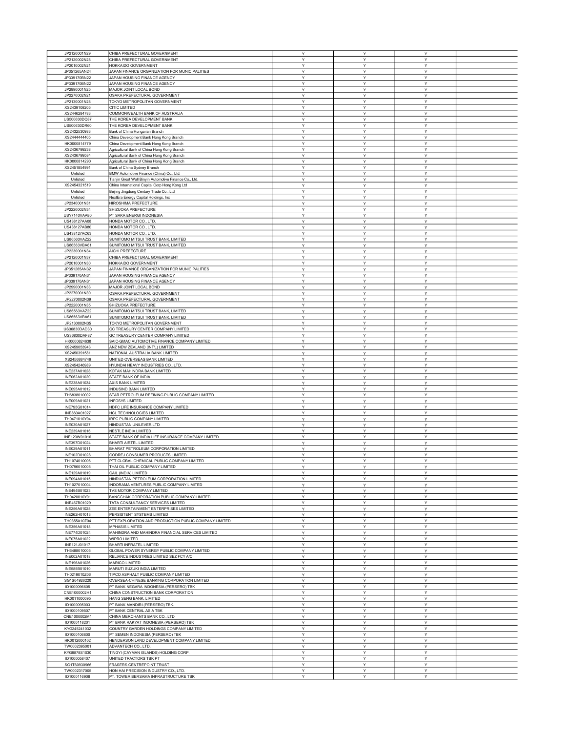| | | | | | |
|---|---|---|---|---|---|
| JP2120001N29 | CHIBA PREFECTURAL GOVERNMENT | Y | Y | Y | |
| JP2120002N28 | CHIBA PREFECTURAL GOVERNMENT | Y | Y | Y | |
| JP2010002N21 | HOKKAIDO GOVERNMENT | Y | Y | Y | |
| JP351265AN24 | JAPAN FINANCE ORGANIZATION FOR MUNICIPALITIES | Y | Y | Y | |
| JP339170BN22 | JAPAN HOUSING FINANCE AGENCY | Y | Y | Y | |
| JP339170BN22 | JAPAN HOUSING FINANCE AGENCY | Y | Y | Y | |
| JP2990001N25 | MAJOR JOINT LOCAL BOND | Y | Y | Y | |
| JP2270002N21 | OSAKA PREFECTURAL GOVERNMENT | Y | Y | Y | |
| JP2130001N28 | TOKYO METROPOLITAN GOVERNMENT | Y | Y | Y | |
| XS2439108205 | CITIC LIMITED | Y | Y | Y | |
| XS2446284783 | COMMONWEALTH BANK OF AUSTRALIA | Y | Y | Y | |
| US500630DQ87 | THE KOREA DEVELOPMENT BANK | Y | Y | Y | |
| US500630DR60 | THE KOREA DEVELOPMENT BANK | Y | Y | Y | |
| XS2432530983 | Bank of China Hungarian Branch | Y | Y | Y | |
| XS2444444405 | China Development Bank Hong Kong Branch | Y | Y | Y | |
| HK0000814779 | China Development Bank Hong Kong Branch | Y | Y | Y | |
| XS2436799238 | Agricultural Bank of China Hong Kong Branch | Y | Y | Y | |
| XS2436799584 | Agricultural Bank of China Hong Kong Branch | Y | Y | Y | |
| HK0000814290 | Agricultural Bank of China Hong Kong Branch | Y | Y | Y | |
| XS2451854991 | Bank of China Sydney Branch | Y | Y | Y | |
| Unlisted | BMW Automotive Finance (China) Co., Ltd. | Y | Y | Y | |
| Unlisted | Tianjin Great Wall Binyin Automotive Finance Co., Ltd. | Y | Y | Y | |
| XS2454321519 | China International Capital Corp Hong Kong Ltd | Y | Y | Y | |
| Unlisted | Beijing Jingdong Century Trade Co., Ltd | Y | Y | Y | |
| Unlisted | NextEra Energy Capital Holdings, Inc | Y | Y | Y | |
| JP2340001N31 | HIROSHIMA PREFECTURE | Y | Y | Y | |
| JP2220002N34 | SHIZUOKA PREFECTURE | Y | Y | Y | |
| USY7140VAA80 | PT SAKA ENERGI INDONESIA | Y | Y | Y | |
| US438127AA08 | HONDA MOTOR CO., LTD. | Y | Y | Y | |
| US438127AB80 | HONDA MOTOR CO., LTD. | Y | Y | Y | |
| US438127AC63 | HONDA MOTOR CO., LTD. | Y | Y | Y | |
| US86563VAZ22 | SUMITOMO MITSUI TRUST BANK, LIMITED | Y | Y | Y | |
| US86563VBA61 | SUMITOMO MITSUI TRUST BANK, LIMITED | Y | Y | Y | |
| JP2230001N34 | AICHI PREFECTURE | Y | Y | Y | |
| JP2120001N37 | CHIBA PREFECTURAL GOVERNMENT | Y | Y | Y | |
| JP2010001N30 | HOKKAIDO GOVERNMENT | Y | Y | Y | |
| JP351265AN32 | JAPAN FINANCE ORGANIZATION FOR MUNICIPALITIES | Y | Y | Y | |
| JP339170AN31 | JAPAN HOUSING FINANCE AGENCY | Y | Y | Y | |
| JP339170AN31 | JAPAN HOUSING FINANCE AGENCY | Y | Y | Y | |
| JP2990001N33 | MAJOR JOINT LOCAL BOND | Y | Y | Y | |
| JP2270001N30 | OSAKA PREFECTURAL GOVERNMENT | Y | Y | Y | |
| JP2270002N39 | OSAKA PREFECTURAL GOVERNMENT | Y | Y | Y | |
| JP2220001N35 | SHIZUOKA PREFECTURE | Y | Y | Y | |
| US86563VAZ22 | SUMITOMO MITSUI TRUST BANK, LIMITED | Y | Y | Y | |
| US86563VBA61 | SUMITOMO MITSUI TRUST BANK, LIMITED | Y | Y | Y | |
| JP2130002N35 | TOKYO METROPOLITAN GOVERNMENT | Y | Y | Y | |
| US36830DAD30 | GC TREASURY CENTER COMPANY LIMITED | Y | Y | Y | |
| US36830DAF87 | GC TREASURY CENTER COMPANY LIMITED | Y | Y | Y | |
| HK0000824638 | SAIC-GMAC AUTOMOTIVE FINANCE COMPANY LIMITED | Y | Y | Y | |
| XS2459053943 | ANZ NEW ZEALAND (INT'L) LIMITED | Y | Y | Y | |
| XS2450391581 | NATIONAL AUSTRALIA BANK LIMITED | Y | Y | Y | |
| XS2456884746 | UNITED OVERSEAS BANK LIMITED | Y | Y | Y | |
| XS2454246989 | HYUNDAI HEAVY INDUSTRIES CO., LTD. | Y | Y | Y | |
| INE237A01028 | KOTAK MAHINDRA BANK LIMITED | Y | Y | Y | |
| INE062A01020 | STATE BANK OF INDIA | Y | Y | Y | |
| INE238A01034 | AXIS BANK LIMITED | Y | Y | Y | |
| INE095A01012 | INDUSIND BANK LIMITED | Y | Y | Y | |
| TH6838010002 | STAR PETROLEUM REFINING PUBLIC COMPANY LIMITED | Y | Y | Y | |
| INE009A01021 | INFOSYS LIMITED | Y | Y | Y | |
| INE795G01014 | HDFC LIFE INSURANCE COMPANY LIMITED | Y | Y | Y | |
| INE860A01027 | HCL TECHNOLOGIES LIMITED | Y | Y | Y | |
| TH0471010Y04 | IRPC PUBLIC COMPANY LIMITED | Y | Y | Y | |
| INE030A01027 | HINDUSTAN UNILEVER LTD | Y | Y | Y | |
| INE239A01016 | NESTLE INDIA LIMITED | Y | Y | Y | |
| INE123W01016 | STATE BANK OF INDIA LIFE INSURANCE COMPANY LIMITED | Y | Y | Y | |
| INE397D01024 | BHARTI AIRTEL LIMITED | Y | Y | Y | |
| INE029A01011 | BHARAT PETROLEUM CORPORATION LIMITED | Y | Y | Y | |
| INE102D01028 | GODREJ CONSUMER PRODUCTS LIMITED | Y | Y | Y | |
| TH1074010006 | PTT GLOBAL CHEMICAL PUBLIC COMPANY LIMITED | Y | Y | Y | |
| TH0796010005 | THAI OIL PUBLIC COMPANY LIMITED | Y | Y | Y | |
| INE129A01019 | GAIL (INDIA) LIMITED | Y | Y | Y | |
| INE094A01015 | HINDUSTAN PETROLEUM CORPORATION LIMITED | Y | Y | Y | |
| TH1027010004 | INDORAMA VENTURES PUBLIC COMPANY LIMITED | Y | Y | Y | |
| INE494B01023 | TVS MOTOR COMPANY LIMITED | Y | Y | Y | |
| TH0420010Y01 | BANGCHAK CORPORATION PUBLIC COMPANY LIMITED | Y | Y | Y | |
| INE467B01029 | TATA CONSULTANCY SERVICES LIMITED | Y | Y | Y | |
| INE256A01028 | ZEE ENTERTAINMENT ENTERPRISES LIMITED | Y | Y | Y | |
| INE262H01013 | PERSISTENT SYSTEMS LIMITED | Y | Y | Y | |
| TH0355A10Z04 | PTT EXPLORATION AND PRODUCTION PUBLIC COMPANY LIMITED | Y | Y | Y | |
| INE356A01018 | MPHASIS LIMITED | Y | Y | Y | |
| INE774D01024 | MAHINDRA AND MAHINDRA FINANCIAL SERVICES LIMITED | Y | Y | Y | |
| INE075A01022 | WIPRO LIMITED | Y | Y | Y | |
| INE121J01017 | BHARTI INFRATEL LIMITED | Y | Y | Y | |
| TH6488010005 | GLOBAL POWER SYNERGY PUBLIC COMPANY LIMITED | Y | Y | Y | |
| INE002A01018 | RELIANCE INDUSTRIES LIMITED SEZ FCY A/C | Y | Y | Y | |
| INE196A01026 | MARICO LIMITED | Y | Y | Y | |
| INE585B01010 | MARUTI SUZUKI INDIA LIMITED | Y | Y | Y | |
| TH0219010Z06 | TIPCO ASPHALT PUBLIC COMPANY LIMITED | Y | Y | Y | |
| SG1S04926220 | OVERSEA-CHINESE BANKING CORPORATION LIMITED | Y | Y | Y | |
| ID1000096605 | PT BANK NEGARA INDONESIA (PERSERO) TBK | Y | Y | Y | |
| CNE1000002H1 | CHINA CONSTRUCTION BANK CORPORATION | Y | Y | Y | |
| HK0011000095 | HANG SENG BANK, LIMITED | Y | Y | Y | |
| ID1000095003 | PT BANK MANDIRI (PERSERO) TBK. | Y | Y | Y | |
| ID1000109507 | PT BANK CENTRAL ASIA TBK | Y | Y | Y | |
| CNE1000002M1 | CHINA MERCHANTS BANK CO., LTD | Y | Y | Y | |
| ID1000118201 | PT BANK RAKYAT INDONESIA (PERSERO) TBK | Y | Y | Y | |
| KYG245241032 | COUNTRY GARDEN HOLDINGS COMPANY LIMITED | Y | Y | Y | |
| ID1000106800 | PT SEMEN INDONESIA (PERSERO) TBK | Y | Y | Y | |
| HK0012000102 | HENDERSON LAND DEVELOPMENT COMPANY LIMITED | Y | Y | Y | |
| TW0002395001 | ADVANTECH CO., LTD. | Y | Y | Y | |
| KYG8878S1030 | TINGYI (CAYMAN ISLANDS) HOLDING CORP. | Y | Y | Y | |
| ID1000058407 | UNITED TRACTORS TBK PT | Y | Y | Y | |
| SG1T60930966 | FRASERS CENTREPOINT TRUST | Y | Y | Y | |
| TW0002317005 | HON HAI PRECISION INDUSTRY CO., LTD. | Y | Y | Y | |
| ID1000116908 | PT. TOWER BERSAMA INFRASTRUCTURE TBK | Y | Y | Y | |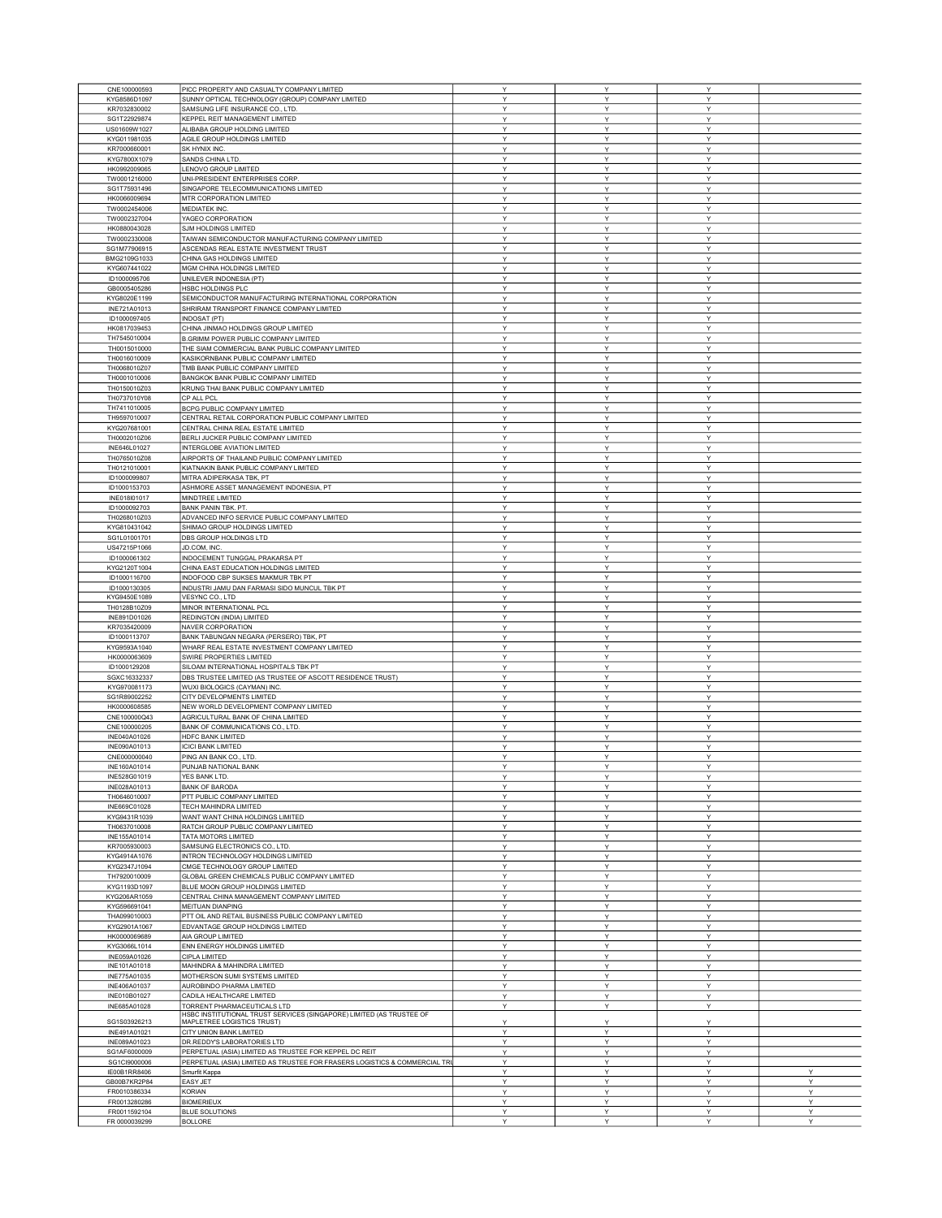| | | | | | |
|---|---|---|---|---|---|
| CNE100000593 | PICC PROPERTY AND CASUALTY COMPANY LIMITED | Y | Y | Y | |
| KYG8586D1097 | SUNNY OPTICAL TECHNOLOGY (GROUP) COMPANY LIMITED | Y | Y | Y | |
| KR7032830002 | SAMSUNG LIFE INSURANCE CO., LTD. | Y | Y | Y | |
| SG1T22929874 | KEPPEL REIT MANAGEMENT LIMITED | Y | Y | Y | |
| US01609W1027 | ALIBABA GROUP HOLDING LIMITED | Y | Y | Y | |
| KYG011981035 | AGILE GROUP HOLDINGS LIMITED | Y | Y | Y | |
| KR7000660001 | SK HYNIX INC. | Y | Y | Y | |
| KYG7800X1079 | SANDS CHINA LTD. | Y | Y | Y | |
| HK0992009065 | LENOVO GROUP LIMITED | Y | Y | Y | |
| TW0001216000 | UNI-PRESIDENT ENTERPRISES CORP. | Y | Y | Y | |
| SG1T75931496 | SINGAPORE TELECOMMUNICATIONS LIMITED | Y | Y | Y | |
| HK0066009694 | MTR CORPORATION LIMITED | Y | Y | Y | |
| TW0002454006 | MEDIATEK INC. | Y | Y | Y | |
| TW0002327004 | YAGEO CORPORATION | Y | Y | Y | |
| HK0880043028 | SJM HOLDINGS LIMITED | Y | Y | Y | |
| TW0002330008 | TAIWAN SEMICONDUCTOR MANUFACTURING COMPANY LIMITED | Y | Y | Y | |
| SG1M77906915 | ASCENDAS REAL ESTATE INVESTMENT TRUST | Y | Y | Y | |
| BMG2109G1033 | CHINA GAS HOLDINGS LIMITED | Y | Y | Y | |
| KYG607441022 | MGM CHINA HOLDINGS LIMITED | Y | Y | Y | |
| ID1000095706 | UNILEVER INDONESIA (PT) | Y | Y | Y | |
| GB0005405286 | HSBC HOLDINGS PLC | Y | Y | Y | |
| KYG8020E1199 | SEMICONDUCTOR MANUFACTURING INTERNATIONAL CORPORATION | Y | Y | Y | |
| INE721A01013 | SHRIRAM TRANSPORT FINANCE COMPANY LIMITED | Y | Y | Y | |
| ID1000097405 | INDOSAT (PT) | Y | Y | Y | |
| HK0817039453 | CHINA JINMAO HOLDINGS GROUP LIMITED | Y | Y | Y | |
| TH7545010004 | B.GRIMM POWER PUBLIC COMPANY LIMITED | Y | Y | Y | |
| TH0015010000 | THE SIAM COMMERCIAL BANK PUBLIC COMPANY LIMITED | Y | Y | Y | |
| TH0016010009 | KASIKORNBANK PUBLIC COMPANY LIMITED | Y | Y | Y | |
| TH0068010Z07 | TMB BANK PUBLIC COMPANY LIMITED | Y | Y | Y | |
| TH0001010006 | BANGKOK BANK PUBLIC COMPANY LIMITED | Y | Y | Y | |
| TH0150010Z03 | KRUNG THAI BANK PUBLIC COMPANY LIMITED | Y | Y | Y | |
| TH0737010Y08 | CP ALL PCL | Y | Y | Y | |
| TH7411010005 | BCPG PUBLIC COMPANY LIMITED | Y | Y | Y | |
| TH9597010007 | CENTRAL RETAIL CORPORATION PUBLIC COMPANY LIMITED | Y | Y | Y | |
| KYG207681001 | CENTRAL CHINA REAL ESTATE LIMITED | Y | Y | Y | |
| TH0002010Z06 | BERLI JUCKER PUBLIC COMPANY LIMITED | Y | Y | Y | |
| INE646L01027 | INTERGLOBE AVIATION LIMITED | Y | Y | Y | |
| TH0765010Z08 | AIRPORTS OF THAILAND PUBLIC COMPANY LIMITED | Y | Y | Y | |
| TH0121010001 | KIATNAKIN BANK PUBLIC COMPANY LIMITED | Y | Y | Y | |
| ID1000099807 | MITRA ADIPERKASA TBK, PT | Y | Y | Y | |
| ID1000153703 | ASHMORE ASSET MANAGEMENT INDONESIA, PT | Y | Y | Y | |
| INE018I01017 | MINDTREE LIMITED | Y | Y | Y | |
| ID1000092703 | BANK PANIN TBK. PT. | Y | Y | Y | |
| TH0268010Z03 | ADVANCED INFO SERVICE PUBLIC COMPANY LIMITED | Y | Y | Y | |
| KYG810431042 | SHIMAO GROUP HOLDINGS LIMITED | Y | Y | Y | |
| SG1L01001701 | DBS GROUP HOLDINGS LTD | Y | Y | Y | |
| US47215P1066 | JD.COM, INC. | Y | Y | Y | |
| ID1000061302 | INDOCEMENT TUNGGAL PRAKARSA PT | Y | Y | Y | |
| KYG2120T1004 | CHINA EAST EDUCATION HOLDINGS LIMITED | Y | Y | Y | |
| ID1000116700 | INDOFOOD CBP SUKSES MAKMUR TBK PT | Y | Y | Y | |
| ID1000130305 | INDUSTRI JAMU DAN FARMASI SIDO MUNCUL TBK PT | Y | Y | Y | |
| KYG9450E1089 | VESYNC CO., LTD | Y | Y | Y | |
| TH0128B10Z09 | MINOR INTERNATIONAL PCL | Y | Y | Y | |
| INE891D01026 | REDINGTON (INDIA) LIMITED | Y | Y | Y | |
| KR7035420009 | NAVER CORPORATION | Y | Y | Y | |
| ID1000113707 | BANK TABUNGAN NEGARA (PERSERO) TBK, PT | Y | Y | Y | |
| KYG9593A1040 | WHARF REAL ESTATE INVESTMENT COMPANY LIMITED | Y | Y | Y | |
| HK0000063609 | SWIRE PROPERTIES LIMITED | Y | Y | Y | |
| ID1000129208 | SILOAM INTERNATIONAL HOSPITALS TBK PT | Y | Y | Y | |
| SGXC16332337 | DBS TRUSTEE LIMITED (AS TRUSTEE OF ASCOTT RESIDENCE TRUST) | Y | Y | Y | |
| KYG970081173 | WUXI BIOLOGICS (CAYMAN) INC. | Y | Y | Y | |
| SG1R89002252 | CITY DEVELOPMENTS LIMITED | Y | Y | Y | |
| HK0000608585 | NEW WORLD DEVELOPMENT COMPANY LIMITED | Y | Y | Y | |
| CNE100000Q43 | AGRICULTURAL BANK OF CHINA LIMITED | Y | Y | Y | |
| CNE100000205 | BANK OF COMMUNICATIONS CO., LTD. | Y | Y | Y | |
| INE040A01026 | HDFC BANK LIMITED | Y | Y | Y | |
| INE090A01013 | ICICI BANK LIMITED | Y | Y | Y | |
| CNE000000040 | PING AN BANK CO., LTD. | Y | Y | Y | |
| INE160A01014 | PUNJAB NATIONAL BANK | Y | Y | Y | |
| INE528G01019 | YES BANK LTD. | Y | Y | Y | |
| INE028A01013 | BANK OF BARODA | Y | Y | Y | |
| TH0646010007 | PTT PUBLIC COMPANY LIMITED | Y | Y | Y | |
| INE669C01028 | TECH MAHINDRA LIMITED | Y | Y | Y | |
| KYG9431R1039 | WANT WANT CHINA HOLDINGS LIMITED | Y | Y | Y | |
| TH0637010008 | RATCH GROUP PUBLIC COMPANY LIMITED | Y | Y | Y | |
| INE155A01014 | TATA MOTORS LIMITED | Y | Y | Y | |
| KR7005930003 | SAMSUNG ELECTRONICS CO., LTD. | Y | Y | Y | |
| KYG4914A1076 | INTRON TECHNOLOGY HOLDINGS LIMITED | Y | Y | Y | |
| KYG2347J1094 | CMGE TECHNOLOGY GROUP LIMITED | Y | Y | Y | |
| TH7920010009 | GLOBAL GREEN CHEMICALS PUBLIC COMPANY LIMITED | Y | Y | Y | |
| KYG1193D1097 | BLUE MOON GROUP HOLDINGS LIMITED | Y | Y | Y | |
| KYG206AR1059 | CENTRAL CHINA MANAGEMENT COMPANY LIMITED | Y | Y | Y | |
| KYG596691041 | MEITUAN DIANPING | Y | Y | Y | |
| THA099010003 | PTT OIL AND RETAIL BUSINESS PUBLIC COMPANY LIMITED | Y | Y | Y | |
| KYG2901A1067 | EDVANTAGE GROUP HOLDINGS LIMITED | Y | Y | Y | |
| HK0000069689 | AIA GROUP LIMITED | Y | Y | Y | |
| KYG3066L1014 | ENN ENERGY HOLDINGS LIMITED | Y | Y | Y | |
| INE059A01026 | CIPLA LIMITED | Y | Y | Y | |
| INE101A01018 | MAHINDRA & MAHINDRA LIMITED | Y | Y | Y | |
| INE775A01035 | MOTHERSON SUMI SYSTEMS LIMITED | Y | Y | Y | |
| INE406A01037 | AUROBINDO PHARMA LIMITED | Y | Y | Y | |
| INE010B01027 | CADILA HEALTHCARE LIMITED | Y | Y | Y | |
| INE685A01028 | TORRENT PHARMACEUTICALS LTD | Y | Y | Y | |
| SG1S03926213 | HSBC INSTITUTIONAL TRUST SERVICES (SINGAPORE) LIMITED (AS TRUSTEE OF MAPLETREE LOGISTICS TRUST) | Y | Y | Y | |
| INE491A01021 | CITY UNION BANK LIMITED | Y | Y | Y | |
| INE089A01023 | DR.REDDY'S LABORATORIES LTD | Y | Y | Y | |
| SG1AF6000009 | PERPETUAL (ASIA) LIMITED AS TRUSTEE FOR KEPPEL DC REIT | Y | Y | Y | |
| SG1CI9000006 | PERPETUAL (ASIA) LIMITED AS TRUSTEE FOR FRASERS LOGISTICS & COMMERCIAL TRU | Y | Y | Y | |
| IE00B1RR8406 | Smurfit Kappa | Y | Y | Y | Y |
| GB00B7KR2P84 | EASY JET | Y | Y | Y | Y |
| FR0010386334 | KORIAN | Y | Y | Y | Y |
| FR0013280286 | BIOMERIEUX | Y | Y | Y | Y |
| FR0011592104 | BLUE SOLUTIONS | Y | Y | Y | Y |
| FR 0000039299 | BOLLORE | Y | Y | Y | Y |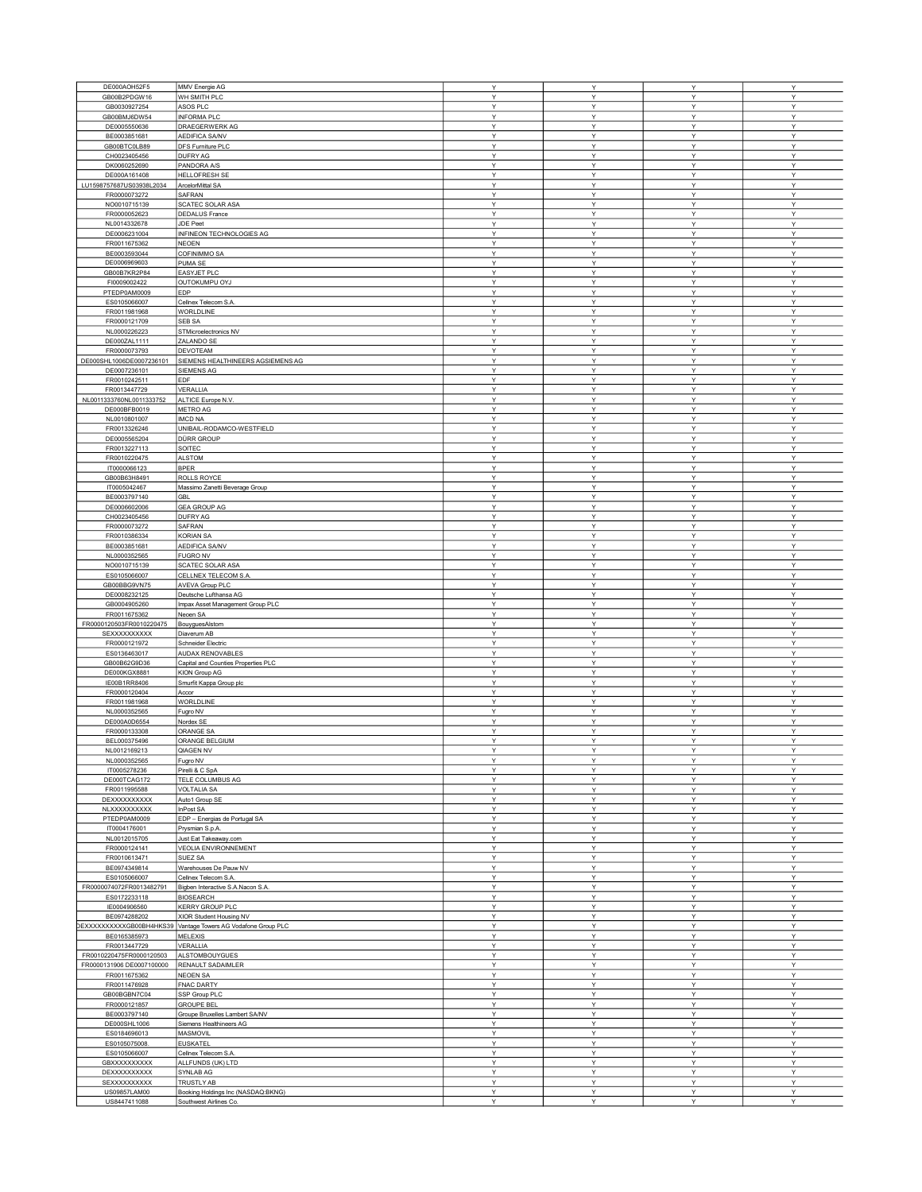| DE000AOH52F5 | MMV Energie AG | Y | Y | Y | Y |
|---|---|---|---|---|---|
| GB00B2PDGW16 | WH SMITH PLC | Y | Y | Y | Y |
| GB0030927254 | ASOS PLC | Y | Y | Y | Y |
| GB00BMJ6DW54 | INFORMA PLC | Y | Y | Y | Y |
| DE0005550636 | DRAEGERWERK AG | Y | Y | Y | Y |
| BE0003851681 | AEDIFICA SA/NV | Y | Y | Y | Y |
| GB00BTC0LB89 | DFS Furniture PLC | Y | Y | Y | Y |
| CH0023405456 | DUFRY AG | Y | Y | Y | Y |
| DK0060252690 | PANDORA A/S | Y | Y | Y | Y |
| DE000A161408 | HELLOFRESH SE | Y | Y | Y | Y |
| LU1598757687US03938L2034 | ArcelorMittal SA | Y | Y | Y | Y |
| FR0000073272 | SAFRAN | Y | Y | Y | Y |
| NO0010715139 | SCATEC SOLAR ASA | Y | Y | Y | Y |
| FR0000052623 | DEDALUS France | Y | Y | Y | Y |
| NL0014332678 | JDE Peet | Y | Y | Y | Y |
| DE0006231004 | INFINEON TECHNOLOGIES AG | Y | Y | Y | Y |
| FR0011675362 | NEOEN | Y | Y | Y | Y |
| BE0003593044 | COFINIMMO SA | Y | Y | Y | Y |
| DE0006969603 | PUMA SE | Y | Y | Y | Y |
| GB00B7KR2P84 | EASYJET PLC | Y | Y | Y | Y |
| FI0009002422 | OUTOKUMPU OYJ | Y | Y | Y | Y |
| PTEDP0AM0009 | EDP | Y | Y | Y | Y |
| ES0105066007 | Cellnex Telecom S.A. | Y | Y | Y | Y |
| FR0011981968 | WORLDLINE | Y | Y | Y | Y |
| FR0000121709 | SEB SA | Y | Y | Y | Y |
| NL0000226223 | STMicroelectronics NV | Y | Y | Y | Y |
| DE000ZAL1111 | ZALANDO SE | Y | Y | Y | Y |
| FR0000073793 | DEVOTEAM | Y | Y | Y | Y |
| DE000SHL1006DE0007236101 | SIEMENS HEALTHINEERS AGSIEMENS AG | Y | Y | Y | Y |
| DE0007236101 | SIEMENS AG | Y | Y | Y | Y |
| FR0010242511 | EDF | Y | Y | Y | Y |
| FR0013447729 | VERALLIA | Y | Y | Y | Y |
| NL0011333760NL0011333752 | ALTICE Europe N.V. | Y | Y | Y | Y |
| DE000BFB0019 | METRO AG | Y | Y | Y | Y |
| NL0010801007 | IMCD NA | Y | Y | Y | Y |
| FR0013326246 | UNIBAIL-RODAMCO-WESTFIELD | Y | Y | Y | Y |
| DE0005565204 | DÜRR GROUP | Y | Y | Y | Y |
| FR0013227113 | SOITEC | Y | Y | Y | Y |
| FR0010220475 | ALSTOM | Y | Y | Y | Y |
| IT0000066123 | BPER | Y | Y | Y | Y |
| GB00B63H8491 | ROLLS ROYCE | Y | Y | Y | Y |
| IT0005042467 | Massimo Zanetti Beverage Group | Y | Y | Y | Y |
| BE0003797140 | GBL | Y | Y | Y | Y |
| DE0006602006 | GEA GROUP AG | Y | Y | Y | Y |
| CH0023405456 | DUFRY AG | Y | Y | Y | Y |
| FR0000073272 | SAFRAN | Y | Y | Y | Y |
| FR0010386334 | KORIAN SA | Y | Y | Y | Y |
| BE0003851681 | AEDIFICA SA/NV | Y | Y | Y | Y |
| NL0000352565 | FUGRO NV | Y | Y | Y | Y |
| NO0010715139 | SCATEC SOLAR ASA | Y | Y | Y | Y |
| ES0105066007 | CELLNEX TELECOM S.A. | Y | Y | Y | Y |
| GB00BBG9VN75 | AVEVA Group PLC | Y | Y | Y | Y |
| DE0008232125 | Deutsche Lufthansa AG | Y | Y | Y | Y |
| GB0004905260 | Impax Asset Management Group PLC | Y | Y | Y | Y |
| FR0011675362 | Neoen SA | Y | Y | Y | Y |
| FR0000120503FR0010220475 | BouyguesAlstom | Y | Y | Y | Y |
| SEXXXXXXXXXX | Diaverum AB | Y | Y | Y | Y |
| FR0000121972 | Schneider Electric | Y | Y | Y | Y |
| ES0136463017 | AUDAX RENOVABLES | Y | Y | Y | Y |
| GB00B62G9D36 | Capital and Counties Properties PLC | Y | Y | Y | Y |
| DE000KGX8881 | KION Group AG | Y | Y | Y | Y |
| IE00B1RR8406 | Smurfit Kappa Group plc | Y | Y | Y | Y |
| FR0000120404 | Accor | Y | Y | Y | Y |
| FR0011981968 | WORLDLINE | Y | Y | Y | Y |
| NL0000352565 | Fugro NV | Y | Y | Y | Y |
| DE000A0D6554 | Nordex SE | Y | Y | Y | Y |
| FR0000133308 | ORANGE SA | Y | Y | Y | Y |
| BEL000375496 | ORANGE BELGIUM | Y | Y | Y | Y |
| NL0012169213 | QIAGEN NV | Y | Y | Y | Y |
| NL0000352565 | Fugro NV | Y | Y | Y | Y |
| IT0005278236 | Pirelli & C SpA | Y | Y | Y | Y |
| DE000TCAG172 | TELE COLUMBUS AG | Y | Y | Y | Y |
| FR0011995588 | VOLTALIA SA | Y | Y | Y | Y |
| DEXXXXXXXXXX | Auto1 Group SE | Y | Y | Y | Y |
| NLXXXXXXXXXX | InPost SA | Y | Y | Y | Y |
| PTEDP0AM0009 | EDP – Energias de Portugal SA | Y | Y | Y | Y |
| IT0004176001 | Prysmian S.p.A. | Y | Y | Y | Y |
| NL0012015705 | Just Eat Takeaway.com | Y | Y | Y | Y |
| FR0000124141 | VEOLIA ENVIRONNEMENT | Y | Y | Y | Y |
| FR0010613471 | SUEZ SA | Y | Y | Y | Y |
| BE0974349814 | Warehouses De Pauw NV | Y | Y | Y | Y |
| ES0105066007 | Cellnex Telecom S.A. | Y | Y | Y | Y |
| FR0000074072FR0013482791 | Bigben Interactive S.A.Nacon S.A. | Y | Y | Y | Y |
| ES0172233118 | BIOSEARCH | Y | Y | Y | Y |
| IE0004906560 | KERRY GROUP PLC | Y | Y | Y | Y |
| BE0974288202 | XIOR Student Housing NV | Y | Y | Y | Y |
| DEXXXXXXXXXXGB00BH4HKS39 | Vantage Towers AG Vodafone Group PLC | Y | Y | Y | Y |
| BE0165385973 | MELEXIS | Y | Y | Y | Y |
| FR0013447729 | VERALLIA | Y | Y | Y | Y |
| FR0010220475FR0000120503 | ALSTOMBOUYGUES | Y | Y | Y | Y |
| FR0000131906 DE0007100000 | RENAULT SADAIMLER | Y | Y | Y | Y |
| FR0011675362 | NEOEN SA | Y | Y | Y | Y |
| FR0011476928 | FNAC DARTY | Y | Y | Y | Y |
| GB00BGBN7C04 | SSP Group PLC | Y | Y | Y | Y |
| FR0000121857 | GROUPE BEL | Y | Y | Y | Y |
| BE0003797140 | Groupe Bruxelles Lambert SA/NV | Y | Y | Y | Y |
| DE000SHL1006 | Siemens Healthineers AG | Y | Y | Y | Y |
| ES0184696013 | MASMOVIL | Y | Y | Y | Y |
| ES0105075008. | EUSKATEL | Y | Y | Y | Y |
| ES0105066007 | Cellnex Telecom S.A. | Y | Y | Y | Y |
| GBXXXXXXXXXX | ALLFUNDS (UK) LTD | Y | Y | Y | Y |
| DEXXXXXXXXXX | SYNLAB AG | Y | Y | Y | Y |
| SEXXXXXXXXXX | TRUSTLY AB | Y | Y | Y | Y |
| US09857LAM00 | Booking Holdings Inc (NASDAQ:BKNG) | Y | Y | Y | Y |
| US8447411088 | Southwest Airlines Co. | Y | Y | Y | Y |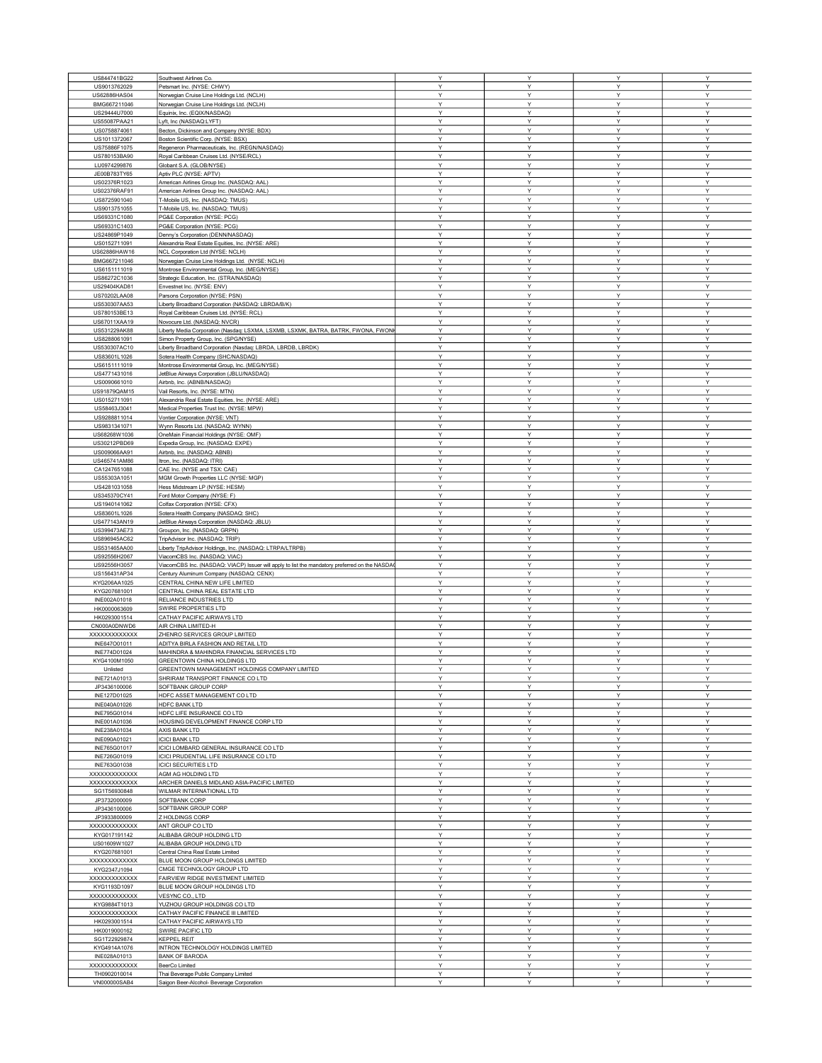| | | | | | |
|---|---|---|---|---|---|
| US844741BG22 | Southwest Airlines Co. | Y | Y | Y | Y |
| US9013762029 | Petsmart Inc. (NYSE: CHWY) | Y | Y | Y | Y |
| US62886HAS04 | Norwegian Cruise Line Holdings Ltd. (NCLH) | Y | Y | Y | Y |
| BMG667211046 | Norwegian Cruise Line Holdings Ltd. (NCLH) | Y | Y | Y | Y |
| US29444U7000 | Equinix, Inc. (EQIX/NASDAQ) | Y | Y | Y | Y |
| US55087PAA21 | Lyft, Inc (NASDAQ:LYFT) | Y | Y | Y | Y |
| US0758874061 | Becton, Dickinson and Company (NYSE: BDX) | Y | Y | Y | Y |
| US1011372067 | Boston Scientific Corp. (NYSE: BSX) | Y | Y | Y | Y |
| US75886F1075 | Regeneron Pharmaceuticals, Inc. (REGN/NASDAQ) | Y | Y | Y | Y |
| US780153BA90 | Royal Caribbean Cruises Ltd. (NYSE/RCL) | Y | Y | Y | Y |
| LU0974299876 | Globant S.A. (GLOB/NYSE) | Y | Y | Y | Y |
| JE00B783TY65 | Aptiv PLC (NYSE: APTV) | Y | Y | Y | Y |
| US02376R1023 | American Airlines Group Inc. (NASDAQ: AAL) | Y | Y | Y | Y |
| US02376RAF91 | American Airlines Group Inc. (NASDAQ: AAL) | Y | Y | Y | Y |
| US8725901040 | T-Mobile US, Inc. (NASDAQ: TMUS) | Y | Y | Y | Y |
| US9013751055 | T-Mobile US, Inc. (NASDAQ: TMUS) | Y | Y | Y | Y |
| US69331C1080 | PG&E Corporation (NYSE: PCG) | Y | Y | Y | Y |
| US69331C1403 | PG&E Corporation (NYSE: PCG) | Y | Y | Y | Y |
| US24869P1049 | Denny's Corporation (DENN/NASDAQ) | Y | Y | Y | Y |
| US0152711091 | Alexandria Real Estate Equities, Inc. (NYSE: ARE) | Y | Y | Y | Y |
| US62886HAW16 | NCL Corporation Ltd (NYSE: NCLH) | Y | Y | Y | Y |
| BMG667211046 | Norwegian Cruise Line Holdings Ltd. (NYSE: NCLH) | Y | Y | Y | Y |
| US6151111019 | Montrose Environmental Group, Inc. (MEG/NYSE) | Y | Y | Y | Y |
| US86272C1036 | Strategic Education, Inc. (STRA/NASDAQ) | Y | Y | Y | Y |
| US29404KAD81 | Envestnet Inc. (NYSE: ENV) | Y | Y | Y | Y |
| US70202LAA08 | Parsons Corporation (NYSE: PSN) | Y | Y | Y | Y |
| US530307AA53 | Liberty Broadband Corporation (NASDAQ: LBRDA/B/K) | Y | Y | Y | Y |
| US780153BE13 | Royal Caribbean Cruises Ltd. (NYSE: RCL) | Y | Y | Y | Y |
| US67011XAA19 | Novocure Ltd. (NASDAQ: NVCR) | Y | Y | Y | Y |
| US531229AK88 | Liberty Media Corporation (Nasdaq: LSXMA, LSXMB, LSXMK, BATRA, BATRK, FWONA, FWONK | Y | Y | Y | Y |
| US8288061091 | Simon Property Group, Inc. (SPG/NYSE) | Y | Y | Y | Y |
| US530307AC10 | Liberty Broadband Corporation (Nasdaq: LBRDA, LBRDB, LBRDK) | Y | Y | Y | Y |
| US83601L1026 | Sotera Health Company (SHC/NASDAQ) | Y | Y | Y | Y |
| US6151111019 | Montrose Environmental Group, Inc. (MEG/NYSE) | Y | Y | Y | Y |
| US4771431016 | JetBlue Airways Corporation (JBLU/NASDAQ) | Y | Y | Y | Y |
| US0090661010 | Airbnb, Inc. (ABNB/NASDAQ) | Y | Y | Y | Y |
| US91879QAM15 | Vail Resorts, Inc. (NYSE: MTN) | Y | Y | Y | Y |
| US0152711091 | Alexandria Real Estate Equities, Inc. (NYSE: ARE) | Y | Y | Y | Y |
| US58463J3041 | Medical Properties Trust Inc. (NYSE: MPW) | Y | Y | Y | Y |
| US9288811014 | Vontier Corporation (NYSE: VNT) | Y | Y | Y | Y |
| US9831341071 | Wynn Resorts Ltd. (NASDAQ: WYNN) | Y | Y | Y | Y |
| US68268W1036 | OneMain Financial Holdings (NYSE: OMF) | Y | Y | Y | Y |
| US30212PBD69 | Expedia Group, Inc. (NASDAQ: EXPE) | Y | Y | Y | Y |
| US009066AA91 | Airbnb, Inc. (NASDAQ: ABNB) | Y | Y | Y | Y |
| US465741AM86 | Itron, Inc. (NASDAQ: ITRI) | Y | Y | Y | Y |
| CA1247651088 | CAE Inc. (NYSE and TSX: CAE) | Y | Y | Y | Y |
| US55303A1051 | MGM Growth Properties LLC (NYSE: MGP) | Y | Y | Y | Y |
| US4281031058 | Hess Midstream LP (NYSE: HESM) | Y | Y | Y | Y |
| US345370CY41 | Ford Motor Company (NYSE: F) | Y | Y | Y | Y |
| US1940141062 | Colfax Corporation (NYSE: CFX) | Y | Y | Y | Y |
| US83601L1026 | Sotera Health Company (NASDAQ: SHC) | Y | Y | Y | Y |
| US477143AN19 | JetBlue Airways Corporation (NASDAQ: JBLU) | Y | Y | Y | Y |
| US399473AE73 | Groupon, Inc. (NASDAQ: GRPN) | Y | Y | Y | Y |
| US896945AC62 | TripAdvisor Inc. (NASDAQ: TRIP) | Y | Y | Y | Y |
| US531465AA00 | Liberty TripAdvisor Holdings, Inc. (NASDAQ: LTRPA/LTRPB) | Y | Y | Y | Y |
| US92556H2067 | ViacomCBS Inc. (NASDAQ: VIAC) | Y | Y | Y | Y |
| US92556H3057 | ViacomCBS Inc. (NASDAQ: VIACP) Issuer will apply to list the mandatory preferred on the NASDAQ | Y | Y | Y | Y |
| US156431AP34 | Century Aluminum Company (NASDAQ: CENX) | Y | Y | Y | Y |
| KYG206AA1025 | CENTRAL CHINA NEW LIFE LIMITED | Y | Y | Y | Y |
| KYG207681001 | CENTRAL CHINA REAL ESTATE LTD | Y | Y | Y | Y |
| INE002A01018 | RELIANCE INDUSTRIES LTD | Y | Y | Y | Y |
| HK0000063609 | SWIRE PROPERTIES LTD | Y | Y | Y | Y |
| HK0293001514 | CATHAY PACIFIC AIRWAYS LTD | Y | Y | Y | Y |
| CN000A0DNWD6 | AIR CHINA LIMITED-H | Y | Y | Y | Y |
| XXXXXXXXXXXX | ZHENRO SERVICES GROUP LIMITED | Y | Y | Y | Y |
| INE647O01011 | ADITYA BIRLA FASHION AND RETAIL LTD | Y | Y | Y | Y |
| INE774D01024 | MAHINDRA & MAHINDRA FINANCIAL SERVICES LTD | Y | Y | Y | Y |
| KYG4100M1050 | GREENTOWN CHINA HOLDINGS LTD | Y | Y | Y | Y |
| Unlisted | GREENTOWN MANAGEMENT HOLDINGS COMPANY LIMITED | Y | Y | Y | Y |
| INE721A01013 | SHRIRAM TRANSPORT FINANCE CO LTD | Y | Y | Y | Y |
| JP3436100006 | SOFTBANK GROUP CORP | Y | Y | Y | Y |
| INE127D01025 | HDFC ASSET MANAGEMENT CO LTD | Y | Y | Y | Y |
| INE040A01026 | HDFC BANK LTD | Y | Y | Y | Y |
| INE795G01014 | HDFC LIFE INSURANCE CO LTD | Y | Y | Y | Y |
| INE001A01036 | HOUSING DEVELOPMENT FINANCE CORP LTD | Y | Y | Y | Y |
| INE238A01034 | AXIS BANK LTD | Y | Y | Y | Y |
| INE090A01021 | ICICI BANK LTD | Y | Y | Y | Y |
| INE765G01017 | ICICI LOMBARD GENERAL INSURANCE CO LTD | Y | Y | Y | Y |
| INE726G01019 | ICICI PRUDENTIAL LIFE INSURANCE CO LTD | Y | Y | Y | Y |
| INE763G01038 | ICICI SECURITIES LTD | Y | Y | Y | Y |
| XXXXXXXXXXXX | AGM AG HOLDING LTD | Y | Y | Y | Y |
| XXXXXXXXXXXX | ARCHER DANIELS MIDLAND ASIA-PACIFIC LIMITED | Y | Y | Y | Y |
| SG1T56930848 | WILMAR INTERNATIONAL LTD | Y | Y | Y | Y |
| JP3732000009 | SOFTBANK CORP | Y | Y | Y | Y |
| JP3436100006 | SOFTBANK GROUP CORP | Y | Y | Y | Y |
| JP3933800009 | Z HOLDINGS CORP | Y | Y | Y | Y |
| XXXXXXXXXXXX | ANT GROUP CO LTD | Y | Y | Y | Y |
| KYG017191142 | ALIBABA GROUP HOLDING LTD | Y | Y | Y | Y |
| US01609W1027 | ALIBABA GROUP HOLDING LTD | Y | Y | Y | Y |
| KYG207681001 | Central China Real Estate Limited | Y | Y | Y | Y |
| XXXXXXXXXXXX | BLUE MOON GROUP HOLDINGS LIMITED | Y | Y | Y | Y |
| KYG2347J1094 | CMGE TECHNOLOGY GROUP LTD | Y | Y | Y | Y |
| XXXXXXXXXXXX | FAIRVIEW RIDGE INVESTMENT LIMITED | Y | Y | Y | Y |
| KYG1193D1097 | BLUE MOON GROUP HOLDINGS LTD | Y | Y | Y | Y |
| XXXXXXXXXXXX | VESYNC CO., LTD | Y | Y | Y | Y |
| KYG9884T1013 | YUZHOU GROUP HOLDINGS CO LTD | Y | Y | Y | Y |
| XXXXXXXXXXXX | CATHAY PACIFIC FINANCE III LIMITED | Y | Y | Y | Y |
| HK0293001514 | CATHAY PACIFIC AIRWAYS LTD | Y | Y | Y | Y |
| HK0019000162 | SWIRE PACIFIC LTD | Y | Y | Y | Y |
| SG1T22929874 | KEPPEL REIT | Y | Y | Y | Y |
| KYG4914A1076 | INTRON TECHNOLOGY HOLDINGS LIMITED | Y | Y | Y | Y |
| INE028A01013 | BANK OF BARODA | Y | Y | Y | Y |
| XXXXXXXXXXXX | BeerCo Limited | Y | Y | Y | Y |
| TH0902010014 | Thai Beverage Public Company Limited | Y | Y | Y | Y |
| VN000000SAB4 | Saigon Beer-Alcohol- Beverage Corporation | Y | Y | Y | Y |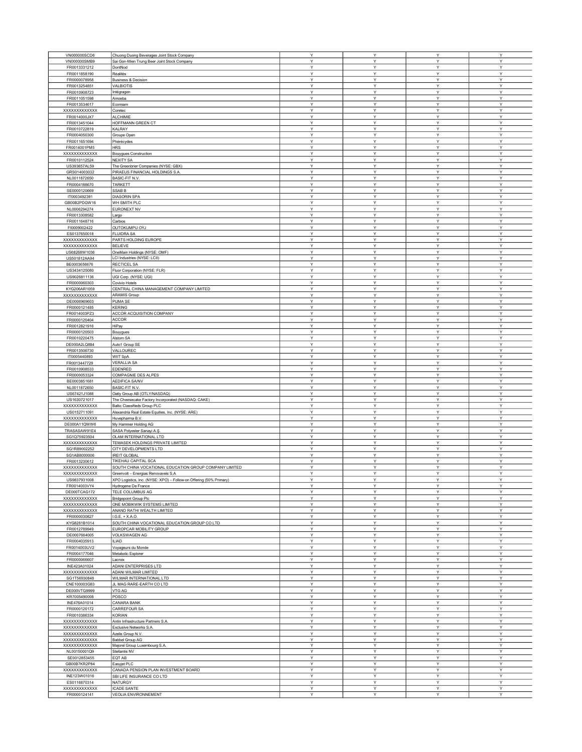| | | | | | |
|---|---|---|---|---|---|
| VN000000SCD6 | Chuong Duong Beverages Joint Stock Company | Y | Y | Y | Y |
| VN000000SMB9 | Sai Gon-Mien Trung Beer Joint Stock Company | Y | Y | Y | Y |
| FR0013331212 | DontNod | Y | Y | Y | Y |
| FR0011858190 | Réalités | Y | Y | Y | Y |
| FR0000078958 | Business & Decision | Y | Y | Y | Y |
| FR0013254851 | VALBIOTIS | Y | Y | Y | Y |
| FR0010908723 | Intégragen | Y | Y | Y | Y |
| FR0011051598 | Amoeba | Y | Y | Y | Y |
| FR0013534617 | Ecomiam | Y | Y | Y | Y |
| XXXXXXXXXXXX | Coretec | Y | Y | Y | Y |
| FR0014000JX7 | ALCHIMIE | Y | Y | Y | Y |
| FR0013451044 | HOFFMANN GREEN CT | Y | Y | Y | Y |
| FR0010722819 | KALRAY | Y | Y | Y | Y |
| FR0004050300 | Groupe Open | Y | Y | Y | Y |
| FR0011651694 | Phérécydes | Y | Y | Y | Y |
| FR0014001PM5 | HRS | Y | Y | Y | Y |
| XXXXXXXXXXXX | Bouygues Construction | Y | Y | Y | Y |
| FR0010112524 | NEXITY SA | Y | Y | Y | Y |
| US393657AL59 | The Greenbrier Companies (NYSE: GBX) | Y | Y | Y | Y |
| GRS014003032 | PIRAEUS FINANCIAL HOLDINGS S.A. | Y | Y | Y | Y |
| NL0011872650 | BASIC-FIT N.V. | Y | Y | Y | Y |
| FR0004188670 | TARKETT | Y | Y | Y | Y |
| SE0000120669 | SSAB B | Y | Y | Y | Y |
| IT0003492391 | DIASORIN SPA | Y | Y | Y | Y |
| GB00B2PDGW16 | WH SMITH PLC | Y | Y | Y | Y |
| NL0006294274 | EURONEXT NV | Y | Y | Y | Y |
| FR0013308582 | Largo | Y | Y | Y | Y |
| FR0011648716 | Carbios | Y | Y | Y | Y |
| FI0009002422 | OUTOKUMPU OYJ | Y | Y | Y | Y |
| ES0137650018 | FLUIDRA SA | Y | Y | Y | Y |
| XXXXXXXXXXXX | PARTS HOLDING EUROPE | Y | Y | Y | Y |
| XXXXXXXXXXXX | BELIEVE | Y | Y | Y | Y |
| US68268W1036 | OneMain Holdings (NYSE: OMF) | Y | Y | Y | Y |
| US501812AA94 | LCI Industries (NYSE: LCII) | Y | Y | Y | Y |
| BE0003656676 | RECTICEL SA | Y | Y | Y | Y |
| US3434125080 | Fluor Corporation (NYSE: FLR) | Y | Y | Y | Y |
| US9026811136 | UGI Corp. (NYSE: UGI) | Y | Y | Y | Y |
| FR0000060303 | Covivio Hotels | Y | Y | Y | Y |
| KYG206AR1059 | CENTRAL CHINA MANAGEMENT COMPANY LIMITED | Y | Y | Y | Y |
| XXXXXXXXXXXX | ARAMIS Group | Y | Y | Y | Y |
| DE0006969603 | PUMA SE | Y | Y | Y | Y |
| FR0000121485 | KERING | Y | Y | Y | Y |
| FR0014003PZ3 | ACCOR ACQUISITION COMPANY | Y | Y | Y | Y |
| FR0000120404 | ACCOR | Y | Y | Y | Y |
| FR0012821916 | HiPay | Y | Y | Y | Y |
| FR0000120503 | Bouygues | Y | Y | Y | Y |
| FR0010220475 | Alstom SA | Y | Y | Y | Y |
| DE000A2LQ884 | Auto1 Group SE | Y | Y | Y | Y |
| FR0013506730 | VALLOUREC | Y | Y | Y | Y |
| IT0005440893 | WIIT SpA | Y | Y | Y | Y |
| FR0013447729 | VERALLIA SA | Y | Y | Y | Y |
| FR0010908533 | EDENRED | Y | Y | Y | Y |
| FR0000053324 | COMPAGNIE DES ALPES | Y | Y | Y | Y |
| BE0003851681 | AEDIFICA SA/NV | Y | Y | Y | Y |
| NL0011872650 | BASIC-FIT N.V. | Y | Y | Y | Y |
| US67421J1088 | Oatly Group AB (OTLY/NASDAQ) | Y | Y | Y | Y |
| US1630721017 | The Cheesecake Factory Incorporated (NASDAQ: CAKE) | Y | Y | Y | Y |
| XXXXXXXXXXXX | Baltic Classifieds Group PLC | Y | Y | Y | Y |
| US0152711091 | Alexandria Real Estate Equities, Inc. (NYSE: ARE) | Y | Y | Y | Y |
| XXXXXXXXXXXX | Huvepharma B.V. | Y | Y | Y | Y |
| DE000A11QWW6 | My Hammer Holding AG | Y | Y | Y | Y |
| TRASASAW91E4 | SASA Polyester Sanayi A.Ş. | Y | Y | Y | Y |
| SG1Q75923504 | OLAM INTERNATIONAL LTD | Y | Y | Y | Y |
| XXXXXXXXXXXX | TEMASEK HOLDINGS PRIVATE LIMITED | Y | Y | Y | Y |
| SG1R89002252 | CITY DEVELOPMENTS LTD | Y | Y | Y | Y |
| SG1AB8000006 | IREIT GLOBAL | Y | Y | Y | Y |
| FR0013230612 | TIKEHAU CAPITAL SCA | Y | Y | Y | Y |
| XXXXXXXXXXXX | SOUTH CHINA VOCATIONAL EDUCATION GROUP COMPANY LIMITED | Y | Y | Y | Y |
| XXXXXXXXXXXX | Greenvolt – Energias Renovaveis S.A | Y | Y | Y | Y |
| US9837931008 | XPO Logistics, Inc. (NYSE: XPO) – Follow-on Offering (50% Primary) | Y | Y | Y | Y |
| FR0014003VY4 | Hydrogene De France | Y | Y | Y | Y |
| DE000TCAG172 | TELE COLUMBUS AG | Y | Y | Y | Y |
| XXXXXXXXXXXX | Bridgepoint Group Plc | Y | Y | Y | Y |
| XXXXXXXXXXXX | ONE MOBIKWIK SYSTEMS LIMITED | Y | Y | Y | Y |
| XXXXXXXXXXXX | ANAND RATHI WEALTH LIMITED | Y | Y | Y | Y |
| FR0000030827 | I.G.E. + X.A.O. | Y | Y | Y | Y |
| KYG8281B1014 | SOUTH CHINA VOCATIONAL EDUCATION GROUP CO LTD | Y | Y | Y | Y |
| FR0012789949 | EUROPCAR MOBILITY GROUP | Y | Y | Y | Y |
| DE0007664005 | VOLKSWAGEN AG | Y | Y | Y | Y |
| FR0004035913 | ILIAD | Y | Y | Y | Y |
| FR0014003UV2 | Voyageurs du Monde | Y | Y | Y | Y |
| FR0004177046 | Metabolic Explorer | Y | Y | Y | Y |
| FR0000066607 | Lacroix | Y | Y | Y | Y |
| INE423A01024 | ADANI ENTERPRISES LTD | Y | Y | Y | Y |
| XXXXXXXXXXXX | ADANI WILMAR LIMITED | Y | Y | Y | Y |
| SG1T56930848 | WILMAR INTERNATIONAL LTD | Y | Y | Y | Y |
| CNE100003G83 | JL MAG RARE-EARTH CO LTD | Y | Y | Y | Y |
| DE000VTG9999 | VTG AG | Y | Y | Y | Y |
| KR7005490008 | POSCO | Y | Y | Y | Y |
| INE476A01014 | CANARA BANK | Y | Y | Y | Y |
| FR0000120172 | CARREFOUR SA | Y | Y | Y | Y |
| FR0010386334 | KORIAN | Y | Y | Y | Y |
| XXXXXXXXXXXX | Antin Infrastructure Partners S.A. | Y | Y | Y | Y |
| XXXXXXXXXXXX | Exclusive Networks S.A. | Y | Y | Y | Y |
| XXXXXXXXXXXX | Azelis Group N.V. | Y | Y | Y | Y |
| XXXXXXXXXXXX | Babbel Group AG | Y | Y | Y | Y |
| XXXXXXXXXXXX | Majorel Group Luxembourg S.A. | Y | Y | Y | Y |
| NL00150001Q9 | Stellantis NV | Y | Y | Y | Y |
| SE0012853455 | EQT AB | Y | Y | Y | Y |
| GB00B7KR2P84 | Easyjet PLC | Y | Y | Y | Y |
| XXXXXXXXXXXX | CANADA PENSION PLAN INVESTMENT BOARD | Y | Y | Y | Y |
| INE123W01016 | SBI LIFE INSURANCE CO LTD | Y | Y | Y | Y |
| ES0116870314 | NATURGY | Y | Y | Y | Y |
| XXXXXXXXXXXX | ICADE SANTE | Y | Y | Y | Y |
| FR0000124141 | VEOLIA ENVIRONNEMENT | Y | Y | Y | Y |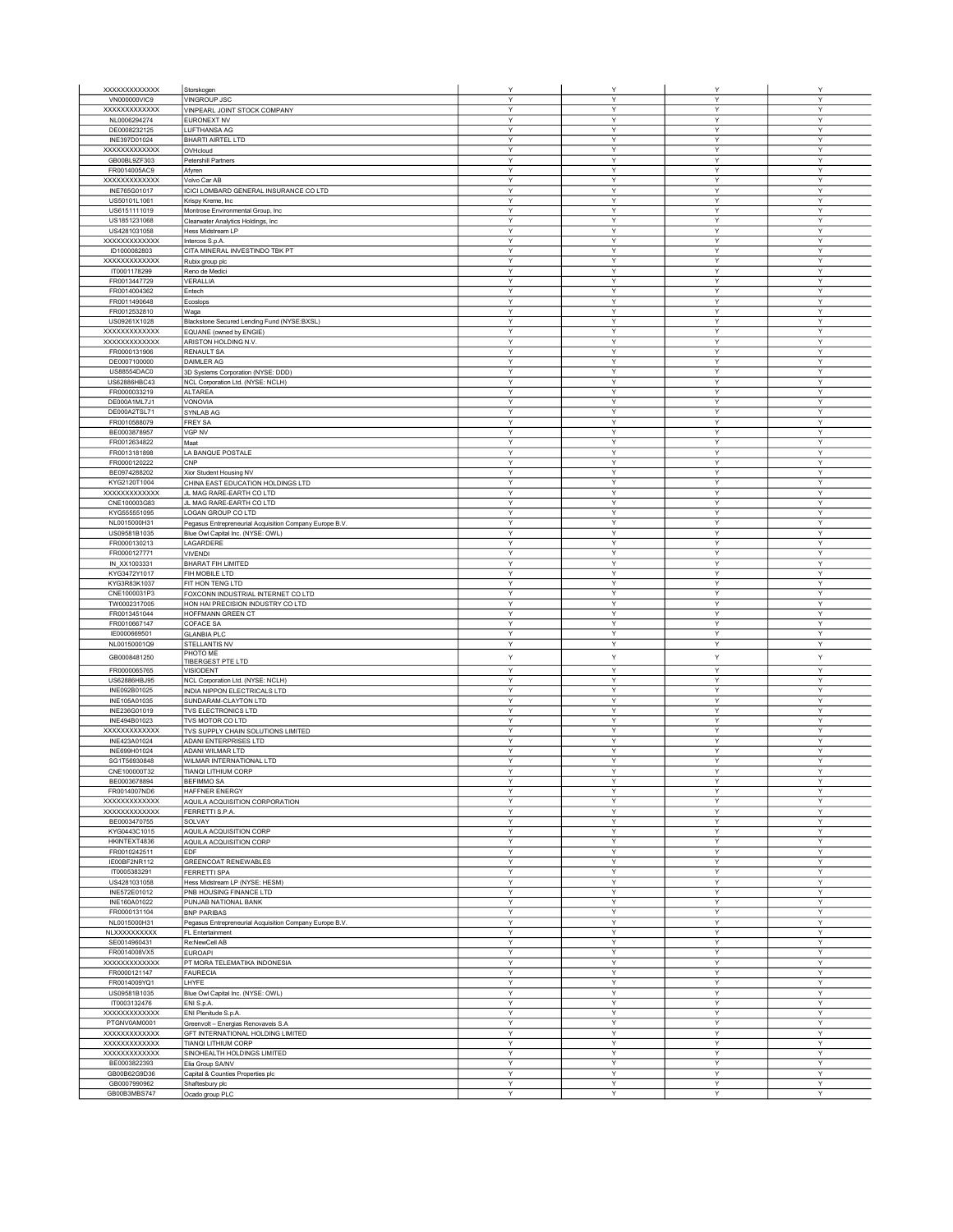| | | | | | |
|---|---|---|---|---|---|
| XXXXXXXXXXXX | Storskogen | Y | Y | Y | Y |
| VN000000VIC9 | VINGROUP JSC | Y | Y | Y | Y |
| XXXXXXXXXXXX | VINPEARL JOINT STOCK COMPANY | Y | Y | Y | Y |
| NL0006294274 | EURONEXT NV | Y | Y | Y | Y |
| DE0008232125 | LUFTHANSA AG | Y | Y | Y | Y |
| INE397D01024 | BHARTI AIRTEL LTD | Y | Y | Y | Y |
| XXXXXXXXXXXX | OVHcloud | Y | Y | Y | Y |
| GB00BL9ZF303 | Petershill Partners | Y | Y | Y | Y |
| FR0014005AC9 | Afyren | Y | Y | Y | Y |
| XXXXXXXXXXXX | Volvo Car AB | Y | Y | Y | Y |
| INE765G01017 | ICICI LOMBARD GENERAL INSURANCE CO LTD | Y | Y | Y | Y |
| US50101L1061 | Krispy Kreme, Inc | Y | Y | Y | Y |
| US6151111019 | Montrose Environmental Group, Inc | Y | Y | Y | Y |
| US1851231068 | Clearwater Analytics Holdings, Inc | Y | Y | Y | Y |
| US4281031058 | Hess Midstream LP | Y | Y | Y | Y |
| XXXXXXXXXXXX | Intercos S.p.A. | Y | Y | Y | Y |
| ID1000082803 | CITA MINERAL INVESTINDO TBK PT | Y | Y | Y | Y |
| XXXXXXXXXXXX | Rubix group plc | Y | Y | Y | Y |
| IT0001178299 | Reno de Medici | Y | Y | Y | Y |
| FR0013447729 | VERALLIA | Y | Y | Y | Y |
| FR0014004362 | Entech | Y | Y | Y | Y |
| FR0011490648 | Ecoslops | Y | Y | Y | Y |
| FR0012532810 | Waga | Y | Y | Y | Y |
| US09261X1028 | Blackstone Secured Lending Fund (NYSE:BXSL) | Y | Y | Y | Y |
| XXXXXXXXXXXX | EQUANE (owned by ENGIE) | Y | Y | Y | Y |
| XXXXXXXXXXXX | ARISTON HOLDING N.V. | Y | Y | Y | Y |
| FR0000131906 | RENAULT SA | Y | Y | Y | Y |
| DE0007100000 | DAIMLER AG | Y | Y | Y | Y |
| US88554DAC0 | 3D Systems Corporation (NYSE: DDD) | Y | Y | Y | Y |
| US62886HBC43 | NCL Corporation Ltd. (NYSE: NCLH) | Y | Y | Y | Y |
| FR0000033219 | ALTAREA | Y | Y | Y | Y |
| DE000A1ML7J1 | VONOVIA | Y | Y | Y | Y |
| DE000A2TSL71 | SYNLAB AG | Y | Y | Y | Y |
| FR0010588079 | FREY SA | Y | Y | Y | Y |
| BE0003878957 | VGP NV | Y | Y | Y | Y |
| FR0012634822 | Maat | Y | Y | Y | Y |
| FR0013181898 | LA BANQUE POSTALE | Y | Y | Y | Y |
| FR0000120222 | CNP | Y | Y | Y | Y |
| BE0974288202 | Xior Student Housing NV | Y | Y | Y | Y |
| KYG2120T1004 | CHINA EAST EDUCATION HOLDINGS LTD | Y | Y | Y | Y |
| XXXXXXXXXXXX | JL MAG RARE-EARTH CO LTD | Y | Y | Y | Y |
| CNE100003G83 | JL MAG RARE-EARTH CO LTD | Y | Y | Y | Y |
| KYG555551095 | LOGAN GROUP CO LTD | Y | Y | Y | Y |
| NL0015000H31 | Pegasus Entrepreneurial Acquisition Company Europe B.V. | Y | Y | Y | Y |
| US09581B1035 | Blue Owl Capital Inc. (NYSE: OWL) | Y | Y | Y | Y |
| FR0000130213 | LAGARDERE | Y | Y | Y | Y |
| FR0000127771 | VIVENDI | Y | Y | Y | Y |
| IN_XX1003331 | BHARAT FIH LIMITED | Y | Y | Y | Y |
| KYG3472Y1017 | FIH MOBILE LTD | Y | Y | Y | Y |
| KYG3R83K1037 | FIT HON TENG LTD | Y | Y | Y | Y |
| CNE1000031P3 | FOXCONN INDUSTRIAL INTERNET CO LTD | Y | Y | Y | Y |
| TW0002317005 | HON HAI PRECISION INDUSTRY CO LTD | Y | Y | Y | Y |
| FR0013451044 | HOFFMANN GREEN CT | Y | Y | Y | Y |
| FR0010667147 | COFACE SA | Y | Y | Y | Y |
| IE0000669501 | GLANBIA PLC | Y | Y | Y | Y |
| NL00150001Q9 | STELLANTIS NV | Y | Y | Y | Y |
| GB0008481250 | PHOTO ME TIBERGEST PTE LTD | Y | Y | Y | Y |
| FR0000065765 | VISIODENT | Y | Y | Y | Y |
| US62886HBJ95 | NCL Corporation Ltd. (NYSE: NCLH) | Y | Y | Y | Y |
| INE092B01025 | INDIA NIPPON ELECTRICALS LTD | Y | Y | Y | Y |
| INE105A01035 | SUNDARAM-CLAYTON LTD | Y | Y | Y | Y |
| INE236G01019 | TVS ELECTRONICS LTD | Y | Y | Y | Y |
| INE494B01023 | TVS MOTOR CO LTD | Y | Y | Y | Y |
| XXXXXXXXXXXX | TVS SUPPLY CHAIN SOLUTIONS LIMITED | Y | Y | Y | Y |
| INE423A01024 | ADANI ENTERPRISES LTD | Y | Y | Y | Y |
| INE699H01024 | ADANI WILMAR LTD | Y | Y | Y | Y |
| SG1T56930848 | WILMAR INTERNATIONAL LTD | Y | Y | Y | Y |
| CNE100000T32 | TIANQI LITHIUM CORP | Y | Y | Y | Y |
| BE0003678894 | BEFIMMO SA | Y | Y | Y | Y |
| FR0014007ND6 | HAFFNER ENERGY | Y | Y | Y | Y |
| XXXXXXXXXXXX | AQUILA ACQUISITION CORPORATION | Y | Y | Y | Y |
| XXXXXXXXXXXX | FERRETTI S.P.A. | Y | Y | Y | Y |
| BE0003470755 | SOLVAY | Y | Y | Y | Y |
| KYG0443C1015 | AQUILA ACQUISITION CORP | Y | Y | Y | Y |
| HKINTEXT4836 | AQUILA ACQUISITION CORP | Y | Y | Y | Y |
| FR0010242511 | EDF | Y | Y | Y | Y |
| IE00BF2NR112 | GREENCOAT RENEWABLES | Y | Y | Y | Y |
| IT0005383291 | FERRETTI SPA | Y | Y | Y | Y |
| US4281031058 | Hess Midstream LP (NYSE: HESM) | Y | Y | Y | Y |
| INE572E01012 | PNB HOUSING FINANCE LTD | Y | Y | Y | Y |
| INE160A01022 | PUNJAB NATIONAL BANK | Y | Y | Y | Y |
| FR0000131104 | BNP PARIBAS | Y | Y | Y | Y |
| NL0015000H31 | Pegasus Entrepreneurial Acquisition Company Europe B.V. | Y | Y | Y | Y |
| NLXXXXXXXXXX | FL Entertainment | Y | Y | Y | Y |
| SE0014960431 | Re:NewCell AB | Y | Y | Y | Y |
| FR0014008VX5 | EUROAPI | Y | Y | Y | Y |
| XXXXXXXXXXXX | PT MORA TELEMATIKA INDONESIA | Y | Y | Y | Y |
| FR0000121147 | FAURECIA | Y | Y | Y | Y |
| FR0014009YQ1 | LHYFE | Y | Y | Y | Y |
| US09581B1035 | Blue Owl Capital Inc. (NYSE: OWL) | Y | Y | Y | Y |
| IT0003132476 | ENI S.p.A. | Y | Y | Y | Y |
| XXXXXXXXXXXX | ENI Plenitude S.p.A. | Y | Y | Y | Y |
| PTGNV0AM0001 | Greenvolt – Energias Renovaveis S.A | Y | Y | Y | Y |
| XXXXXXXXXXXX | GFT INTERNATIONAL HOLDING LIMITED | Y | Y | Y | Y |
| XXXXXXXXXXXX | TIANQI LITHIUM CORP | Y | Y | Y | Y |
| XXXXXXXXXXXX | SINOHEALTH HOLDINGS LIMITED | Y | Y | Y | Y |
| BE0003822393 | Elia Group SA/NV | Y | Y | Y | Y |
| GB00B62G9D36 | Capital & Counties Properties plc | Y | Y | Y | Y |
| GB0007990962 | Shaftesbury plc | Y | Y | Y | Y |
| GB00B3MBS747 | Ocado group PLC | Y | Y | Y | Y |